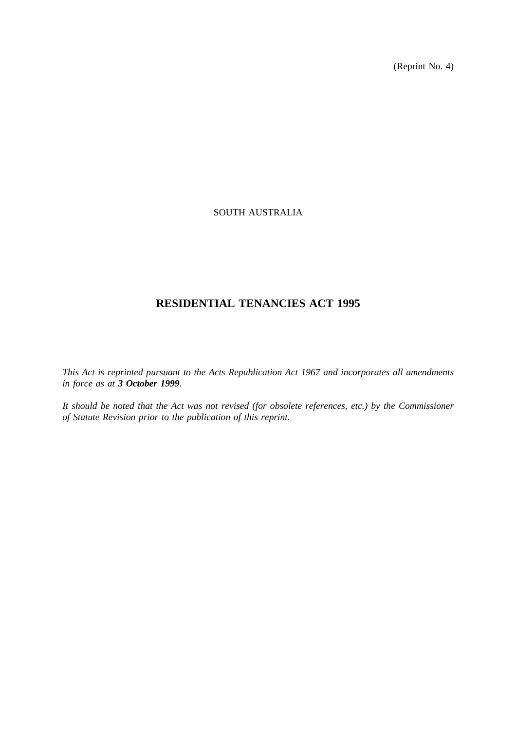(Reprint No. 4)

SOUTH AUSTRALIA

# RESIDENTIAL TENANCIES ACT 1995

*This Act is reprinted pursuant to the Acts Republication Act 1967 and incorporates all amendments in force as at **3 October 1999**.*

*It should be noted that the Act was not revised (for obsolete references, etc.) by the Commissioner of Statute Revision prior to the publication of this reprint.*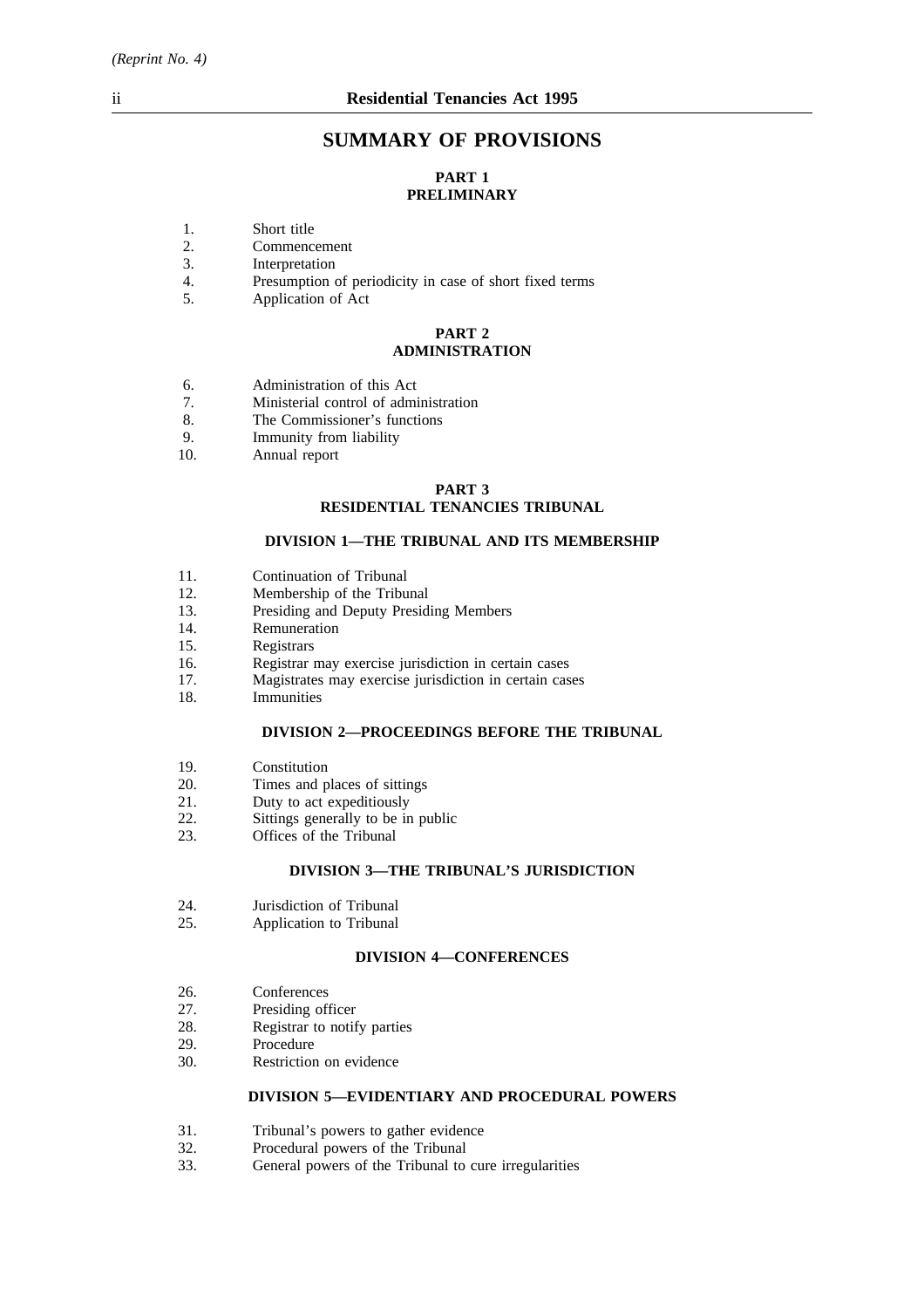# SUMMARY OF PROVISIONS

## PART 1
## PRELIMINARY

1. Short title
2. Commencement
3. Interpretation
4. Presumption of periodicity in case of short fixed terms
5. Application of Act

## PART 2
## ADMINISTRATION

6. Administration of this Act
7. Ministerial control of administration
8. The Commissioner's functions
9. Immunity from liability
10. Annual report

## PART 3
## RESIDENTIAL TENANCIES TRIBUNAL

### DIVISION 1—THE TRIBUNAL AND ITS MEMBERSHIP

11. Continuation of Tribunal
12. Membership of the Tribunal
13. Presiding and Deputy Presiding Members
14. Remuneration
15. Registrars
16. Registrar may exercise jurisdiction in certain cases
17. Magistrates may exercise jurisdiction in certain cases
18. Immunities

### DIVISION 2—PROCEEDINGS BEFORE THE TRIBUNAL

19. Constitution
20. Times and places of sittings
21. Duty to act expeditiously
22. Sittings generally to be in public
23. Offices of the Tribunal

### DIVISION 3—THE TRIBUNAL'S JURISDICTION

24. Jurisdiction of Tribunal
25. Application to Tribunal

### DIVISION 4—CONFERENCES

26. Conferences
27. Presiding officer
28. Registrar to notify parties
29. Procedure
30. Restriction on evidence

### DIVISION 5—EVIDENTIARY AND PROCEDURAL POWERS

31. Tribunal's powers to gather evidence
32. Procedural powers of the Tribunal
33. General powers of the Tribunal to cure irregularities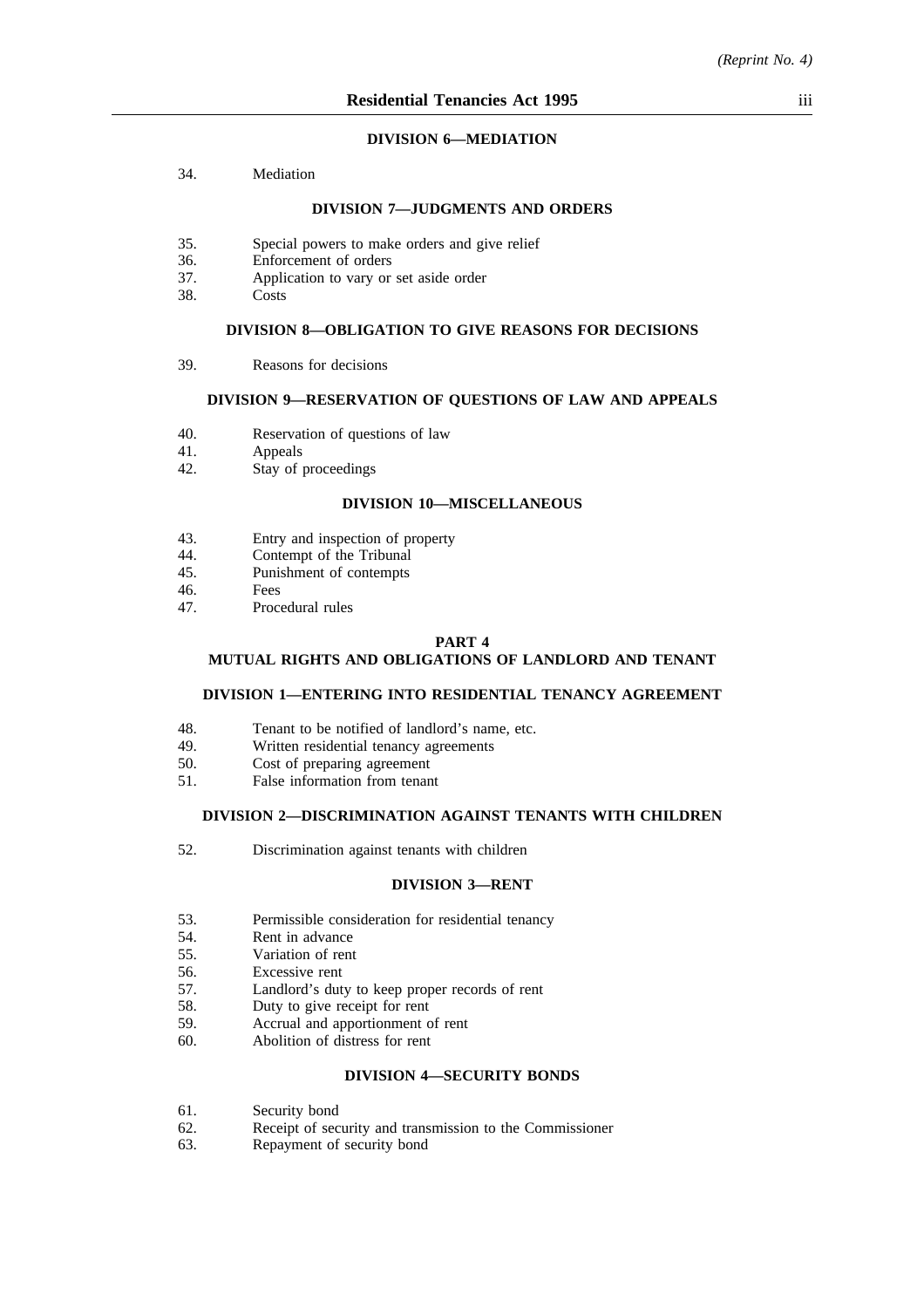#### DIVISION 6—MEDIATION

34. Mediation

#### DIVISION 7—JUDGMENTS AND ORDERS

35. Special powers to make orders and give relief
36. Enforcement of orders
37. Application to vary or set aside order
38. Costs

#### DIVISION 8—OBLIGATION TO GIVE REASONS FOR DECISIONS

39. Reasons for decisions

#### DIVISION 9—RESERVATION OF QUESTIONS OF LAW AND APPEALS

40. Reservation of questions of law
41. Appeals
42. Stay of proceedings

#### DIVISION 10—MISCELLANEOUS

43. Entry and inspection of property
44. Contempt of the Tribunal
45. Punishment of contempts
46. Fees
47. Procedural rules

### PART 4
### MUTUAL RIGHTS AND OBLIGATIONS OF LANDLORD AND TENANT

#### DIVISION 1—ENTERING INTO RESIDENTIAL TENANCY AGREEMENT

48. Tenant to be notified of landlord's name, etc.
49. Written residential tenancy agreements
50. Cost of preparing agreement
51. False information from tenant

#### DIVISION 2—DISCRIMINATION AGAINST TENANTS WITH CHILDREN

52. Discrimination against tenants with children

#### DIVISION 3—RENT

53. Permissible consideration for residential tenancy
54. Rent in advance
55. Variation of rent
56. Excessive rent
57. Landlord's duty to keep proper records of rent
58. Duty to give receipt for rent
59. Accrual and apportionment of rent
60. Abolition of distress for rent

#### DIVISION 4—SECURITY BONDS

61. Security bond
62. Receipt of security and transmission to the Commissioner
63. Repayment of security bond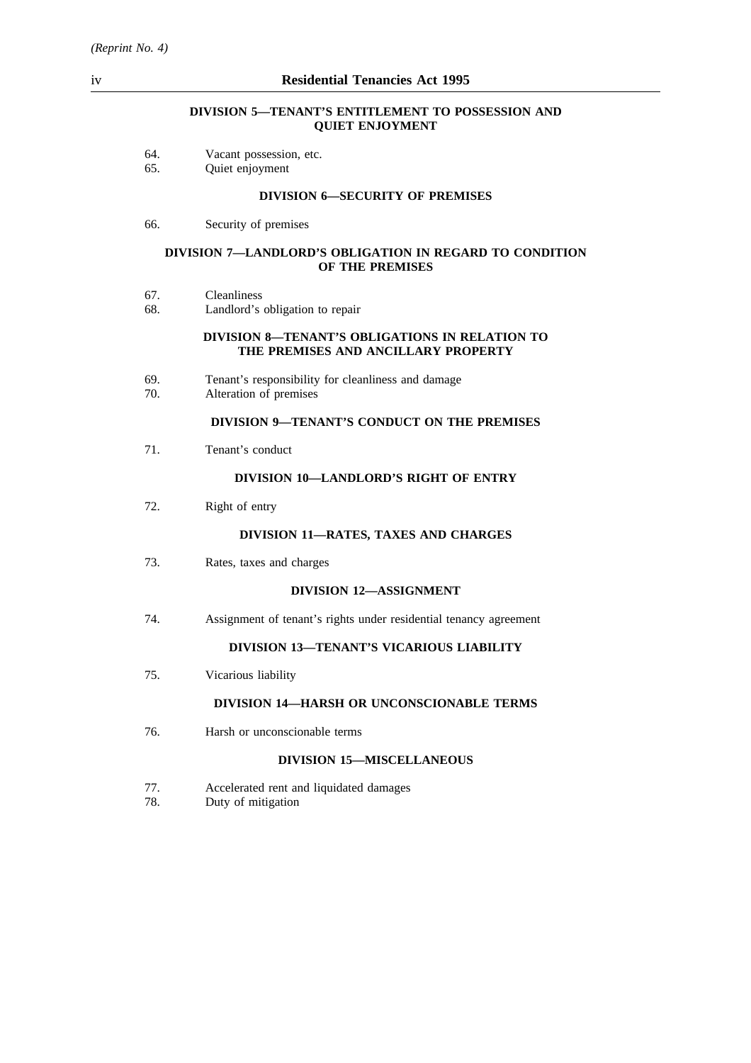#### DIVISION 5—TENANT'S ENTITLEMENT TO POSSESSION AND QUIET ENJOYMENT

64. Vacant possession, etc.
65. Quiet enjoyment

#### DIVISION 6—SECURITY OF PREMISES

66. Security of premises

#### DIVISION 7—LANDLORD'S OBLIGATION IN REGARD TO CONDITION OF THE PREMISES

67. Cleanliness
68. Landlord's obligation to repair

#### DIVISION 8—TENANT'S OBLIGATIONS IN RELATION TO THE PREMISES AND ANCILLARY PROPERTY

69. Tenant's responsibility for cleanliness and damage
70. Alteration of premises

#### DIVISION 9—TENANT'S CONDUCT ON THE PREMISES

71. Tenant's conduct

#### DIVISION 10—LANDLORD'S RIGHT OF ENTRY

72. Right of entry

#### DIVISION 11—RATES, TAXES AND CHARGES

73. Rates, taxes and charges

#### DIVISION 12—ASSIGNMENT

74. Assignment of tenant's rights under residential tenancy agreement

#### DIVISION 13—TENANT'S VICARIOUS LIABILITY

75. Vicarious liability

#### DIVISION 14—HARSH OR UNCONSCIONABLE TERMS

76. Harsh or unconscionable terms

#### DIVISION 15—MISCELLANEOUS

77. Accelerated rent and liquidated damages
78. Duty of mitigation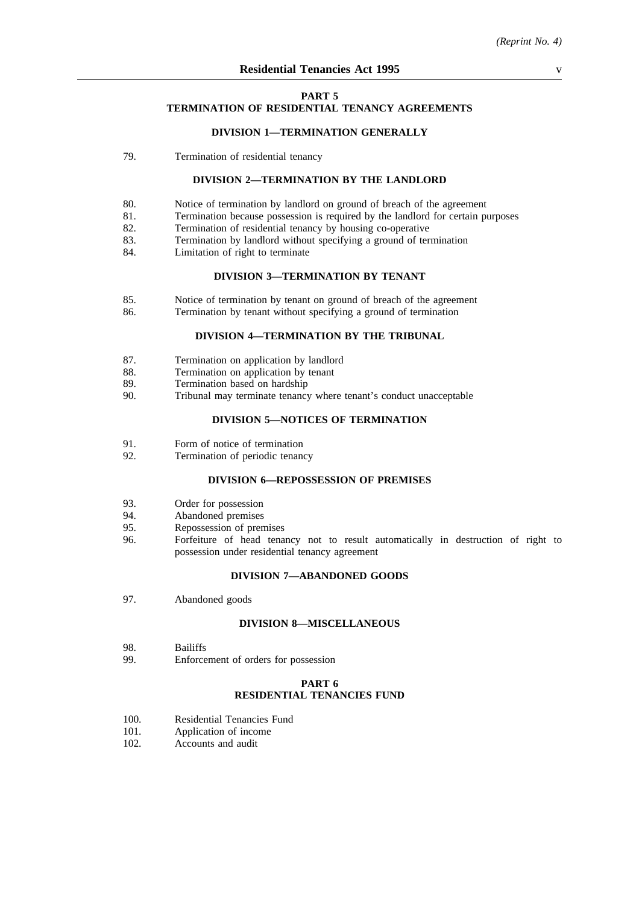## PART 5
## TERMINATION OF RESIDENTIAL TENANCY AGREEMENTS

### DIVISION 1—TERMINATION GENERALLY

79. Termination of residential tenancy

### DIVISION 2—TERMINATION BY THE LANDLORD

80. Notice of termination by landlord on ground of breach of the agreement
81. Termination because possession is required by the landlord for certain purposes
82. Termination of residential tenancy by housing co-operative
83. Termination by landlord without specifying a ground of termination
84. Limitation of right to terminate

### DIVISION 3—TERMINATION BY TENANT

85. Notice of termination by tenant on ground of breach of the agreement
86. Termination by tenant without specifying a ground of termination

### DIVISION 4—TERMINATION BY THE TRIBUNAL

87. Termination on application by landlord
88. Termination on application by tenant
89. Termination based on hardship
90. Tribunal may terminate tenancy where tenant's conduct unacceptable

### DIVISION 5—NOTICES OF TERMINATION

91. Form of notice of termination
92. Termination of periodic tenancy

### DIVISION 6—REPOSSESSION OF PREMISES

93. Order for possession
94. Abandoned premises
95. Repossession of premises
96. Forfeiture of head tenancy not to result automatically in destruction of right to possession under residential tenancy agreement

### DIVISION 7—ABANDONED GOODS

97. Abandoned goods

### DIVISION 8—MISCELLANEOUS

98. Bailiffs
99. Enforcement of orders for possession

## PART 6
## RESIDENTIAL TENANCIES FUND

100. Residential Tenancies Fund
101. Application of income
102. Accounts and audit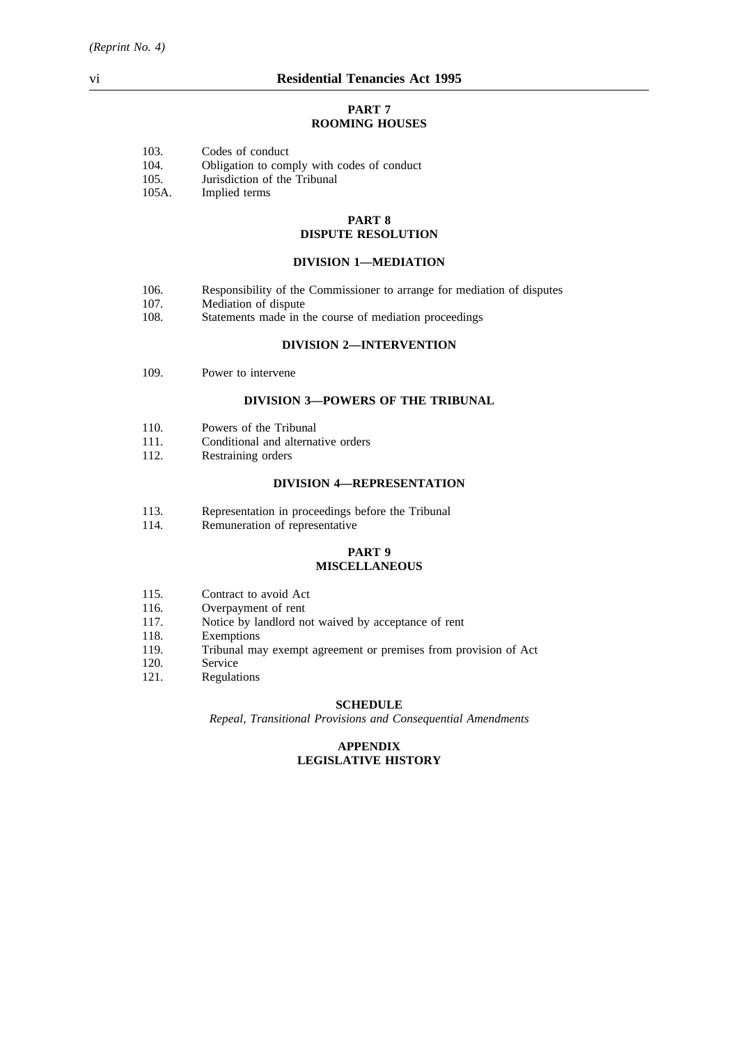## PART 7
## ROOMING HOUSES

103. Codes of conduct
104. Obligation to comply with codes of conduct
105. Jurisdiction of the Tribunal
105A. Implied terms

## PART 8
## DISPUTE RESOLUTION

### DIVISION 1—MEDIATION

106. Responsibility of the Commissioner to arrange for mediation of disputes
107. Mediation of dispute
108. Statements made in the course of mediation proceedings

### DIVISION 2—INTERVENTION

109. Power to intervene

### DIVISION 3—POWERS OF THE TRIBUNAL

110. Powers of the Tribunal
111. Conditional and alternative orders
112. Restraining orders

### DIVISION 4—REPRESENTATION

113. Representation in proceedings before the Tribunal
114. Remuneration of representative

## PART 9
## MISCELLANEOUS

115. Contract to avoid Act
116. Overpayment of rent
117. Notice by landlord not waived by acceptance of rent
118. Exemptions
119. Tribunal may exempt agreement or premises from provision of Act
120. Service
121. Regulations

## SCHEDULE

*Repeal, Transitional Provisions and Consequential Amendments*

## APPENDIX
## LEGISLATIVE HISTORY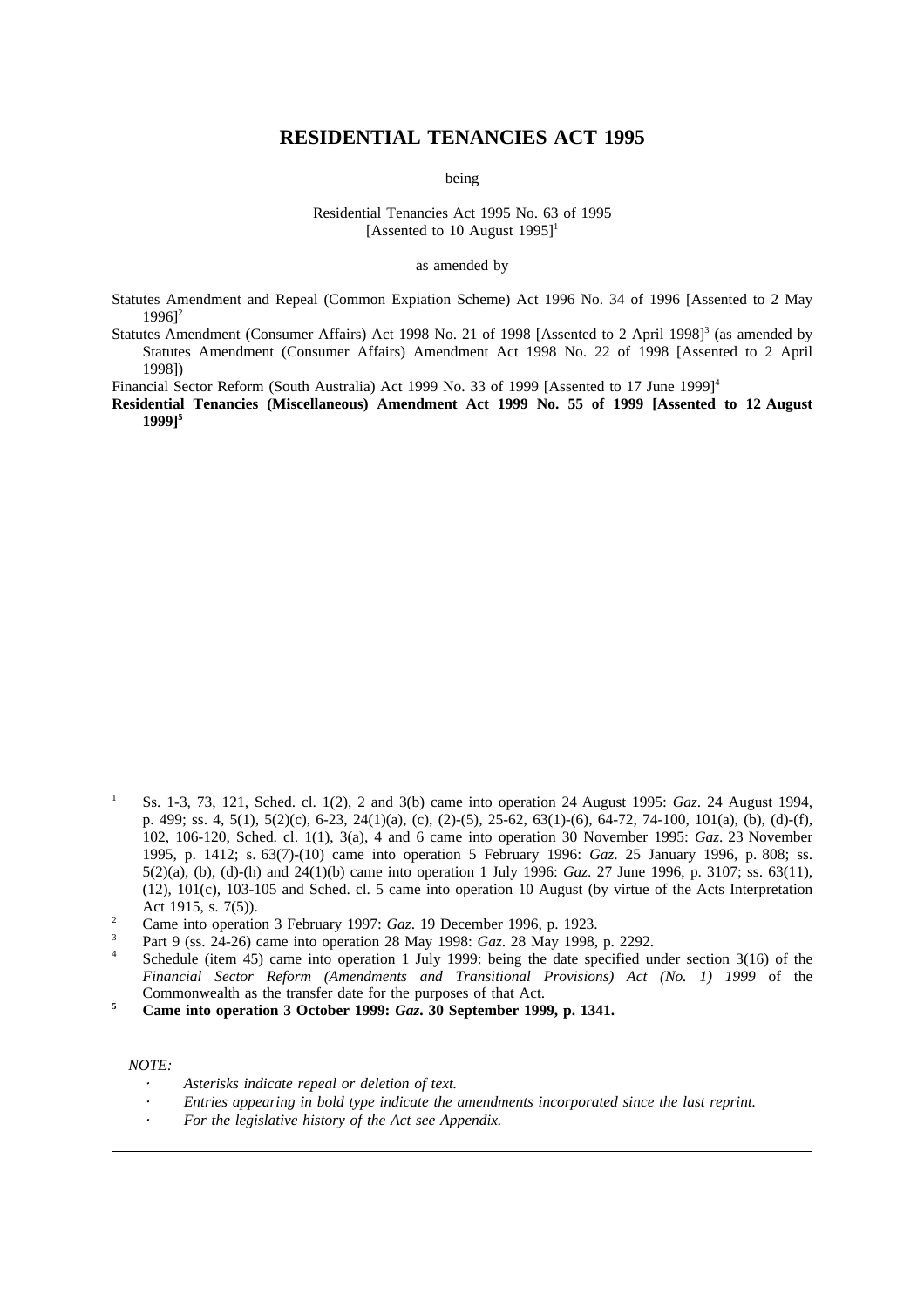# RESIDENTIAL TENANCIES ACT 1995

being

Residential Tenancies Act 1995 No. 63 of 1995
[Assented to 10 August 1995][1]

as amended by

Statutes Amendment and Repeal (Common Expiation Scheme) Act 1996 No. 34 of 1996 [Assented to 2 May 1996][2]

Statutes Amendment (Consumer Affairs) Act 1998 No. 21 of 1998 [Assented to 2 April 1998][3] (as amended by Statutes Amendment (Consumer Affairs) Amendment Act 1998 No. 22 of 1998 [Assented to 2 April 1998])

Financial Sector Reform (South Australia) Act 1999 No. 33 of 1999 [Assented to 17 June 1999][4]

**Residential Tenancies (Miscellaneous) Amendment Act 1999 No. 55 of 1999 [Assented to 12 August 1999][5]**

---

[1] Ss. 1-3, 73, 121, Sched. cl. 1(2), 2 and 3(b) came into operation 24 August 1995: *Gaz*. 24 August 1994, p. 499; ss. 4, 5(1), 5(2)(c), 6-23, 24(1)(a), (c), (2)-(5), 25-62, 63(1)-(6), 64-72, 74-100, 101(a), (b), (d)-(f), 102, 106-120, Sched. cl. 1(1), 3(a), 4 and 6 came into operation 30 November 1995: *Gaz*. 23 November 1995, p. 1412; s. 63(7)-(10) came into operation 5 February 1996: *Gaz*. 25 January 1996, p. 808; ss. 5(2)(a), (b), (d)-(h) and 24(1)(b) came into operation 1 July 1996: *Gaz*. 27 June 1996, p. 3107; ss. 63(11), (12), 101(c), 103-105 and Sched. cl. 5 came into operation 10 August (by virtue of the Acts Interpretation Act 1915, s. 7(5)).

[2] Came into operation 3 February 1997: *Gaz*. 19 December 1996, p. 1923.

[3] Part 9 (ss. 24-26) came into operation 28 May 1998: *Gaz*. 28 May 1998, p. 2292.

[4] Schedule (item 45) came into operation 1 July 1999: being the date specified under section 3(16) of the *Financial Sector Reform (Amendments and Transitional Provisions) Act (No. 1) 1999* of the Commonwealth as the transfer date for the purposes of that Act.

**[5] Came into operation 3 October 1999: *Gaz*. 30 September 1999, p. 1341.**

---

*NOTE:*

- *Asterisks indicate repeal or deletion of text.*
- *Entries appearing in bold type indicate the amendments incorporated since the last reprint.*
- *For the legislative history of the Act see Appendix.*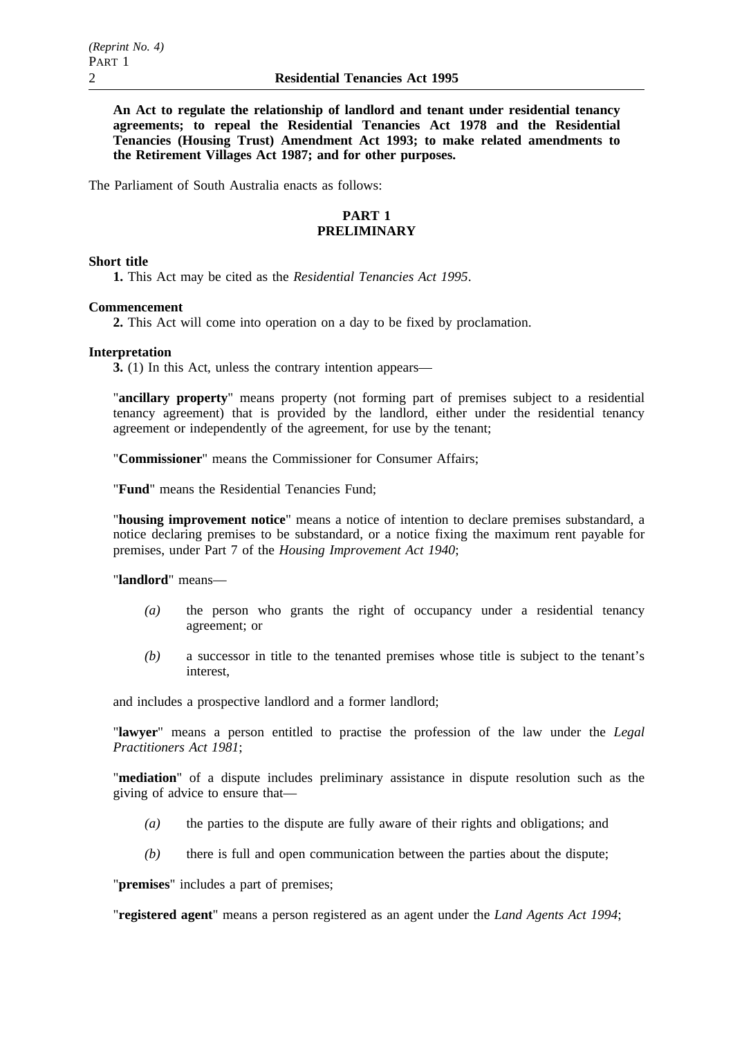**An Act to regulate the relationship of landlord and tenant under residential tenancy agreements; to repeal the Residential Tenancies Act 1978 and the Residential Tenancies (Housing Trust) Amendment Act 1993; to make related amendments to the Retirement Villages Act 1987; and for other purposes.**

The Parliament of South Australia enacts as follows:

## PART 1
## PRELIMINARY

**Short title**

**1.** This Act may be cited as the *Residential Tenancies Act 1995*.

**Commencement**

**2.** This Act will come into operation on a day to be fixed by proclamation.

**Interpretation**

**3.** (1) In this Act, unless the contrary intention appears—

"**ancillary property**" means property (not forming part of premises subject to a residential tenancy agreement) that is provided by the landlord, either under the residential tenancy agreement or independently of the agreement, for use by the tenant;

"**Commissioner**" means the Commissioner for Consumer Affairs;

"**Fund**" means the Residential Tenancies Fund;

"**housing improvement notice**" means a notice of intention to declare premises substandard, a notice declaring premises to be substandard, or a notice fixing the maximum rent payable for premises, under Part 7 of the *Housing Improvement Act 1940*;

"**landlord**" means—

*(a)* the person who grants the right of occupancy under a residential tenancy agreement; or

*(b)* a successor in title to the tenanted premises whose title is subject to the tenant's interest,

and includes a prospective landlord and a former landlord;

"**lawyer**" means a person entitled to practise the profession of the law under the *Legal Practitioners Act 1981*;

"**mediation**" of a dispute includes preliminary assistance in dispute resolution such as the giving of advice to ensure that—

*(a)* the parties to the dispute are fully aware of their rights and obligations; and

*(b)* there is full and open communication between the parties about the dispute;

"**premises**" includes a part of premises;

"**registered agent**" means a person registered as an agent under the *Land Agents Act 1994*;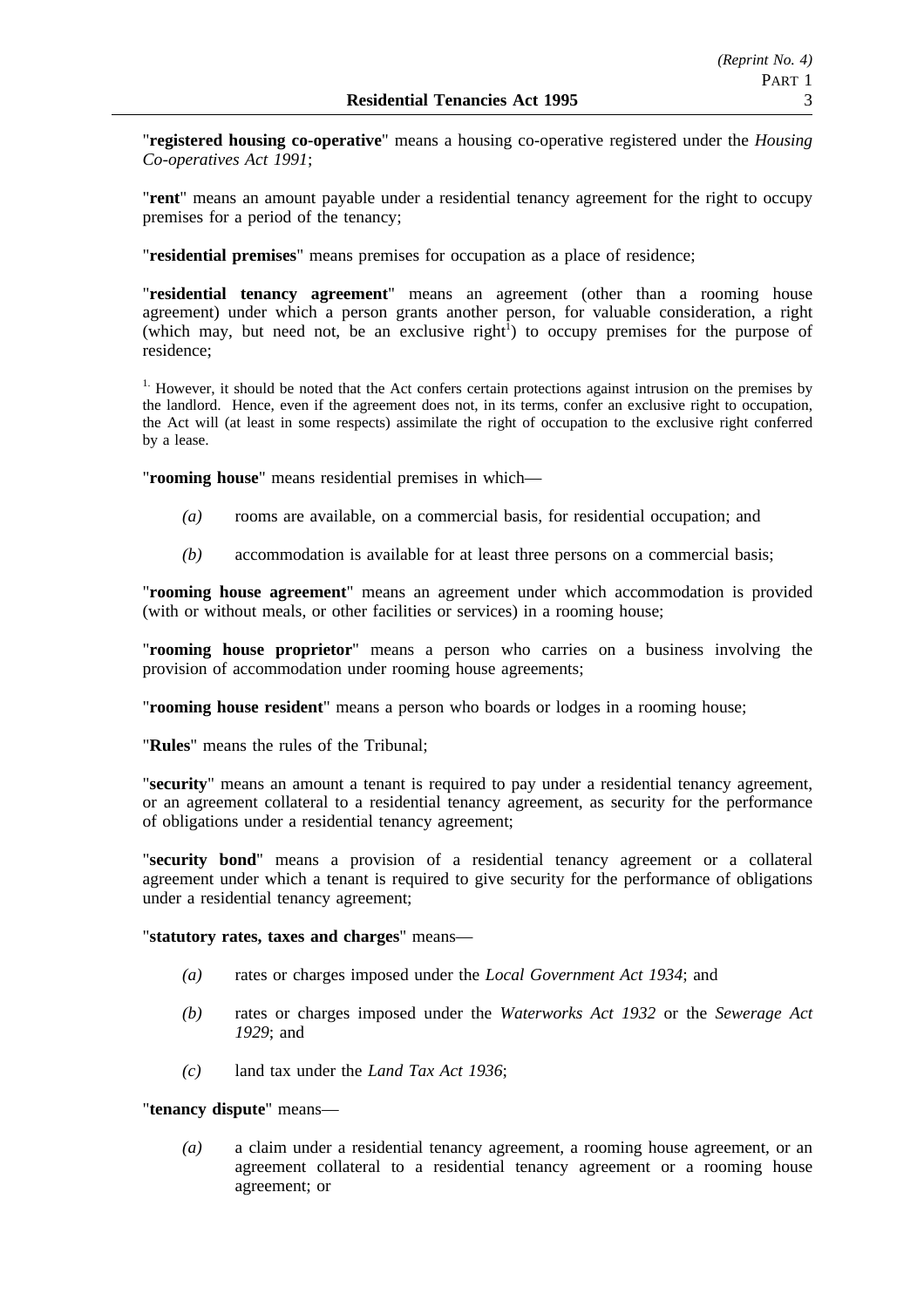"**registered housing co-operative**" means a housing co-operative registered under the *Housing Co-operatives Act 1991*;

"**rent**" means an amount payable under a residential tenancy agreement for the right to occupy premises for a period of the tenancy;

"**residential premises**" means premises for occupation as a place of residence;

"**residential tenancy agreement**" means an agreement (other than a rooming house agreement) under which a person grants another person, for valuable consideration, a right (which may, but need not, be an exclusive right[1]) to occupy premises for the purpose of residence;

[1.] However, it should be noted that the Act confers certain protections against intrusion on the premises by the landlord. Hence, even if the agreement does not, in its terms, confer an exclusive right to occupation, the Act will (at least in some respects) assimilate the right of occupation to the exclusive right conferred by a lease.

"**rooming house**" means residential premises in which—

- *(a)* rooms are available, on a commercial basis, for residential occupation; and
- *(b)* accommodation is available for at least three persons on a commercial basis;

"**rooming house agreement**" means an agreement under which accommodation is provided (with or without meals, or other facilities or services) in a rooming house;

"**rooming house proprietor**" means a person who carries on a business involving the provision of accommodation under rooming house agreements;

"**rooming house resident**" means a person who boards or lodges in a rooming house;

"**Rules**" means the rules of the Tribunal;

"**security**" means an amount a tenant is required to pay under a residential tenancy agreement, or an agreement collateral to a residential tenancy agreement, as security for the performance of obligations under a residential tenancy agreement;

"**security bond**" means a provision of a residential tenancy agreement or a collateral agreement under which a tenant is required to give security for the performance of obligations under a residential tenancy agreement;

"**statutory rates, taxes and charges**" means—

- *(a)* rates or charges imposed under the *Local Government Act 1934*; and
- *(b)* rates or charges imposed under the *Waterworks Act 1932* or the *Sewerage Act 1929*; and
- *(c)* land tax under the *Land Tax Act 1936*;

"**tenancy dispute**" means—

- *(a)* a claim under a residential tenancy agreement, a rooming house agreement, or an agreement collateral to a residential tenancy agreement or a rooming house agreement; or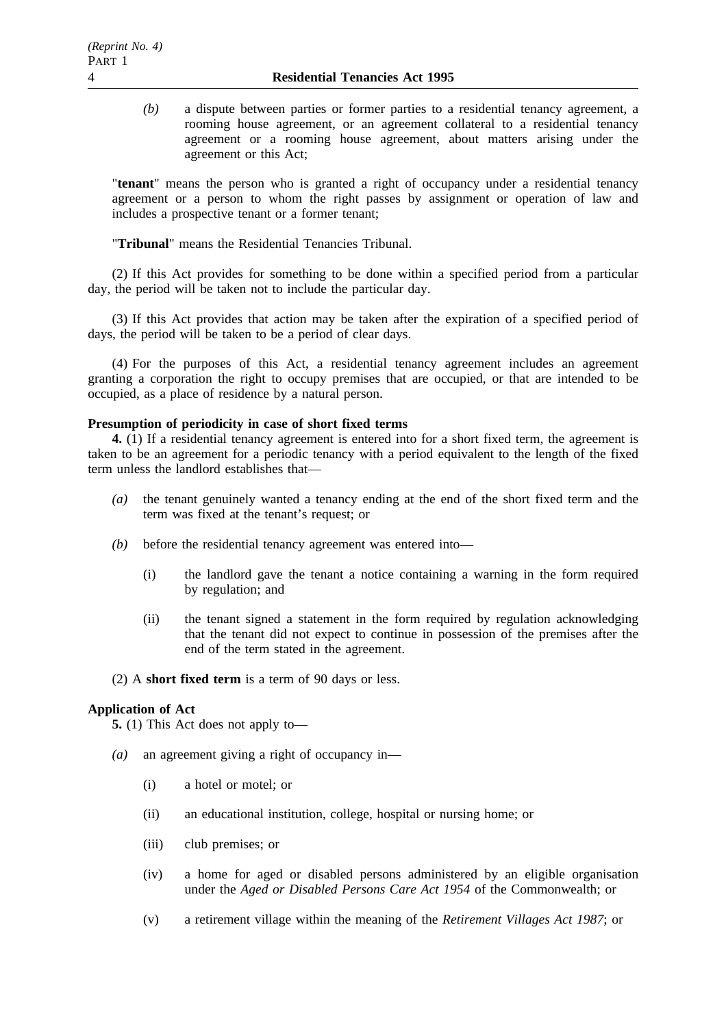*(b)* a dispute between parties or former parties to a residential tenancy agreement, a rooming house agreement, or an agreement collateral to a residential tenancy agreement or a rooming house agreement, about matters arising under the agreement or this Act;

"**tenant**" means the person who is granted a right of occupancy under a residential tenancy agreement or a person to whom the right passes by assignment or operation of law and includes a prospective tenant or a former tenant;

"**Tribunal**" means the Residential Tenancies Tribunal.

(2) If this Act provides for something to be done within a specified period from a particular day, the period will be taken not to include the particular day.

(3) If this Act provides that action may be taken after the expiration of a specified period of days, the period will be taken to be a period of clear days.

(4) For the purposes of this Act, a residential tenancy agreement includes an agreement granting a corporation the right to occupy premises that are occupied, or that are intended to be occupied, as a place of residence by a natural person.

**Presumption of periodicity in case of short fixed terms**

**4.** (1) If a residential tenancy agreement is entered into for a short fixed term, the agreement is taken to be an agreement for a periodic tenancy with a period equivalent to the length of the fixed term unless the landlord establishes that—

*(a)* the tenant genuinely wanted a tenancy ending at the end of the short fixed term and the term was fixed at the tenant's request; or

*(b)* before the residential tenancy agreement was entered into—

(i) the landlord gave the tenant a notice containing a warning in the form required by regulation; and

(ii) the tenant signed a statement in the form required by regulation acknowledging that the tenant did not expect to continue in possession of the premises after the end of the term stated in the agreement.

(2) A **short fixed term** is a term of 90 days or less.

**Application of Act**

**5.** (1) This Act does not apply to—

*(a)* an agreement giving a right of occupancy in—

(i) a hotel or motel; or

(ii) an educational institution, college, hospital or nursing home; or

(iii) club premises; or

(iv) a home for aged or disabled persons administered by an eligible organisation under the *Aged or Disabled Persons Care Act 1954* of the Commonwealth; or

(v) a retirement village within the meaning of the *Retirement Villages Act 1987*; or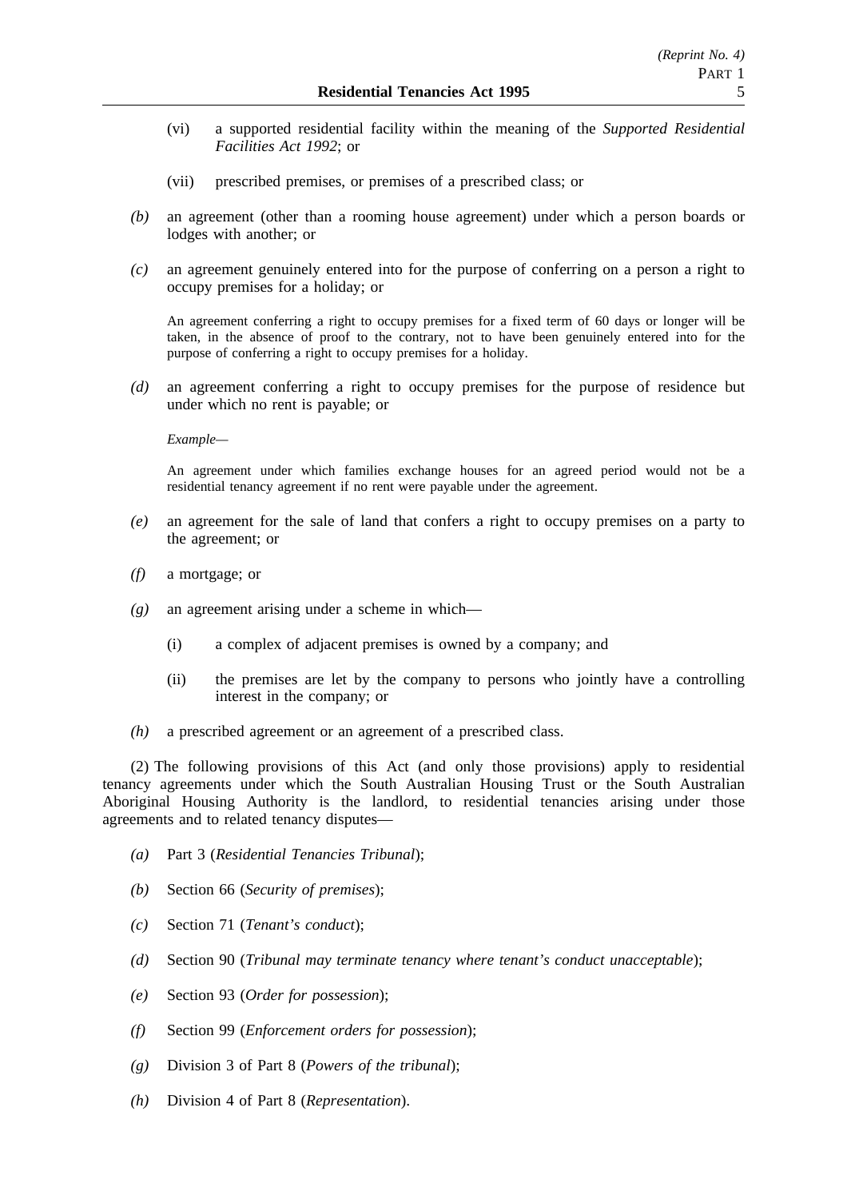(vi) a supported residential facility within the meaning of the *Supported Residential Facilities Act 1992*; or

(vii) prescribed premises, or premises of a prescribed class; or

*(b)* an agreement (other than a rooming house agreement) under which a person boards or lodges with another; or

*(c)* an agreement genuinely entered into for the purpose of conferring on a person a right to occupy premises for a holiday; or

An agreement conferring a right to occupy premises for a fixed term of 60 days or longer will be taken, in the absence of proof to the contrary, not to have been genuinely entered into for the purpose of conferring a right to occupy premises for a holiday.

*(d)* an agreement conferring a right to occupy premises for the purpose of residence but under which no rent is payable; or

*Example—*

An agreement under which families exchange houses for an agreed period would not be a residential tenancy agreement if no rent were payable under the agreement.

*(e)* an agreement for the sale of land that confers a right to occupy premises on a party to the agreement; or

*(f)* a mortgage; or

*(g)* an agreement arising under a scheme in which—

(i) a complex of adjacent premises is owned by a company; and

(ii) the premises are let by the company to persons who jointly have a controlling interest in the company; or

*(h)* a prescribed agreement or an agreement of a prescribed class.

(2) The following provisions of this Act (and only those provisions) apply to residential tenancy agreements under which the South Australian Housing Trust or the South Australian Aboriginal Housing Authority is the landlord, to residential tenancies arising under those agreements and to related tenancy disputes—

*(a)* Part 3 (*Residential Tenancies Tribunal*);

*(b)* Section 66 (*Security of premises*);

*(c)* Section 71 (*Tenant's conduct*);

*(d)* Section 90 (*Tribunal may terminate tenancy where tenant's conduct unacceptable*);

*(e)* Section 93 (*Order for possession*);

*(f)* Section 99 (*Enforcement orders for possession*);

*(g)* Division 3 of Part 8 (*Powers of the tribunal*);

*(h)* Division 4 of Part 8 (*Representation*).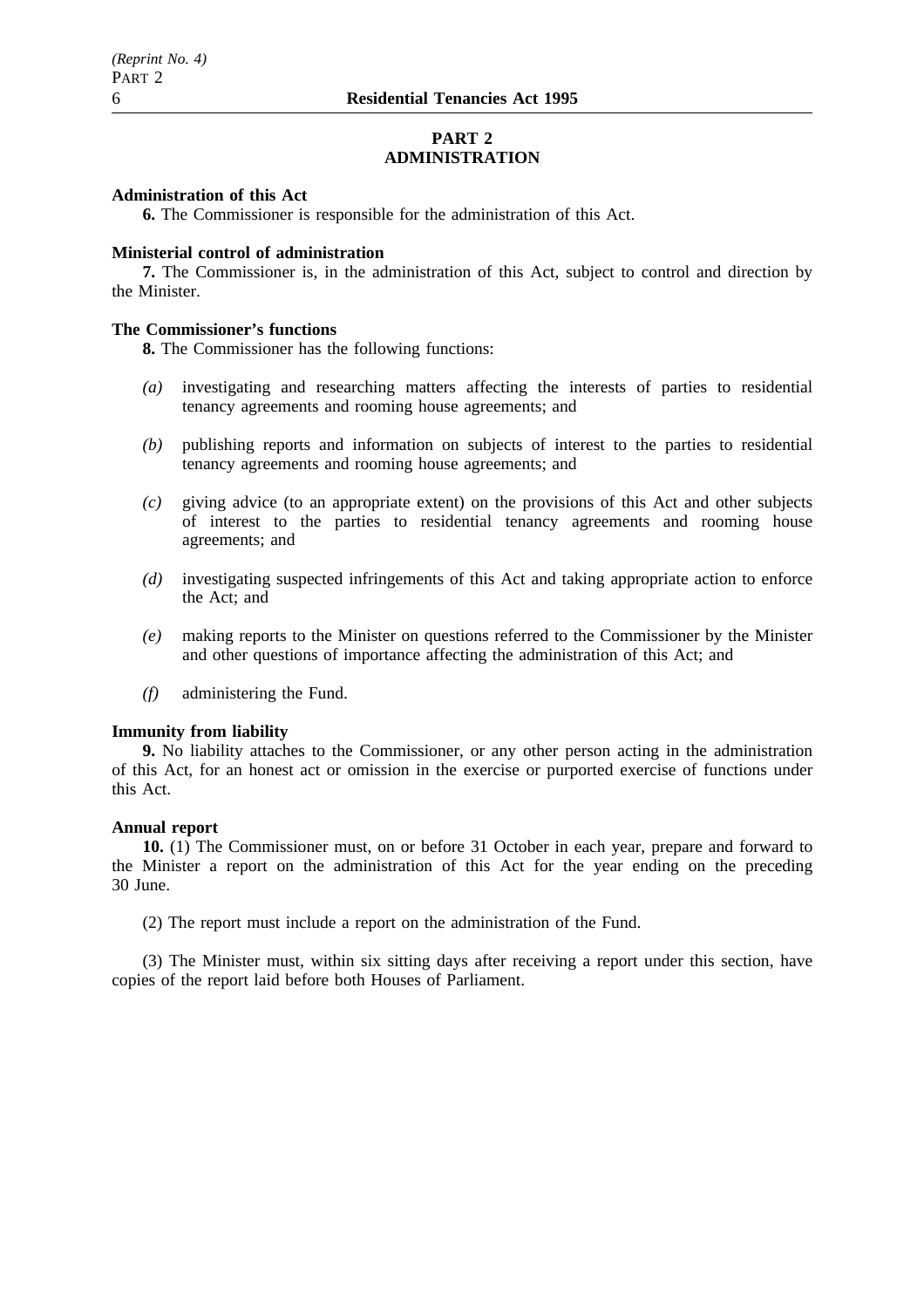## PART 2
## ADMINISTRATION

**Administration of this Act**

**6.** The Commissioner is responsible for the administration of this Act.

**Ministerial control of administration**

**7.** The Commissioner is, in the administration of this Act, subject to control and direction by the Minister.

**The Commissioner's functions**

**8.** The Commissioner has the following functions:

*(a)* investigating and researching matters affecting the interests of parties to residential tenancy agreements and rooming house agreements; and

*(b)* publishing reports and information on subjects of interest to the parties to residential tenancy agreements and rooming house agreements; and

*(c)* giving advice (to an appropriate extent) on the provisions of this Act and other subjects of interest to the parties to residential tenancy agreements and rooming house agreements; and

*(d)* investigating suspected infringements of this Act and taking appropriate action to enforce the Act; and

*(e)* making reports to the Minister on questions referred to the Commissioner by the Minister and other questions of importance affecting the administration of this Act; and

*(f)* administering the Fund.

**Immunity from liability**

**9.** No liability attaches to the Commissioner, or any other person acting in the administration of this Act, for an honest act or omission in the exercise or purported exercise of functions under this Act.

**Annual report**

**10.** (1) The Commissioner must, on or before 31 October in each year, prepare and forward to the Minister a report on the administration of this Act for the year ending on the preceding 30 June.

(2) The report must include a report on the administration of the Fund.

(3) The Minister must, within six sitting days after receiving a report under this section, have copies of the report laid before both Houses of Parliament.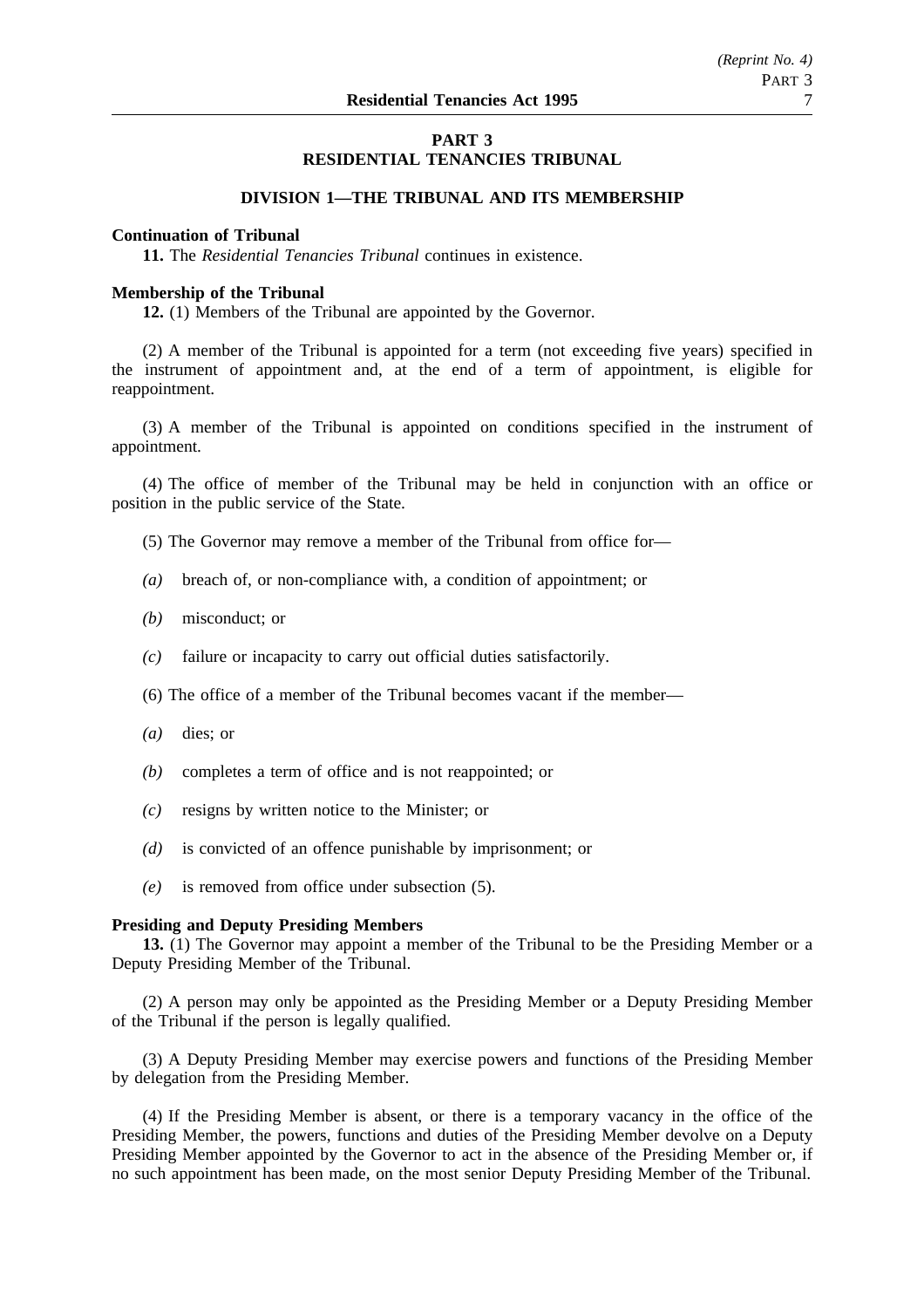## PART 3
## RESIDENTIAL TENANCIES TRIBUNAL

### DIVISION 1—THE TRIBUNAL AND ITS MEMBERSHIP

**Continuation of Tribunal**

**11.** The *Residential Tenancies Tribunal* continues in existence.

**Membership of the Tribunal**

**12.** (1) Members of the Tribunal are appointed by the Governor.

(2) A member of the Tribunal is appointed for a term (not exceeding five years) specified in the instrument of appointment and, at the end of a term of appointment, is eligible for reappointment.

(3) A member of the Tribunal is appointed on conditions specified in the instrument of appointment.

(4) The office of member of the Tribunal may be held in conjunction with an office or position in the public service of the State.

(5) The Governor may remove a member of the Tribunal from office for—

*(a)* breach of, or non-compliance with, a condition of appointment; or

*(b)* misconduct; or

*(c)* failure or incapacity to carry out official duties satisfactorily.

(6) The office of a member of the Tribunal becomes vacant if the member—

*(a)* dies; or

*(b)* completes a term of office and is not reappointed; or

*(c)* resigns by written notice to the Minister; or

*(d)* is convicted of an offence punishable by imprisonment; or

*(e)* is removed from office under subsection (5).

**Presiding and Deputy Presiding Members**

**13.** (1) The Governor may appoint a member of the Tribunal to be the Presiding Member or a Deputy Presiding Member of the Tribunal.

(2) A person may only be appointed as the Presiding Member or a Deputy Presiding Member of the Tribunal if the person is legally qualified.

(3) A Deputy Presiding Member may exercise powers and functions of the Presiding Member by delegation from the Presiding Member.

(4) If the Presiding Member is absent, or there is a temporary vacancy in the office of the Presiding Member, the powers, functions and duties of the Presiding Member devolve on a Deputy Presiding Member appointed by the Governor to act in the absence of the Presiding Member or, if no such appointment has been made, on the most senior Deputy Presiding Member of the Tribunal.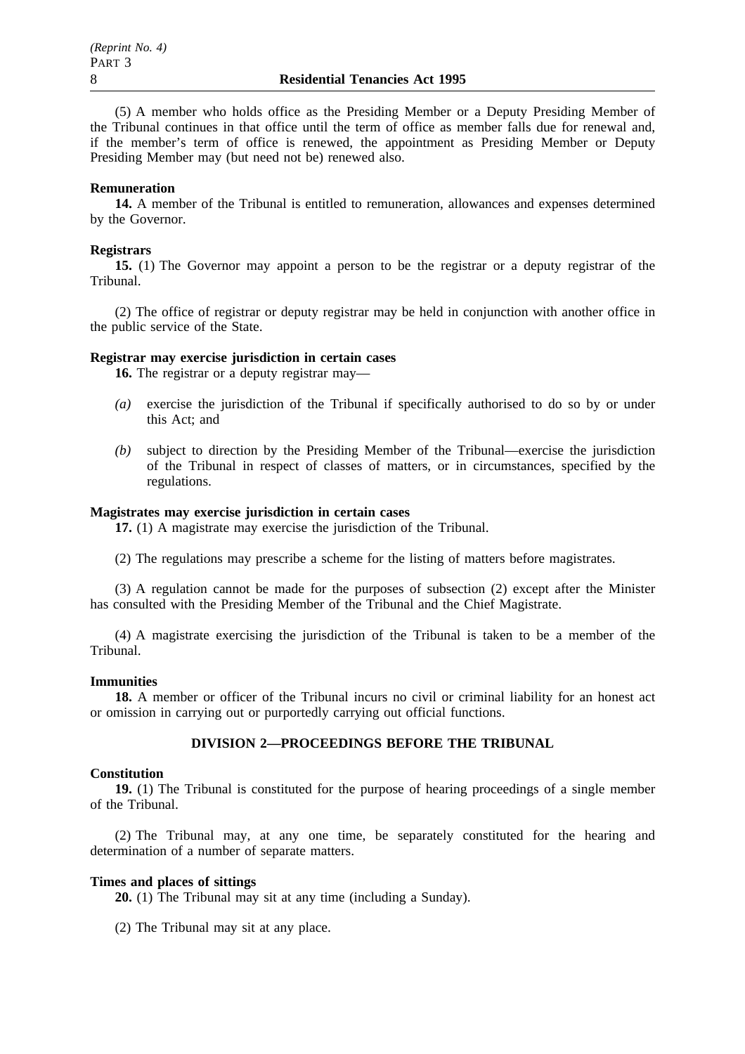(5) A member who holds office as the Presiding Member or a Deputy Presiding Member of the Tribunal continues in that office until the term of office as member falls due for renewal and, if the member's term of office is renewed, the appointment as Presiding Member or Deputy Presiding Member may (but need not be) renewed also.

**Remuneration**

**14.** A member of the Tribunal is entitled to remuneration, allowances and expenses determined by the Governor.

**Registrars**

**15.** (1) The Governor may appoint a person to be the registrar or a deputy registrar of the Tribunal.

(2) The office of registrar or deputy registrar may be held in conjunction with another office in the public service of the State.

**Registrar may exercise jurisdiction in certain cases**

**16.** The registrar or a deputy registrar may—

*(a)* exercise the jurisdiction of the Tribunal if specifically authorised to do so by or under this Act; and

*(b)* subject to direction by the Presiding Member of the Tribunal—exercise the jurisdiction of the Tribunal in respect of classes of matters, or in circumstances, specified by the regulations.

**Magistrates may exercise jurisdiction in certain cases**

**17.** (1) A magistrate may exercise the jurisdiction of the Tribunal.

(2) The regulations may prescribe a scheme for the listing of matters before magistrates.

(3) A regulation cannot be made for the purposes of subsection (2) except after the Minister has consulted with the Presiding Member of the Tribunal and the Chief Magistrate.

(4) A magistrate exercising the jurisdiction of the Tribunal is taken to be a member of the Tribunal.

**Immunities**

**18.** A member or officer of the Tribunal incurs no civil or criminal liability for an honest act or omission in carrying out or purportedly carrying out official functions.

## DIVISION 2—PROCEEDINGS BEFORE THE TRIBUNAL

**Constitution**

**19.** (1) The Tribunal is constituted for the purpose of hearing proceedings of a single member of the Tribunal.

(2) The Tribunal may, at any one time, be separately constituted for the hearing and determination of a number of separate matters.

**Times and places of sittings**

**20.** (1) The Tribunal may sit at any time (including a Sunday).

(2) The Tribunal may sit at any place.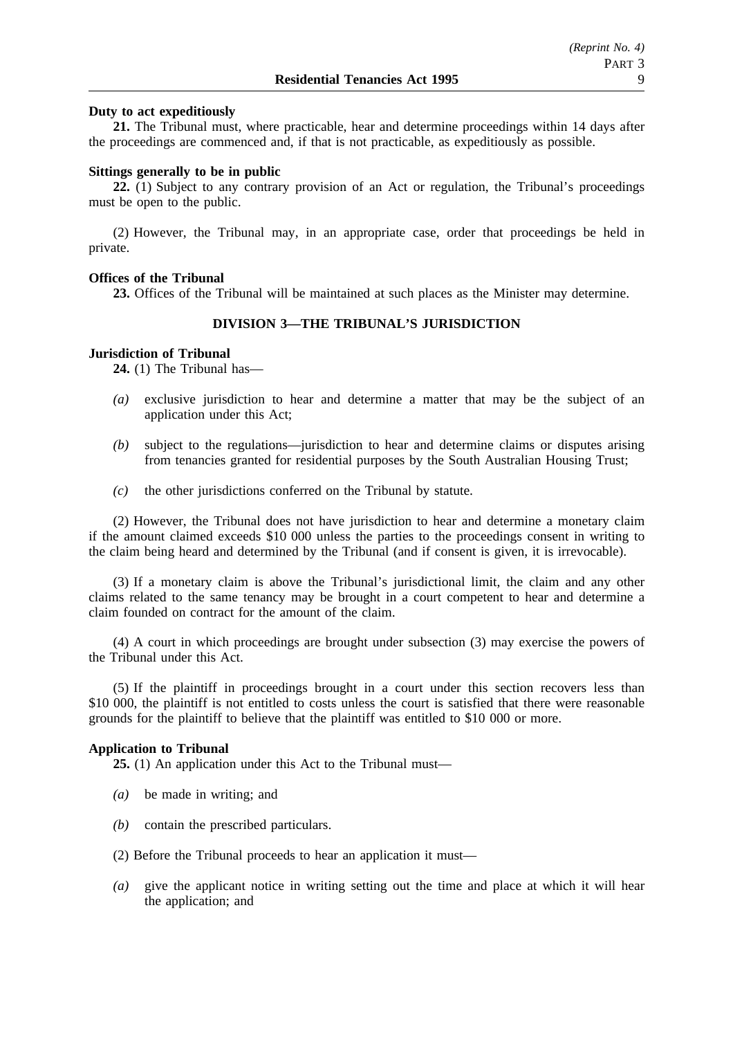**Duty to act expeditiously**

**21.** The Tribunal must, where practicable, hear and determine proceedings within 14 days after the proceedings are commenced and, if that is not practicable, as expeditiously as possible.

**Sittings generally to be in public**

**22.** (1) Subject to any contrary provision of an Act or regulation, the Tribunal's proceedings must be open to the public.

(2) However, the Tribunal may, in an appropriate case, order that proceedings be held in private.

**Offices of the Tribunal**

**23.** Offices of the Tribunal will be maintained at such places as the Minister may determine.

## DIVISION 3—THE TRIBUNAL'S JURISDICTION

**Jurisdiction of Tribunal**

**24.** (1) The Tribunal has—

*(a)* exclusive jurisdiction to hear and determine a matter that may be the subject of an application under this Act;

*(b)* subject to the regulations—jurisdiction to hear and determine claims or disputes arising from tenancies granted for residential purposes by the South Australian Housing Trust;

*(c)* the other jurisdictions conferred on the Tribunal by statute.

(2) However, the Tribunal does not have jurisdiction to hear and determine a monetary claim if the amount claimed exceeds $10 000 unless the parties to the proceedings consent in writing to the claim being heard and determined by the Tribunal (and if consent is given, it is irrevocable).

(3) If a monetary claim is above the Tribunal's jurisdictional limit, the claim and any other claims related to the same tenancy may be brought in a court competent to hear and determine a claim founded on contract for the amount of the claim.

(4) A court in which proceedings are brought under subsection (3) may exercise the powers of the Tribunal under this Act.

(5) If the plaintiff in proceedings brought in a court under this section recovers less than $10 000, the plaintiff is not entitled to costs unless the court is satisfied that there were reasonable grounds for the plaintiff to believe that the plaintiff was entitled to $10 000 or more.

**Application to Tribunal**

**25.** (1) An application under this Act to the Tribunal must—

*(a)* be made in writing; and

*(b)* contain the prescribed particulars.

(2) Before the Tribunal proceeds to hear an application it must—

*(a)* give the applicant notice in writing setting out the time and place at which it will hear the application; and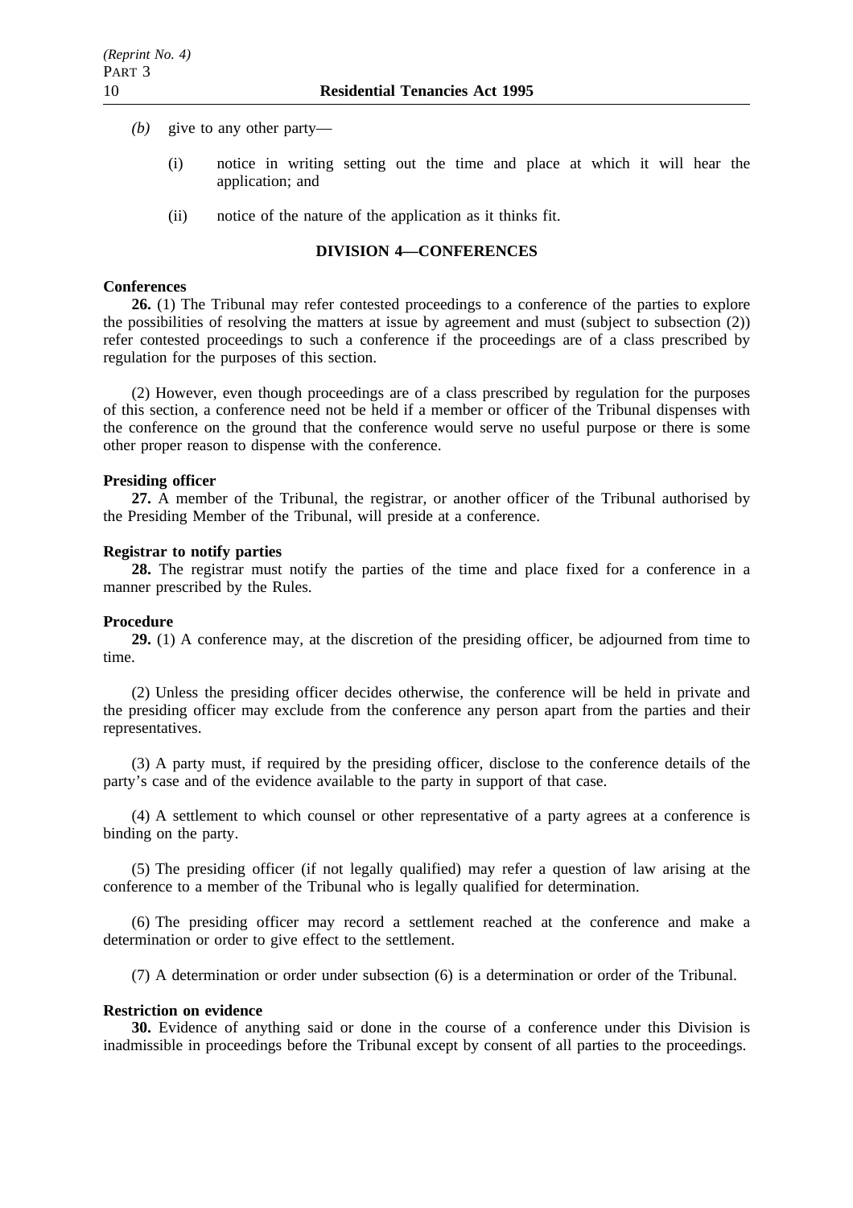*(b)* give to any other party—

(i) notice in writing setting out the time and place at which it will hear the application; and

(ii) notice of the nature of the application as it thinks fit.

## DIVISION 4—CONFERENCES

**Conferences**

**26.** (1) The Tribunal may refer contested proceedings to a conference of the parties to explore the possibilities of resolving the matters at issue by agreement and must (subject to subsection (2)) refer contested proceedings to such a conference if the proceedings are of a class prescribed by regulation for the purposes of this section.

(2) However, even though proceedings are of a class prescribed by regulation for the purposes of this section, a conference need not be held if a member or officer of the Tribunal dispenses with the conference on the ground that the conference would serve no useful purpose or there is some other proper reason to dispense with the conference.

**Presiding officer**

**27.** A member of the Tribunal, the registrar, or another officer of the Tribunal authorised by the Presiding Member of the Tribunal, will preside at a conference.

**Registrar to notify parties**

**28.** The registrar must notify the parties of the time and place fixed for a conference in a manner prescribed by the Rules.

**Procedure**

**29.** (1) A conference may, at the discretion of the presiding officer, be adjourned from time to time.

(2) Unless the presiding officer decides otherwise, the conference will be held in private and the presiding officer may exclude from the conference any person apart from the parties and their representatives.

(3) A party must, if required by the presiding officer, disclose to the conference details of the party's case and of the evidence available to the party in support of that case.

(4) A settlement to which counsel or other representative of a party agrees at a conference is binding on the party.

(5) The presiding officer (if not legally qualified) may refer a question of law arising at the conference to a member of the Tribunal who is legally qualified for determination.

(6) The presiding officer may record a settlement reached at the conference and make a determination or order to give effect to the settlement.

(7) A determination or order under subsection (6) is a determination or order of the Tribunal.

**Restriction on evidence**

**30.** Evidence of anything said or done in the course of a conference under this Division is inadmissible in proceedings before the Tribunal except by consent of all parties to the proceedings.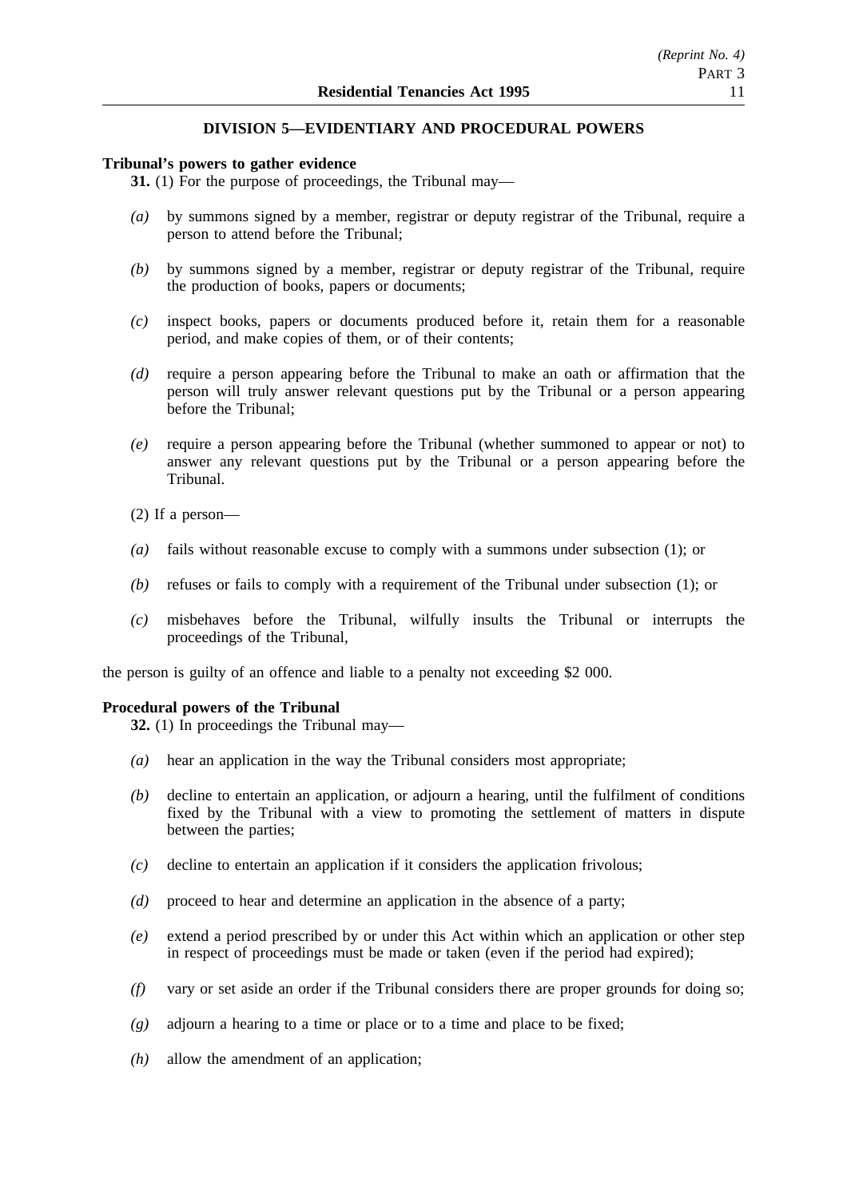## DIVISION 5—EVIDENTIARY AND PROCEDURAL POWERS

**Tribunal's powers to gather evidence**

**31.** (1) For the purpose of proceedings, the Tribunal may—

- *(a)* by summons signed by a member, registrar or deputy registrar of the Tribunal, require a person to attend before the Tribunal;
- *(b)* by summons signed by a member, registrar or deputy registrar of the Tribunal, require the production of books, papers or documents;
- *(c)* inspect books, papers or documents produced before it, retain them for a reasonable period, and make copies of them, or of their contents;
- *(d)* require a person appearing before the Tribunal to make an oath or affirmation that the person will truly answer relevant questions put by the Tribunal or a person appearing before the Tribunal;
- *(e)* require a person appearing before the Tribunal (whether summoned to appear or not) to answer any relevant questions put by the Tribunal or a person appearing before the Tribunal.

(2) If a person—

- *(a)* fails without reasonable excuse to comply with a summons under subsection (1); or
- *(b)* refuses or fails to comply with a requirement of the Tribunal under subsection (1); or
- *(c)* misbehaves before the Tribunal, wilfully insults the Tribunal or interrupts the proceedings of the Tribunal,

the person is guilty of an offence and liable to a penalty not exceeding $2 000.

**Procedural powers of the Tribunal**

**32.** (1) In proceedings the Tribunal may—

- *(a)* hear an application in the way the Tribunal considers most appropriate;
- *(b)* decline to entertain an application, or adjourn a hearing, until the fulfilment of conditions fixed by the Tribunal with a view to promoting the settlement of matters in dispute between the parties;
- *(c)* decline to entertain an application if it considers the application frivolous;
- *(d)* proceed to hear and determine an application in the absence of a party;
- *(e)* extend a period prescribed by or under this Act within which an application or other step in respect of proceedings must be made or taken (even if the period had expired);
- *(f)* vary or set aside an order if the Tribunal considers there are proper grounds for doing so;
- *(g)* adjourn a hearing to a time or place or to a time and place to be fixed;
- *(h)* allow the amendment of an application;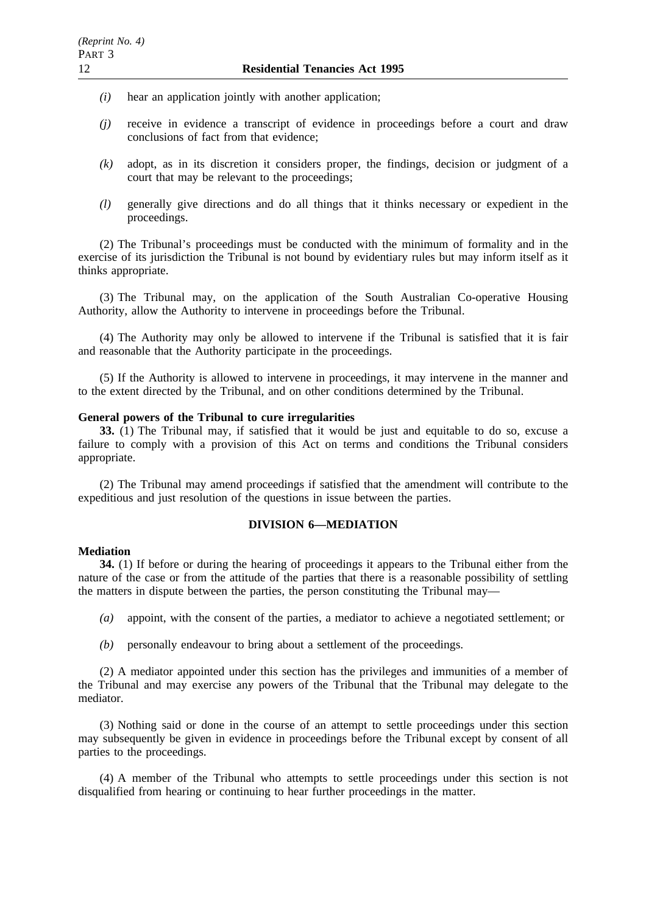*(i)* hear an application jointly with another application;

*(j)* receive in evidence a transcript of evidence in proceedings before a court and draw conclusions of fact from that evidence;

*(k)* adopt, as in its discretion it considers proper, the findings, decision or judgment of a court that may be relevant to the proceedings;

*(l)* generally give directions and do all things that it thinks necessary or expedient in the proceedings.

(2) The Tribunal's proceedings must be conducted with the minimum of formality and in the exercise of its jurisdiction the Tribunal is not bound by evidentiary rules but may inform itself as it thinks appropriate.

(3) The Tribunal may, on the application of the South Australian Co-operative Housing Authority, allow the Authority to intervene in proceedings before the Tribunal.

(4) The Authority may only be allowed to intervene if the Tribunal is satisfied that it is fair and reasonable that the Authority participate in the proceedings.

(5) If the Authority is allowed to intervene in proceedings, it may intervene in the manner and to the extent directed by the Tribunal, and on other conditions determined by the Tribunal.

**General powers of the Tribunal to cure irregularities**

**33.** (1) The Tribunal may, if satisfied that it would be just and equitable to do so, excuse a failure to comply with a provision of this Act on terms and conditions the Tribunal considers appropriate.

(2) The Tribunal may amend proceedings if satisfied that the amendment will contribute to the expeditious and just resolution of the questions in issue between the parties.

## DIVISION 6—MEDIATION

**Mediation**

**34.** (1) If before or during the hearing of proceedings it appears to the Tribunal either from the nature of the case or from the attitude of the parties that there is a reasonable possibility of settling the matters in dispute between the parties, the person constituting the Tribunal may—

*(a)* appoint, with the consent of the parties, a mediator to achieve a negotiated settlement; or

*(b)* personally endeavour to bring about a settlement of the proceedings.

(2) A mediator appointed under this section has the privileges and immunities of a member of the Tribunal and may exercise any powers of the Tribunal that the Tribunal may delegate to the mediator.

(3) Nothing said or done in the course of an attempt to settle proceedings under this section may subsequently be given in evidence in proceedings before the Tribunal except by consent of all parties to the proceedings.

(4) A member of the Tribunal who attempts to settle proceedings under this section is not disqualified from hearing or continuing to hear further proceedings in the matter.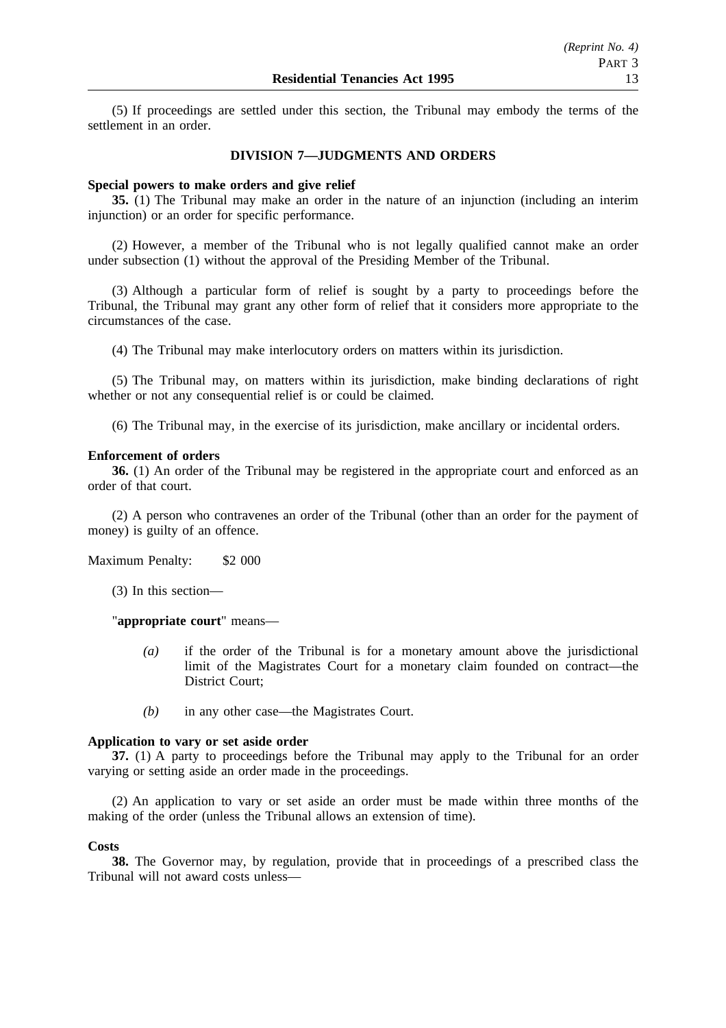(5) If proceedings are settled under this section, the Tribunal may embody the terms of the settlement in an order.

## DIVISION 7—JUDGMENTS AND ORDERS

**Special powers to make orders and give relief**

**35.** (1) The Tribunal may make an order in the nature of an injunction (including an interim injunction) or an order for specific performance.

(2) However, a member of the Tribunal who is not legally qualified cannot make an order under subsection (1) without the approval of the Presiding Member of the Tribunal.

(3) Although a particular form of relief is sought by a party to proceedings before the Tribunal, the Tribunal may grant any other form of relief that it considers more appropriate to the circumstances of the case.

(4) The Tribunal may make interlocutory orders on matters within its jurisdiction.

(5) The Tribunal may, on matters within its jurisdiction, make binding declarations of right whether or not any consequential relief is or could be claimed.

(6) The Tribunal may, in the exercise of its jurisdiction, make ancillary or incidental orders.

**Enforcement of orders**

**36.** (1) An order of the Tribunal may be registered in the appropriate court and enforced as an order of that court.

(2) A person who contravenes an order of the Tribunal (other than an order for the payment of money) is guilty of an offence.

Maximum Penalty: $2 000

(3) In this section—

"**appropriate court**" means—

*(a)* if the order of the Tribunal is for a monetary amount above the jurisdictional limit of the Magistrates Court for a monetary claim founded on contract—the District Court;

*(b)* in any other case—the Magistrates Court.

**Application to vary or set aside order**

**37.** (1) A party to proceedings before the Tribunal may apply to the Tribunal for an order varying or setting aside an order made in the proceedings.

(2) An application to vary or set aside an order must be made within three months of the making of the order (unless the Tribunal allows an extension of time).

**Costs**

**38.** The Governor may, by regulation, provide that in proceedings of a prescribed class the Tribunal will not award costs unless—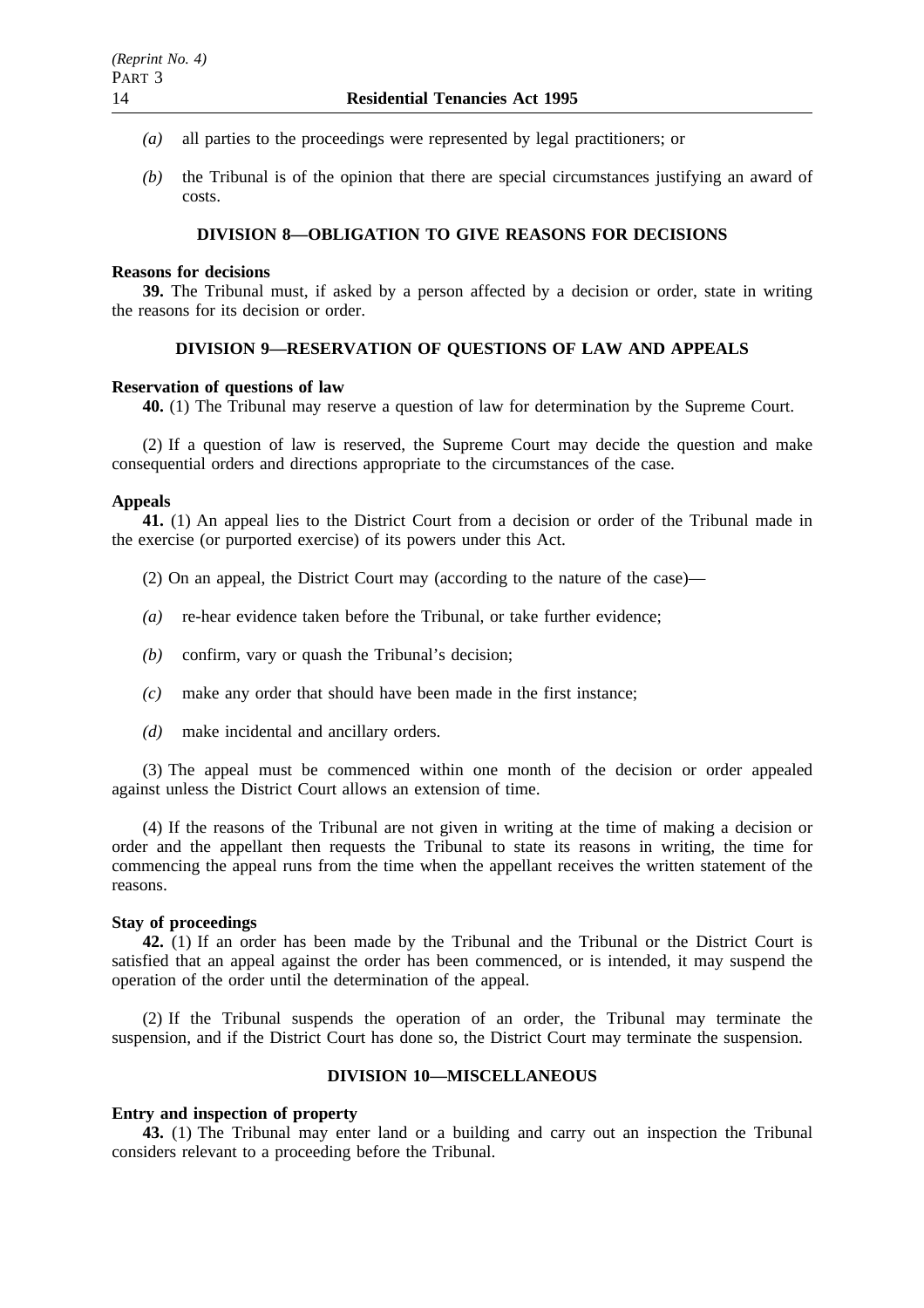*(a)* all parties to the proceedings were represented by legal practitioners; or

*(b)* the Tribunal is of the opinion that there are special circumstances justifying an award of costs.

## DIVISION 8—OBLIGATION TO GIVE REASONS FOR DECISIONS

**Reasons for decisions**

**39.** The Tribunal must, if asked by a person affected by a decision or order, state in writing the reasons for its decision or order.

## DIVISION 9—RESERVATION OF QUESTIONS OF LAW AND APPEALS

**Reservation of questions of law**

**40.** (1) The Tribunal may reserve a question of law for determination by the Supreme Court.

(2) If a question of law is reserved, the Supreme Court may decide the question and make consequential orders and directions appropriate to the circumstances of the case.

**Appeals**

**41.** (1) An appeal lies to the District Court from a decision or order of the Tribunal made in the exercise (or purported exercise) of its powers under this Act.

(2) On an appeal, the District Court may (according to the nature of the case)—

*(a)* re-hear evidence taken before the Tribunal, or take further evidence;

*(b)* confirm, vary or quash the Tribunal's decision;

*(c)* make any order that should have been made in the first instance;

*(d)* make incidental and ancillary orders.

(3) The appeal must be commenced within one month of the decision or order appealed against unless the District Court allows an extension of time.

(4) If the reasons of the Tribunal are not given in writing at the time of making a decision or order and the appellant then requests the Tribunal to state its reasons in writing, the time for commencing the appeal runs from the time when the appellant receives the written statement of the reasons.

**Stay of proceedings**

**42.** (1) If an order has been made by the Tribunal and the Tribunal or the District Court is satisfied that an appeal against the order has been commenced, or is intended, it may suspend the operation of the order until the determination of the appeal.

(2) If the Tribunal suspends the operation of an order, the Tribunal may terminate the suspension, and if the District Court has done so, the District Court may terminate the suspension.

## DIVISION 10—MISCELLANEOUS

**Entry and inspection of property**

**43.** (1) The Tribunal may enter land or a building and carry out an inspection the Tribunal considers relevant to a proceeding before the Tribunal.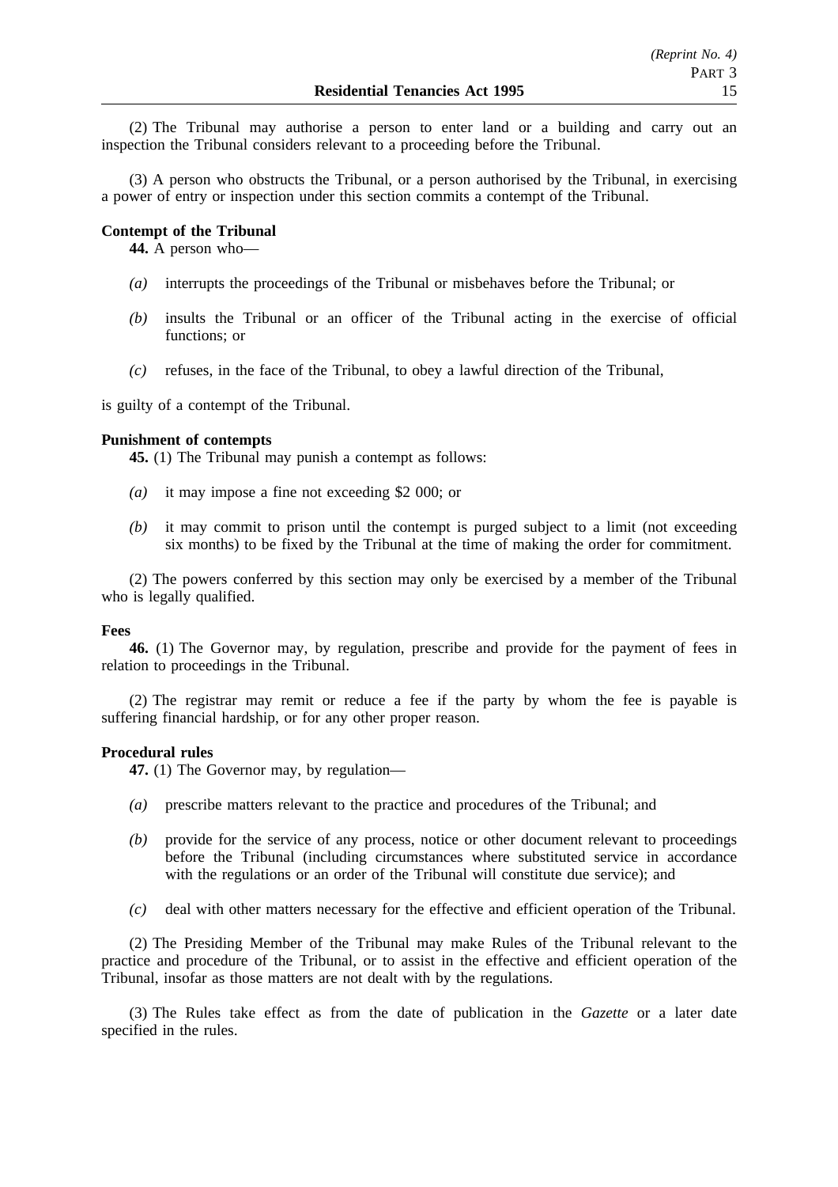(2) The Tribunal may authorise a person to enter land or a building and carry out an inspection the Tribunal considers relevant to a proceeding before the Tribunal.

(3) A person who obstructs the Tribunal, or a person authorised by the Tribunal, in exercising a power of entry or inspection under this section commits a contempt of the Tribunal.

**Contempt of the Tribunal**

**44.** A person who—

*(a)* interrupts the proceedings of the Tribunal or misbehaves before the Tribunal; or

*(b)* insults the Tribunal or an officer of the Tribunal acting in the exercise of official functions; or

*(c)* refuses, in the face of the Tribunal, to obey a lawful direction of the Tribunal,

is guilty of a contempt of the Tribunal.

**Punishment of contempts**

**45.** (1) The Tribunal may punish a contempt as follows:

*(a)* it may impose a fine not exceeding $2 000; or

*(b)* it may commit to prison until the contempt is purged subject to a limit (not exceeding six months) to be fixed by the Tribunal at the time of making the order for commitment.

(2) The powers conferred by this section may only be exercised by a member of the Tribunal who is legally qualified.

**Fees**

**46.** (1) The Governor may, by regulation, prescribe and provide for the payment of fees in relation to proceedings in the Tribunal.

(2) The registrar may remit or reduce a fee if the party by whom the fee is payable is suffering financial hardship, or for any other proper reason.

**Procedural rules**

**47.** (1) The Governor may, by regulation—

*(a)* prescribe matters relevant to the practice and procedures of the Tribunal; and

*(b)* provide for the service of any process, notice or other document relevant to proceedings before the Tribunal (including circumstances where substituted service in accordance with the regulations or an order of the Tribunal will constitute due service); and

*(c)* deal with other matters necessary for the effective and efficient operation of the Tribunal.

(2) The Presiding Member of the Tribunal may make Rules of the Tribunal relevant to the practice and procedure of the Tribunal, or to assist in the effective and efficient operation of the Tribunal, insofar as those matters are not dealt with by the regulations.

(3) The Rules take effect as from the date of publication in the *Gazette* or a later date specified in the rules.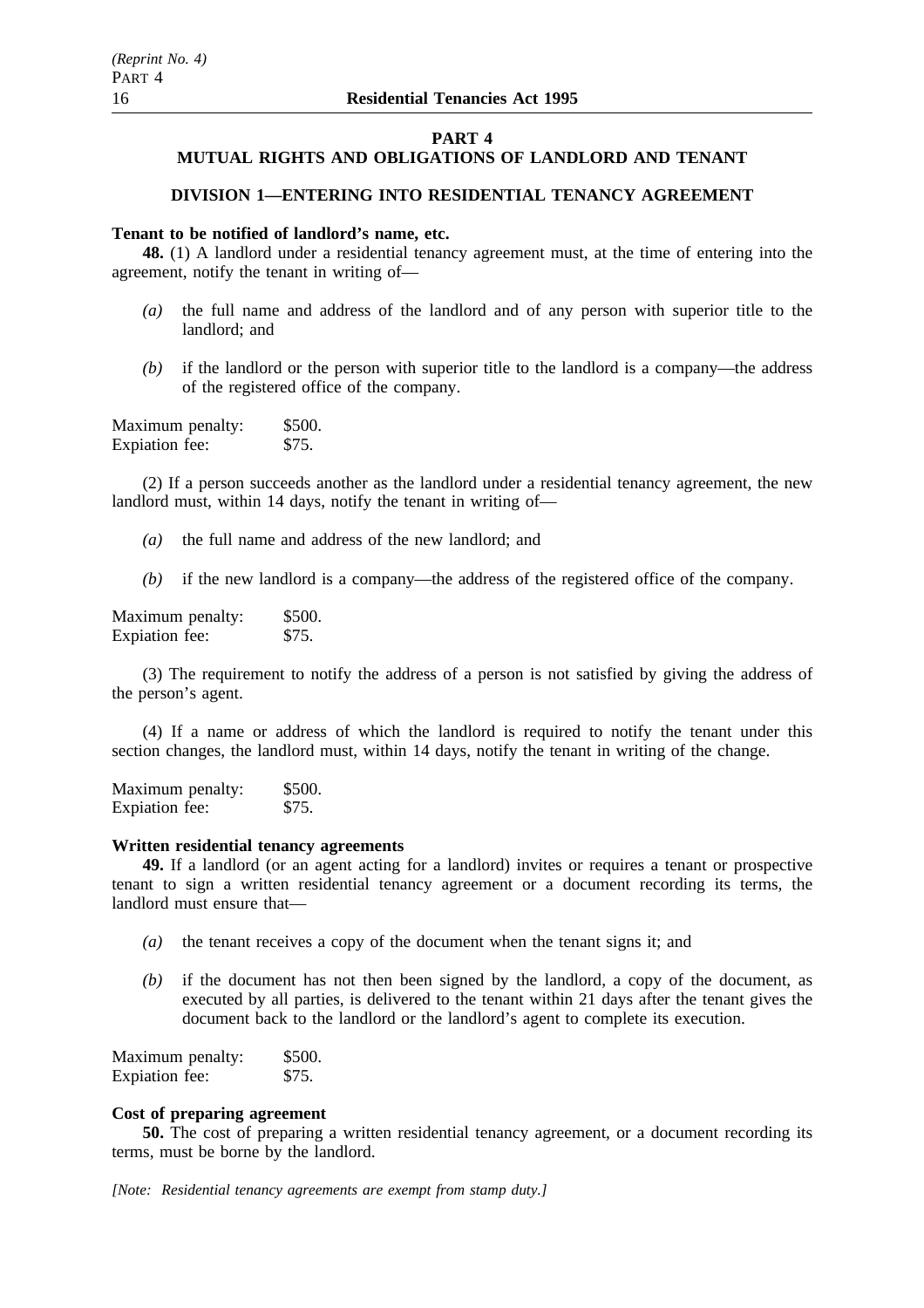# PART 4

# MUTUAL RIGHTS AND OBLIGATIONS OF LANDLORD AND TENANT

## DIVISION 1—ENTERING INTO RESIDENTIAL TENANCY AGREEMENT

**Tenant to be notified of landlord's name, etc.**

**48.** (1) A landlord under a residential tenancy agreement must, at the time of entering into the agreement, notify the tenant in writing of—

*(a)* the full name and address of the landlord and of any person with superior title to the landlord; and

*(b)* if the landlord or the person with superior title to the landlord is a company—the address of the registered office of the company.

Maximum penalty: $500.
Expiation fee: $75.

(2) If a person succeeds another as the landlord under a residential tenancy agreement, the new landlord must, within 14 days, notify the tenant in writing of—

*(a)* the full name and address of the new landlord; and

*(b)* if the new landlord is a company—the address of the registered office of the company.

Maximum penalty: $500.
Expiation fee: $75.

(3) The requirement to notify the address of a person is not satisfied by giving the address of the person's agent.

(4) If a name or address of which the landlord is required to notify the tenant under this section changes, the landlord must, within 14 days, notify the tenant in writing of the change.

Maximum penalty: $500.
Expiation fee: $75.

**Written residential tenancy agreements**

**49.** If a landlord (or an agent acting for a landlord) invites or requires a tenant or prospective tenant to sign a written residential tenancy agreement or a document recording its terms, the landlord must ensure that—

*(a)* the tenant receives a copy of the document when the tenant signs it; and

*(b)* if the document has not then been signed by the landlord, a copy of the document, as executed by all parties, is delivered to the tenant within 21 days after the tenant gives the document back to the landlord or the landlord's agent to complete its execution.

Maximum penalty: $500.
Expiation fee: $75.

**Cost of preparing agreement**

**50.** The cost of preparing a written residential tenancy agreement, or a document recording its terms, must be borne by the landlord.

*[Note: Residential tenancy agreements are exempt from stamp duty.]*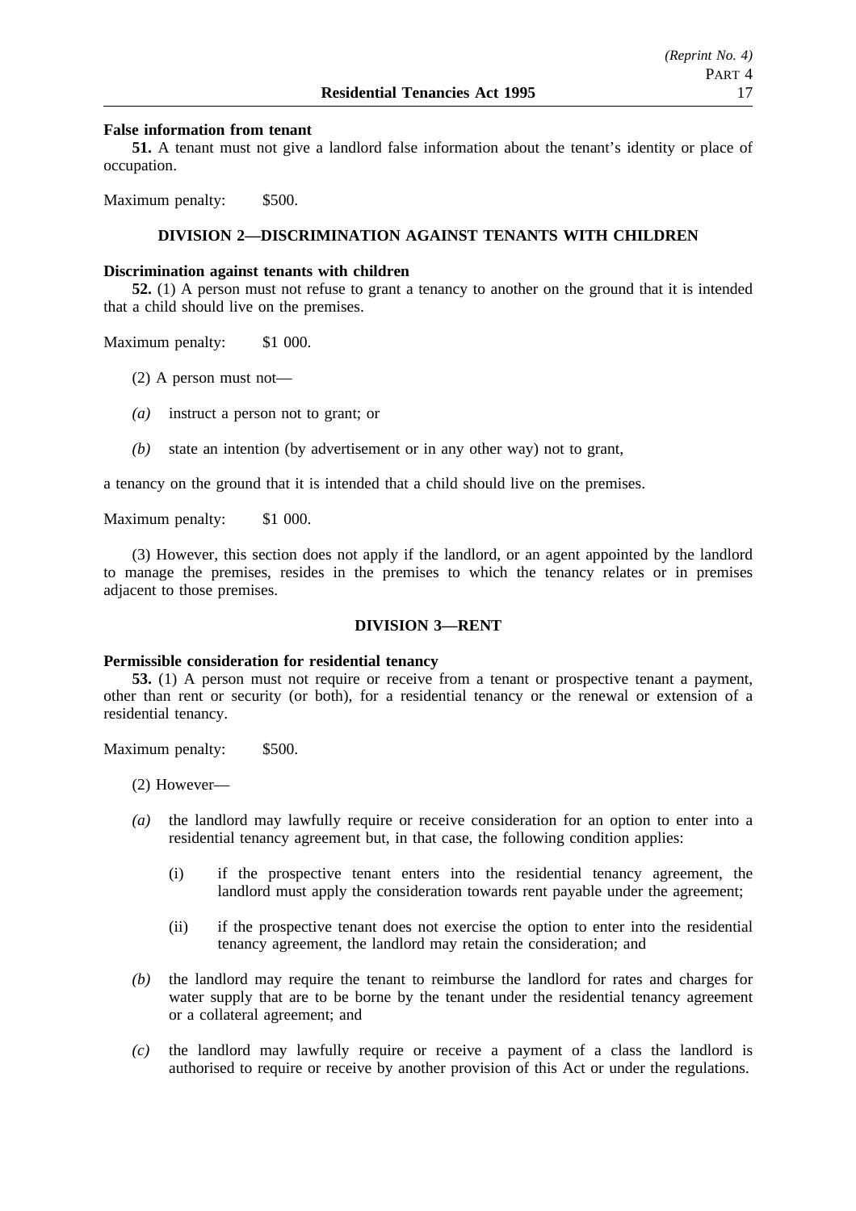**False information from tenant**

**51.** A tenant must not give a landlord false information about the tenant's identity or place of occupation.

Maximum penalty: $500.

## DIVISION 2—DISCRIMINATION AGAINST TENANTS WITH CHILDREN

**Discrimination against tenants with children**

**52.** (1) A person must not refuse to grant a tenancy to another on the ground that it is intended that a child should live on the premises.

Maximum penalty: $1 000.

(2) A person must not—

*(a)* instruct a person not to grant; or

*(b)* state an intention (by advertisement or in any other way) not to grant,

a tenancy on the ground that it is intended that a child should live on the premises.

Maximum penalty: $1 000.

(3) However, this section does not apply if the landlord, or an agent appointed by the landlord to manage the premises, resides in the premises to which the tenancy relates or in premises adjacent to those premises.

## DIVISION 3—RENT

**Permissible consideration for residential tenancy**

**53.** (1) A person must not require or receive from a tenant or prospective tenant a payment, other than rent or security (or both), for a residential tenancy or the renewal or extension of a residential tenancy.

Maximum penalty: $500.

(2) However—

*(a)* the landlord may lawfully require or receive consideration for an option to enter into a residential tenancy agreement but, in that case, the following condition applies:

(i) if the prospective tenant enters into the residential tenancy agreement, the landlord must apply the consideration towards rent payable under the agreement;

(ii) if the prospective tenant does not exercise the option to enter into the residential tenancy agreement, the landlord may retain the consideration; and

*(b)* the landlord may require the tenant to reimburse the landlord for rates and charges for water supply that are to be borne by the tenant under the residential tenancy agreement or a collateral agreement; and

*(c)* the landlord may lawfully require or receive a payment of a class the landlord is authorised to require or receive by another provision of this Act or under the regulations.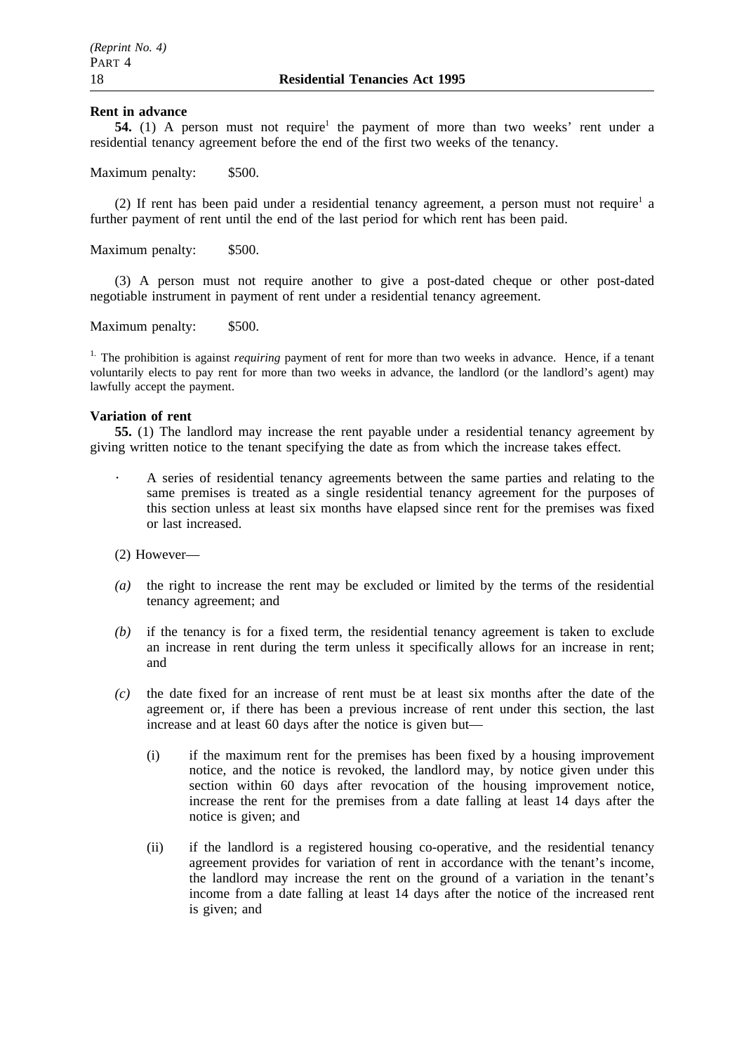**Rent in advance**

**54.** (1) A person must not require[1] the payment of more than two weeks' rent under a residential tenancy agreement before the end of the first two weeks of the tenancy.

Maximum penalty: $500.

(2) If rent has been paid under a residential tenancy agreement, a person must not require[1] a further payment of rent until the end of the last period for which rent has been paid.

Maximum penalty: $500.

(3) A person must not require another to give a post-dated cheque or other post-dated negotiable instrument in payment of rent under a residential tenancy agreement.

Maximum penalty: $500.

[1.] The prohibition is against *requiring* payment of rent for more than two weeks in advance. Hence, if a tenant voluntarily elects to pay rent for more than two weeks in advance, the landlord (or the landlord's agent) may lawfully accept the payment.

**Variation of rent**

**55.** (1) The landlord may increase the rent payable under a residential tenancy agreement by giving written notice to the tenant specifying the date as from which the increase takes effect.

· A series of residential tenancy agreements between the same parties and relating to the same premises is treated as a single residential tenancy agreement for the purposes of this section unless at least six months have elapsed since rent for the premises was fixed or last increased.

(2) However—

*(a)* the right to increase the rent may be excluded or limited by the terms of the residential tenancy agreement; and

*(b)* if the tenancy is for a fixed term, the residential tenancy agreement is taken to exclude an increase in rent during the term unless it specifically allows for an increase in rent; and

*(c)* the date fixed for an increase of rent must be at least six months after the date of the agreement or, if there has been a previous increase of rent under this section, the last increase and at least 60 days after the notice is given but—

(i) if the maximum rent for the premises has been fixed by a housing improvement notice, and the notice is revoked, the landlord may, by notice given under this section within 60 days after revocation of the housing improvement notice, increase the rent for the premises from a date falling at least 14 days after the notice is given; and

(ii) if the landlord is a registered housing co-operative, and the residential tenancy agreement provides for variation of rent in accordance with the tenant's income, the landlord may increase the rent on the ground of a variation in the tenant's income from a date falling at least 14 days after the notice of the increased rent is given; and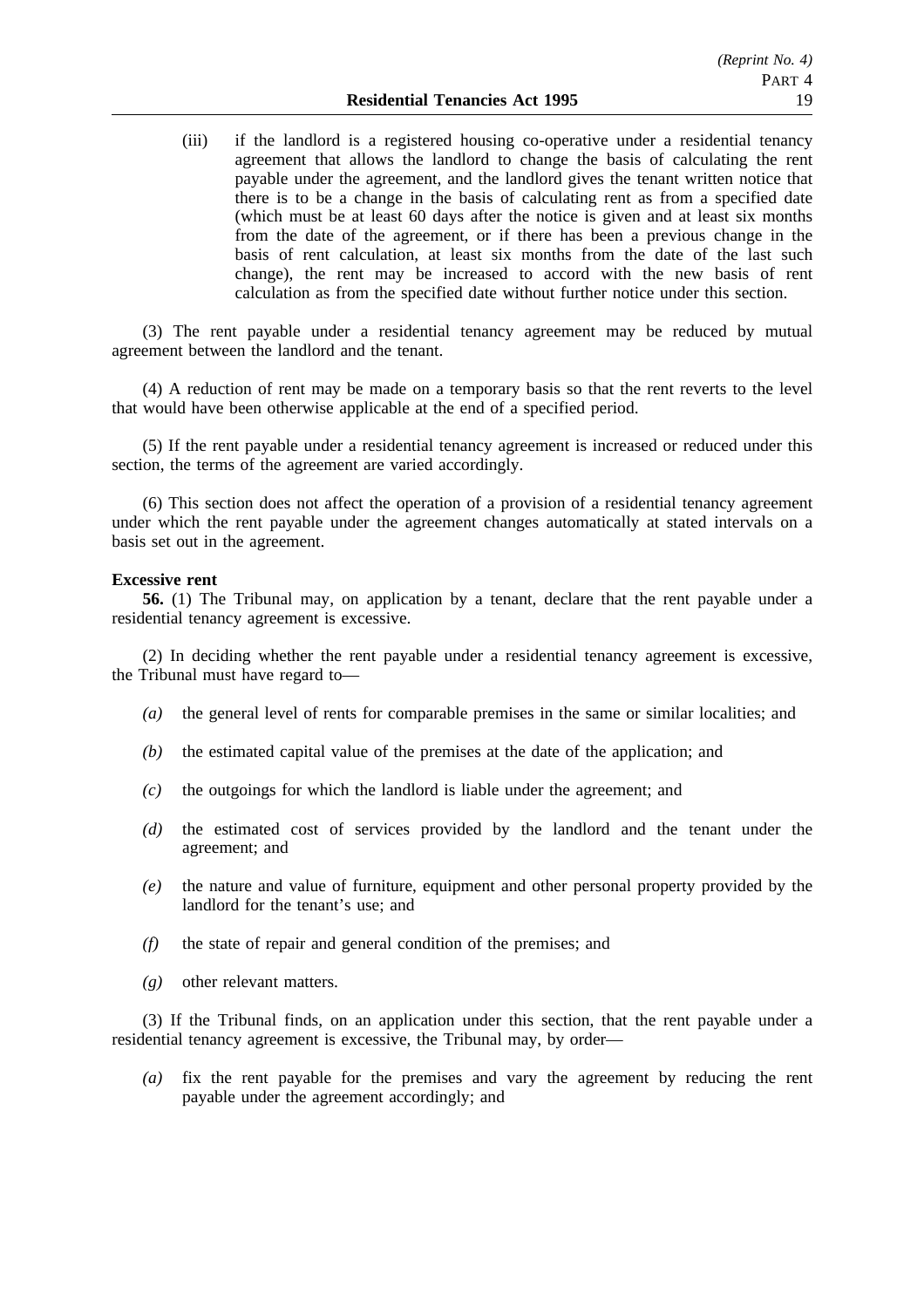(iii) if the landlord is a registered housing co-operative under a residential tenancy agreement that allows the landlord to change the basis of calculating the rent payable under the agreement, and the landlord gives the tenant written notice that there is to be a change in the basis of calculating rent as from a specified date (which must be at least 60 days after the notice is given and at least six months from the date of the agreement, or if there has been a previous change in the basis of rent calculation, at least six months from the date of the last such change), the rent may be increased to accord with the new basis of rent calculation as from the specified date without further notice under this section.

(3) The rent payable under a residential tenancy agreement may be reduced by mutual agreement between the landlord and the tenant.

(4) A reduction of rent may be made on a temporary basis so that the rent reverts to the level that would have been otherwise applicable at the end of a specified period.

(5) If the rent payable under a residential tenancy agreement is increased or reduced under this section, the terms of the agreement are varied accordingly.

(6) This section does not affect the operation of a provision of a residential tenancy agreement under which the rent payable under the agreement changes automatically at stated intervals on a basis set out in the agreement.

**Excessive rent**

**56.** (1) The Tribunal may, on application by a tenant, declare that the rent payable under a residential tenancy agreement is excessive.

(2) In deciding whether the rent payable under a residential tenancy agreement is excessive, the Tribunal must have regard to—

*(a)* the general level of rents for comparable premises in the same or similar localities; and

*(b)* the estimated capital value of the premises at the date of the application; and

*(c)* the outgoings for which the landlord is liable under the agreement; and

*(d)* the estimated cost of services provided by the landlord and the tenant under the agreement; and

*(e)* the nature and value of furniture, equipment and other personal property provided by the landlord for the tenant's use; and

*(f)* the state of repair and general condition of the premises; and

*(g)* other relevant matters.

(3) If the Tribunal finds, on an application under this section, that the rent payable under a residential tenancy agreement is excessive, the Tribunal may, by order—

*(a)* fix the rent payable for the premises and vary the agreement by reducing the rent payable under the agreement accordingly; and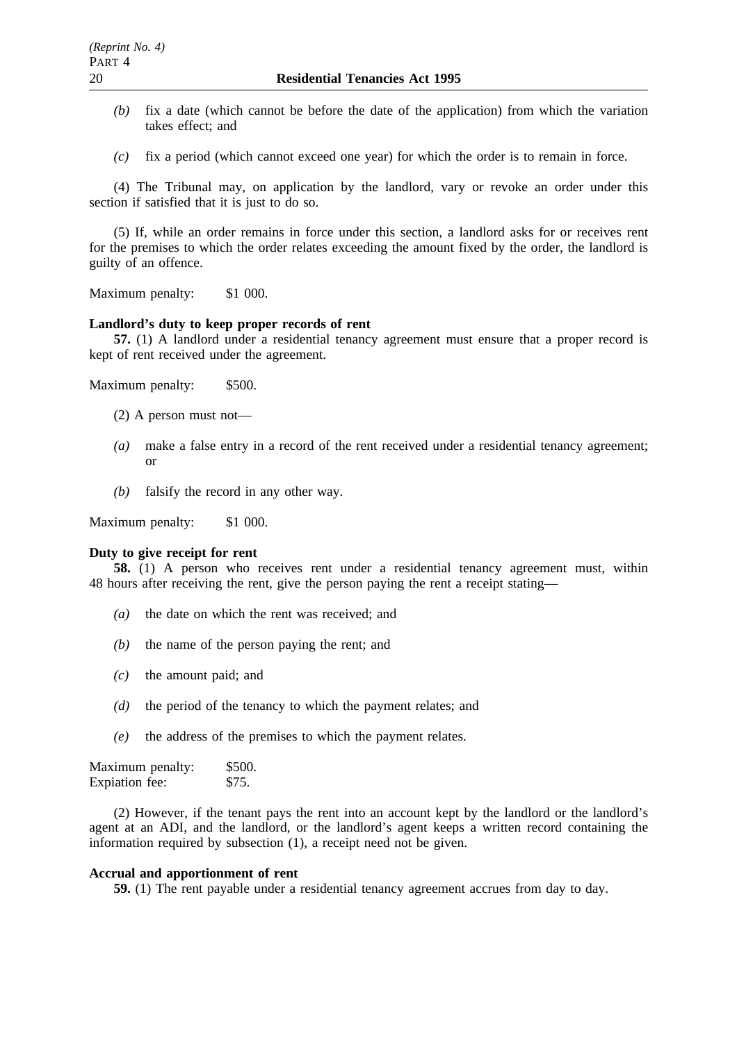*(b)* fix a date (which cannot be before the date of the application) from which the variation takes effect; and

*(c)* fix a period (which cannot exceed one year) for which the order is to remain in force.

(4) The Tribunal may, on application by the landlord, vary or revoke an order under this section if satisfied that it is just to do so.

(5) If, while an order remains in force under this section, a landlord asks for or receives rent for the premises to which the order relates exceeding the amount fixed by the order, the landlord is guilty of an offence.

Maximum penalty: $1 000.

**Landlord's duty to keep proper records of rent**

**57.** (1) A landlord under a residential tenancy agreement must ensure that a proper record is kept of rent received under the agreement.

Maximum penalty: $500.

(2) A person must not—

*(a)* make a false entry in a record of the rent received under a residential tenancy agreement; or

*(b)* falsify the record in any other way.

Maximum penalty: $1 000.

**Duty to give receipt for rent**

**58.** (1) A person who receives rent under a residential tenancy agreement must, within 48 hours after receiving the rent, give the person paying the rent a receipt stating—

*(a)* the date on which the rent was received; and

*(b)* the name of the person paying the rent; and

*(c)* the amount paid; and

*(d)* the period of the tenancy to which the payment relates; and

*(e)* the address of the premises to which the payment relates.

Maximum penalty: $500.
Expiation fee: $75.

(2) However, if the tenant pays the rent into an account kept by the landlord or the landlord's agent at an ADI, and the landlord, or the landlord's agent keeps a written record containing the information required by subsection (1), a receipt need not be given.

**Accrual and apportionment of rent**

**59.** (1) The rent payable under a residential tenancy agreement accrues from day to day.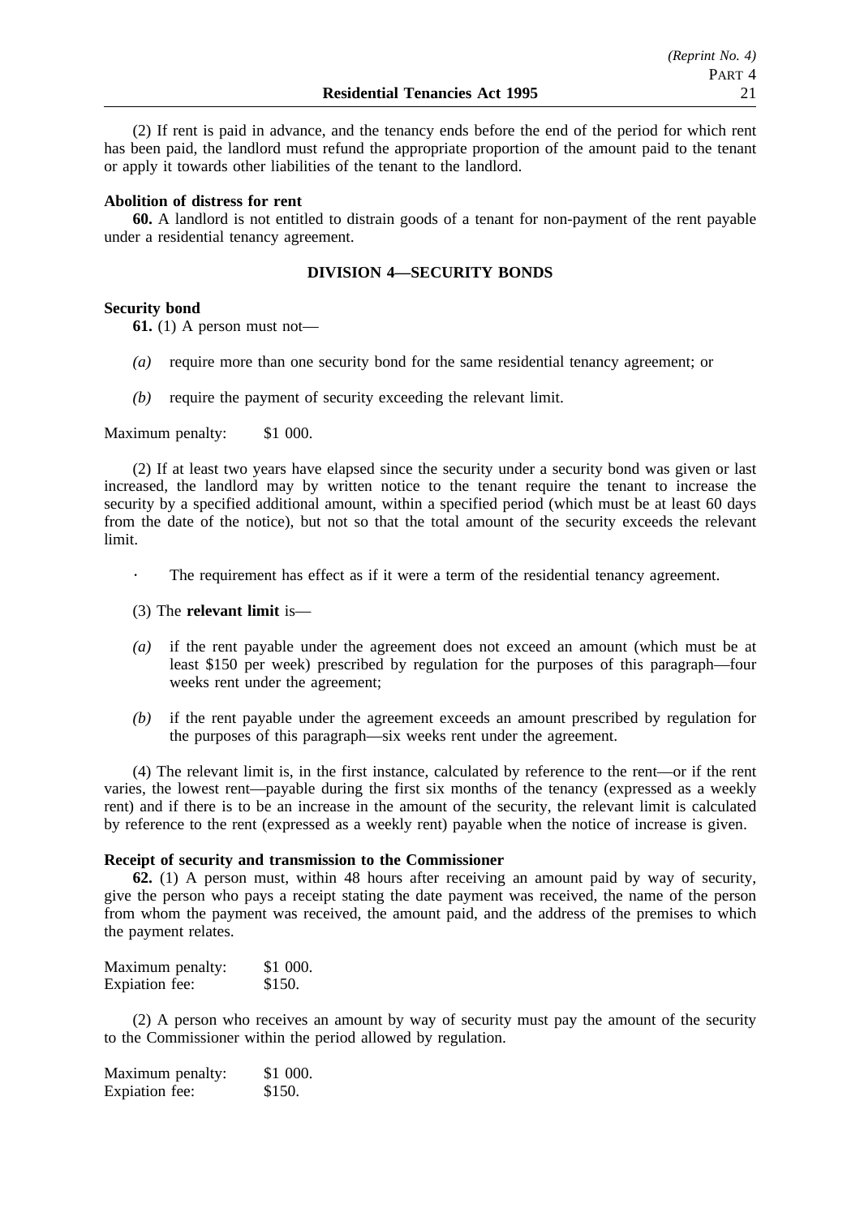(2) If rent is paid in advance, and the tenancy ends before the end of the period for which rent has been paid, the landlord must refund the appropriate proportion of the amount paid to the tenant or apply it towards other liabilities of the tenant to the landlord.

**Abolition of distress for rent**

**60.** A landlord is not entitled to distrain goods of a tenant for non-payment of the rent payable under a residential tenancy agreement.

## DIVISION 4—SECURITY BONDS

**Security bond**

**61.** (1) A person must not—

*(a)* require more than one security bond for the same residential tenancy agreement; or

*(b)* require the payment of security exceeding the relevant limit.

Maximum penalty: $1 000.

(2) If at least two years have elapsed since the security under a security bond was given or last increased, the landlord may by written notice to the tenant require the tenant to increase the security by a specified additional amount, within a specified period (which must be at least 60 days from the date of the notice), but not so that the total amount of the security exceeds the relevant limit.

· The requirement has effect as if it were a term of the residential tenancy agreement.

(3) The **relevant limit** is—

*(a)* if the rent payable under the agreement does not exceed an amount (which must be at least $150 per week) prescribed by regulation for the purposes of this paragraph—four weeks rent under the agreement;

*(b)* if the rent payable under the agreement exceeds an amount prescribed by regulation for the purposes of this paragraph—six weeks rent under the agreement.

(4) The relevant limit is, in the first instance, calculated by reference to the rent—or if the rent varies, the lowest rent—payable during the first six months of the tenancy (expressed as a weekly rent) and if there is to be an increase in the amount of the security, the relevant limit is calculated by reference to the rent (expressed as a weekly rent) payable when the notice of increase is given.

**Receipt of security and transmission to the Commissioner**

**62.** (1) A person must, within 48 hours after receiving an amount paid by way of security, give the person who pays a receipt stating the date payment was received, the name of the person from whom the payment was received, the amount paid, and the address of the premises to which the payment relates.

Maximum penalty: $1 000.
Expiation fee: $150.

(2) A person who receives an amount by way of security must pay the amount of the security to the Commissioner within the period allowed by regulation.

Maximum penalty: $1 000.
Expiation fee: $150.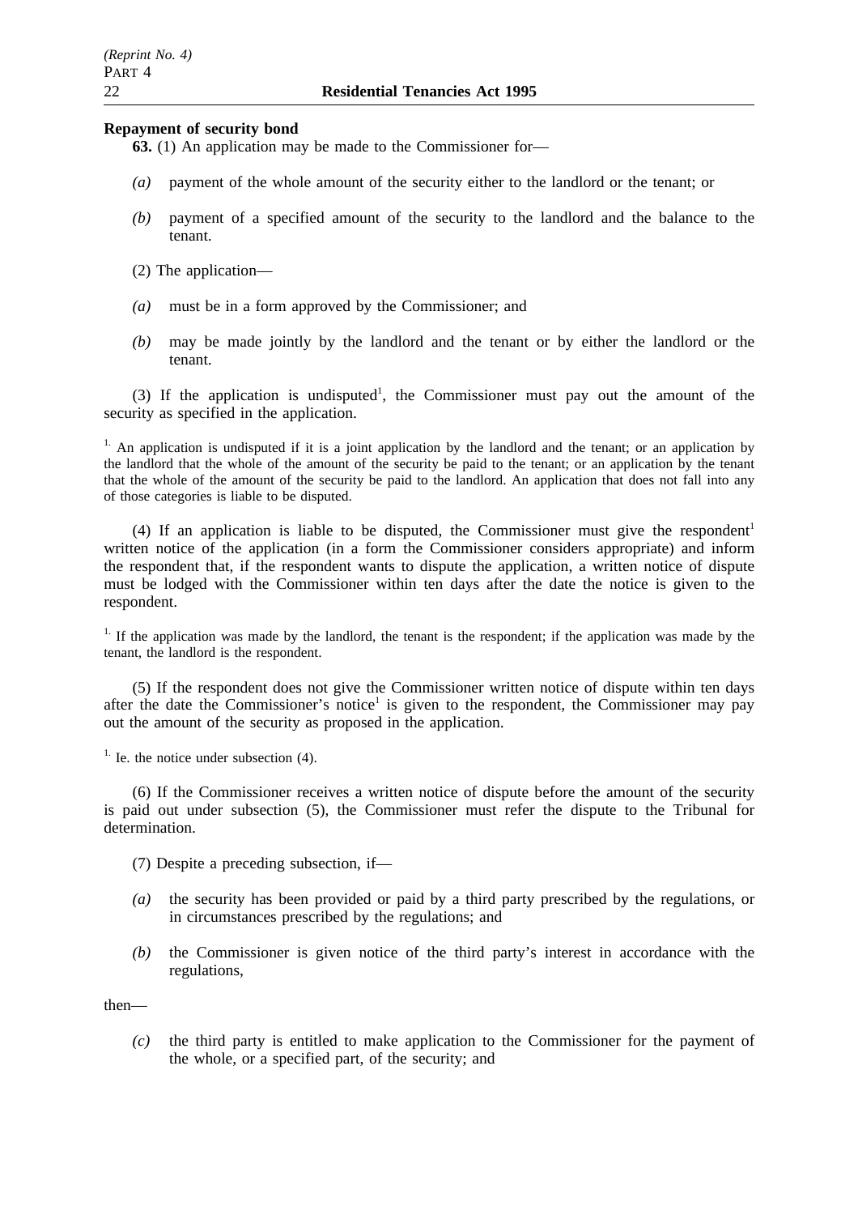**Repayment of security bond**

**63.** (1) An application may be made to the Commissioner for—

*(a)* payment of the whole amount of the security either to the landlord or the tenant; or

*(b)* payment of a specified amount of the security to the landlord and the balance to the tenant.

(2) The application—

*(a)* must be in a form approved by the Commissioner; and

*(b)* may be made jointly by the landlord and the tenant or by either the landlord or the tenant.

(3) If the application is undisputed[1], the Commissioner must pay out the amount of the security as specified in the application.

[1.] An application is undisputed if it is a joint application by the landlord and the tenant; or an application by the landlord that the whole of the amount of the security be paid to the tenant; or an application by the tenant that the whole of the amount of the security be paid to the landlord. An application that does not fall into any of those categories is liable to be disputed.

(4) If an application is liable to be disputed, the Commissioner must give the respondent[1] written notice of the application (in a form the Commissioner considers appropriate) and inform the respondent that, if the respondent wants to dispute the application, a written notice of dispute must be lodged with the Commissioner within ten days after the date the notice is given to the respondent.

[1.] If the application was made by the landlord, the tenant is the respondent; if the application was made by the tenant, the landlord is the respondent.

(5) If the respondent does not give the Commissioner written notice of dispute within ten days after the date the Commissioner's notice[1] is given to the respondent, the Commissioner may pay out the amount of the security as proposed in the application.

[1.] Ie. the notice under subsection (4).

(6) If the Commissioner receives a written notice of dispute before the amount of the security is paid out under subsection (5), the Commissioner must refer the dispute to the Tribunal for determination.

(7) Despite a preceding subsection, if—

*(a)* the security has been provided or paid by a third party prescribed by the regulations, or in circumstances prescribed by the regulations; and

*(b)* the Commissioner is given notice of the third party's interest in accordance with the regulations,

then—

*(c)* the third party is entitled to make application to the Commissioner for the payment of the whole, or a specified part, of the security; and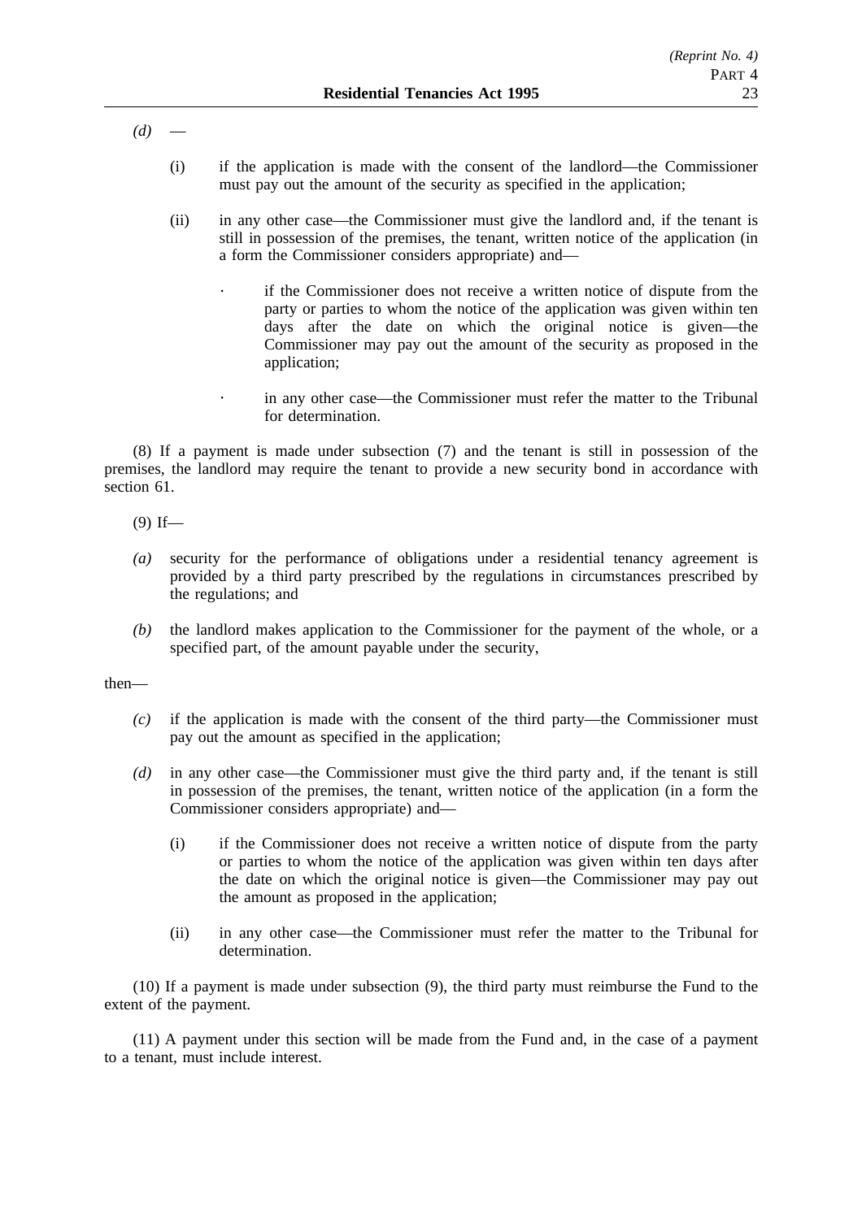*(d)* —

(i) if the application is made with the consent of the landlord—the Commissioner must pay out the amount of the security as specified in the application;

(ii) in any other case—the Commissioner must give the landlord and, if the tenant is still in possession of the premises, the tenant, written notice of the application (in a form the Commissioner considers appropriate) and—

· if the Commissioner does not receive a written notice of dispute from the party or parties to whom the notice of the application was given within ten days after the date on which the original notice is given—the Commissioner may pay out the amount of the security as proposed in the application;

· in any other case—the Commissioner must refer the matter to the Tribunal for determination.

(8) If a payment is made under subsection (7) and the tenant is still in possession of the premises, the landlord may require the tenant to provide a new security bond in accordance with section 61.

(9) If—

*(a)* security for the performance of obligations under a residential tenancy agreement is provided by a third party prescribed by the regulations in circumstances prescribed by the regulations; and

*(b)* the landlord makes application to the Commissioner for the payment of the whole, or a specified part, of the amount payable under the security,

then—

*(c)* if the application is made with the consent of the third party—the Commissioner must pay out the amount as specified in the application;

*(d)* in any other case—the Commissioner must give the third party and, if the tenant is still in possession of the premises, the tenant, written notice of the application (in a form the Commissioner considers appropriate) and—

(i) if the Commissioner does not receive a written notice of dispute from the party or parties to whom the notice of the application was given within ten days after the date on which the original notice is given—the Commissioner may pay out the amount as proposed in the application;

(ii) in any other case—the Commissioner must refer the matter to the Tribunal for determination.

(10) If a payment is made under subsection (9), the third party must reimburse the Fund to the extent of the payment.

(11) A payment under this section will be made from the Fund and, in the case of a payment to a tenant, must include interest.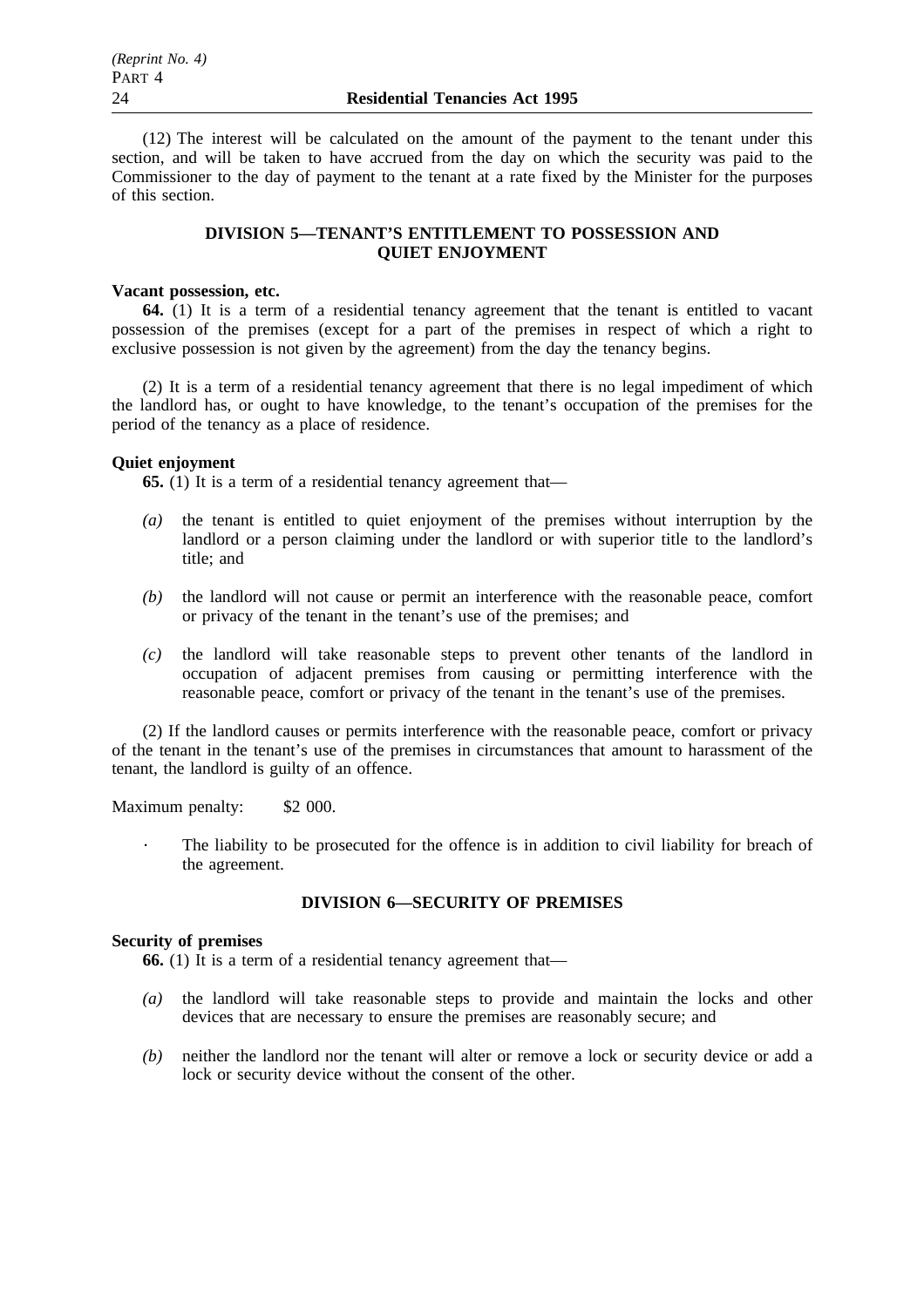(12) The interest will be calculated on the amount of the payment to the tenant under this section, and will be taken to have accrued from the day on which the security was paid to the Commissioner to the day of payment to the tenant at a rate fixed by the Minister for the purposes of this section.

## DIVISION 5—TENANT'S ENTITLEMENT TO POSSESSION AND QUIET ENJOYMENT

**Vacant possession, etc.**

**64.** (1) It is a term of a residential tenancy agreement that the tenant is entitled to vacant possession of the premises (except for a part of the premises in respect of which a right to exclusive possession is not given by the agreement) from the day the tenancy begins.

(2) It is a term of a residential tenancy agreement that there is no legal impediment of which the landlord has, or ought to have knowledge, to the tenant's occupation of the premises for the period of the tenancy as a place of residence.

**Quiet enjoyment**

**65.** (1) It is a term of a residential tenancy agreement that—

*(a)* the tenant is entitled to quiet enjoyment of the premises without interruption by the landlord or a person claiming under the landlord or with superior title to the landlord's title; and

*(b)* the landlord will not cause or permit an interference with the reasonable peace, comfort or privacy of the tenant in the tenant's use of the premises; and

*(c)* the landlord will take reasonable steps to prevent other tenants of the landlord in occupation of adjacent premises from causing or permitting interference with the reasonable peace, comfort or privacy of the tenant in the tenant's use of the premises.

(2) If the landlord causes or permits interference with the reasonable peace, comfort or privacy of the tenant in the tenant's use of the premises in circumstances that amount to harassment of the tenant, the landlord is guilty of an offence.

Maximum penalty: $2 000.

· The liability to be prosecuted for the offence is in addition to civil liability for breach of the agreement.

## DIVISION 6—SECURITY OF PREMISES

**Security of premises**

**66.** (1) It is a term of a residential tenancy agreement that—

*(a)* the landlord will take reasonable steps to provide and maintain the locks and other devices that are necessary to ensure the premises are reasonably secure; and

*(b)* neither the landlord nor the tenant will alter or remove a lock or security device or add a lock or security device without the consent of the other.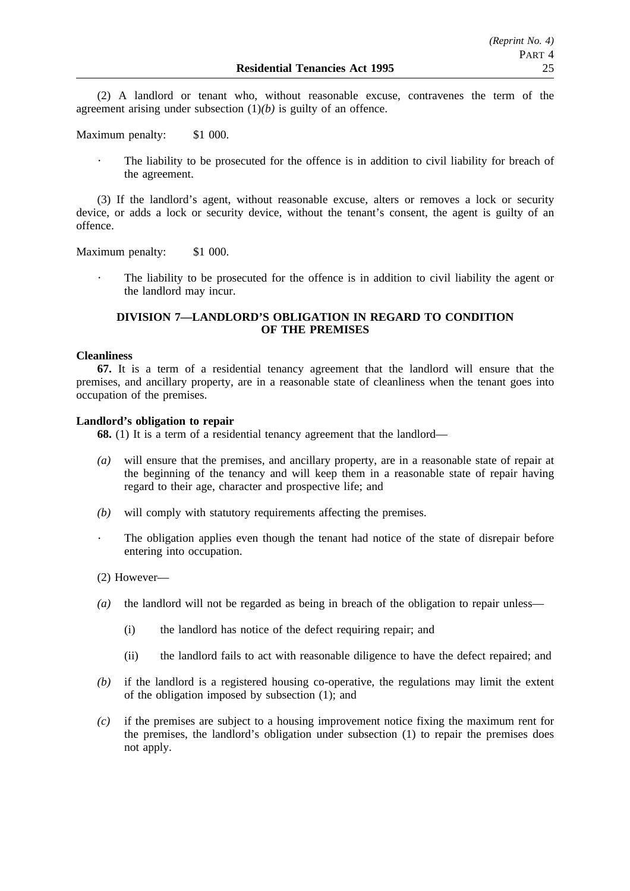(2) A landlord or tenant who, without reasonable excuse, contravenes the term of the agreement arising under subsection (1)*(b)* is guilty of an offence.

Maximum penalty: $1 000.

- The liability to be prosecuted for the offence is in addition to civil liability for breach of the agreement.

(3) If the landlord's agent, without reasonable excuse, alters or removes a lock or security device, or adds a lock or security device, without the tenant's consent, the agent is guilty of an offence.

Maximum penalty: $1 000.

- The liability to be prosecuted for the offence is in addition to civil liability the agent or the landlord may incur.

## DIVISION 7—LANDLORD'S OBLIGATION IN REGARD TO CONDITION OF THE PREMISES

**Cleanliness**

**67.** It is a term of a residential tenancy agreement that the landlord will ensure that the premises, and ancillary property, are in a reasonable state of cleanliness when the tenant goes into occupation of the premises.

**Landlord's obligation to repair**

**68.** (1) It is a term of a residential tenancy agreement that the landlord—

*(a)* will ensure that the premises, and ancillary property, are in a reasonable state of repair at the beginning of the tenancy and will keep them in a reasonable state of repair having regard to their age, character and prospective life; and

*(b)* will comply with statutory requirements affecting the premises.

- The obligation applies even though the tenant had notice of the state of disrepair before entering into occupation.

(2) However—

*(a)* the landlord will not be regarded as being in breach of the obligation to repair unless—

(i) the landlord has notice of the defect requiring repair; and

(ii) the landlord fails to act with reasonable diligence to have the defect repaired; and

*(b)* if the landlord is a registered housing co-operative, the regulations may limit the extent of the obligation imposed by subsection (1); and

*(c)* if the premises are subject to a housing improvement notice fixing the maximum rent for the premises, the landlord's obligation under subsection (1) to repair the premises does not apply.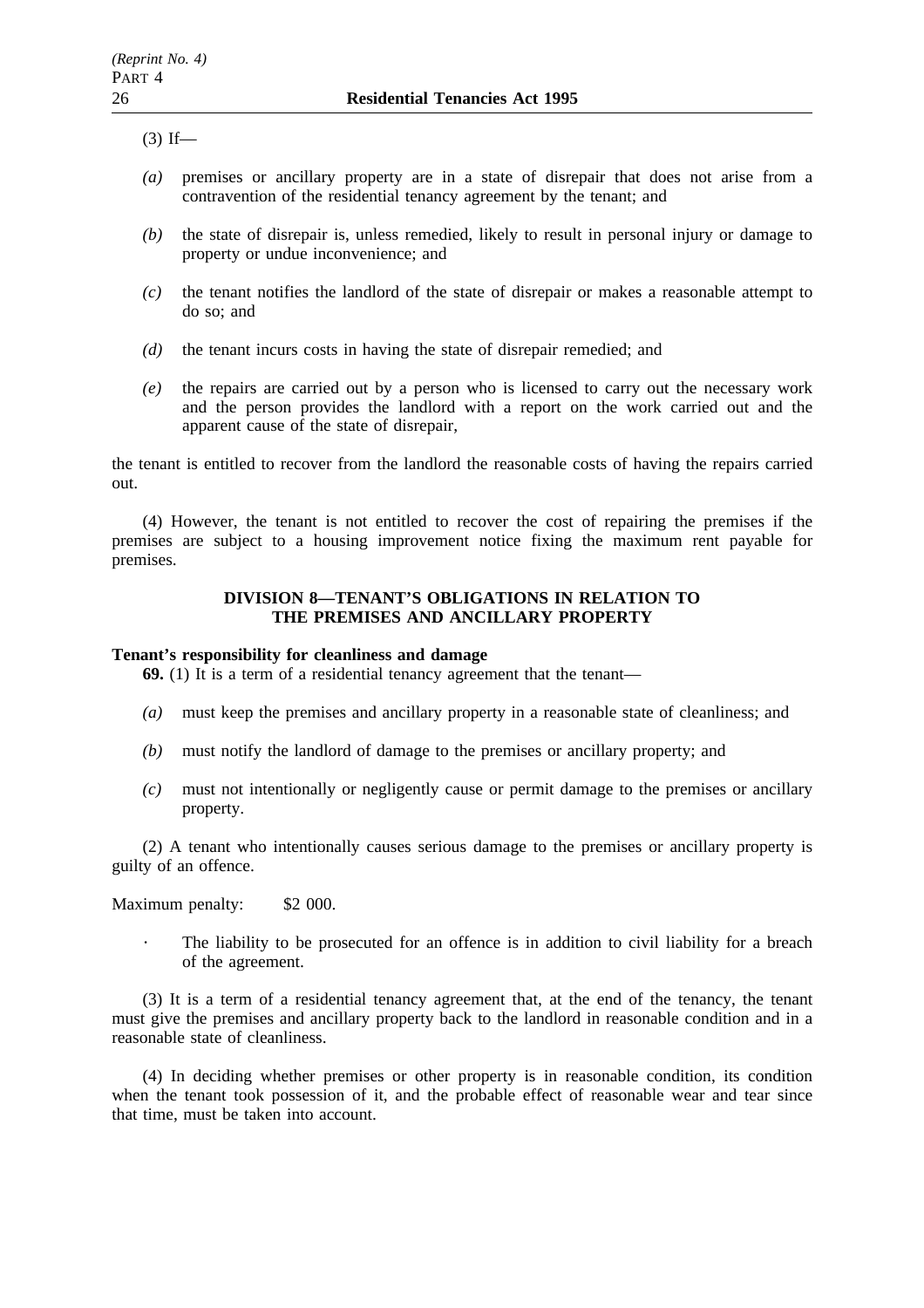(3) If—

*(a)* premises or ancillary property are in a state of disrepair that does not arise from a contravention of the residential tenancy agreement by the tenant; and

*(b)* the state of disrepair is, unless remedied, likely to result in personal injury or damage to property or undue inconvenience; and

*(c)* the tenant notifies the landlord of the state of disrepair or makes a reasonable attempt to do so; and

*(d)* the tenant incurs costs in having the state of disrepair remedied; and

*(e)* the repairs are carried out by a person who is licensed to carry out the necessary work and the person provides the landlord with a report on the work carried out and the apparent cause of the state of disrepair,

the tenant is entitled to recover from the landlord the reasonable costs of having the repairs carried out.

(4) However, the tenant is not entitled to recover the cost of repairing the premises if the premises are subject to a housing improvement notice fixing the maximum rent payable for premises.

## DIVISION 8—TENANT'S OBLIGATIONS IN RELATION TO THE PREMISES AND ANCILLARY PROPERTY

**Tenant's responsibility for cleanliness and damage**

**69.** (1) It is a term of a residential tenancy agreement that the tenant—

*(a)* must keep the premises and ancillary property in a reasonable state of cleanliness; and

*(b)* must notify the landlord of damage to the premises or ancillary property; and

*(c)* must not intentionally or negligently cause or permit damage to the premises or ancillary property.

(2) A tenant who intentionally causes serious damage to the premises or ancillary property is guilty of an offence.

Maximum penalty: $2 000.

· The liability to be prosecuted for an offence is in addition to civil liability for a breach of the agreement.

(3) It is a term of a residential tenancy agreement that, at the end of the tenancy, the tenant must give the premises and ancillary property back to the landlord in reasonable condition and in a reasonable state of cleanliness.

(4) In deciding whether premises or other property is in reasonable condition, its condition when the tenant took possession of it, and the probable effect of reasonable wear and tear since that time, must be taken into account.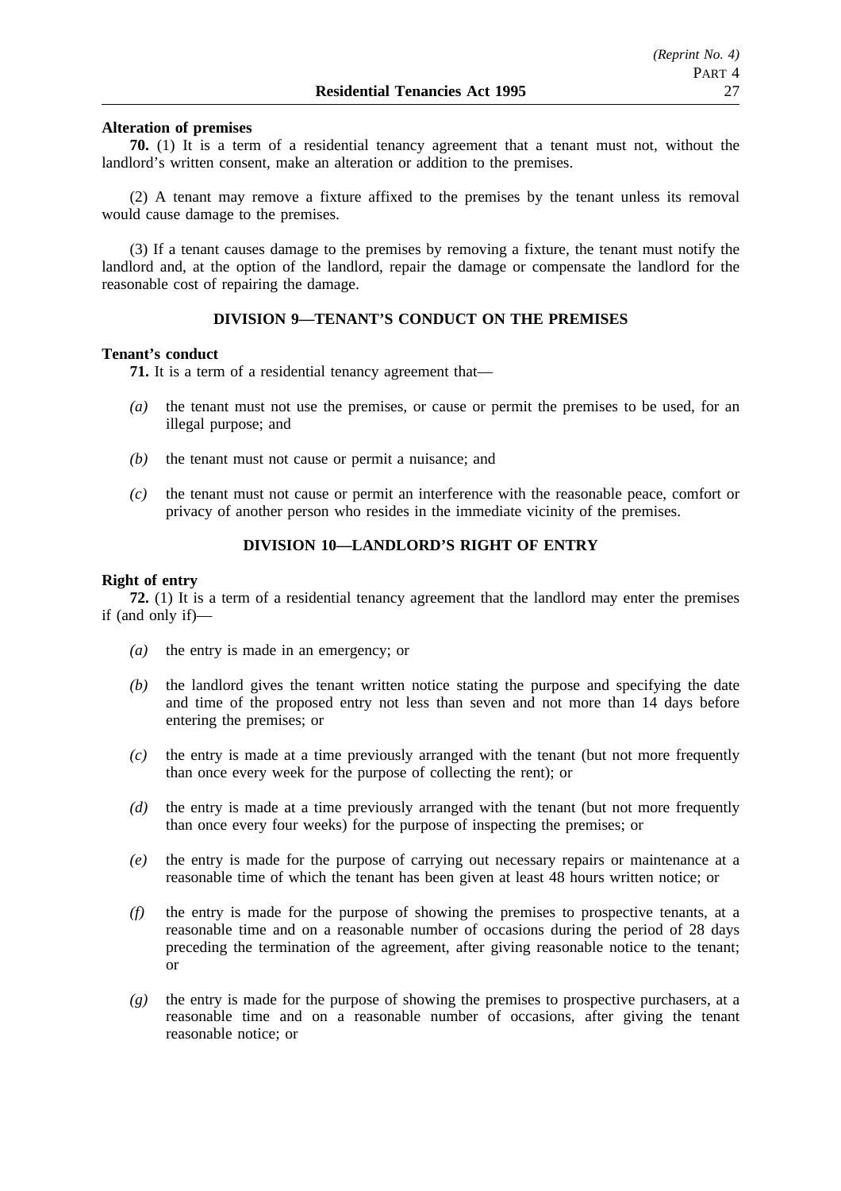**Alteration of premises**

**70.** (1) It is a term of a residential tenancy agreement that a tenant must not, without the landlord's written consent, make an alteration or addition to the premises.

(2) A tenant may remove a fixture affixed to the premises by the tenant unless its removal would cause damage to the premises.

(3) If a tenant causes damage to the premises by removing a fixture, the tenant must notify the landlord and, at the option of the landlord, repair the damage or compensate the landlord for the reasonable cost of repairing the damage.

## DIVISION 9—TENANT'S CONDUCT ON THE PREMISES

**Tenant's conduct**

**71.** It is a term of a residential tenancy agreement that—

*(a)* the tenant must not use the premises, or cause or permit the premises to be used, for an illegal purpose; and

*(b)* the tenant must not cause or permit a nuisance; and

*(c)* the tenant must not cause or permit an interference with the reasonable peace, comfort or privacy of another person who resides in the immediate vicinity of the premises.

## DIVISION 10—LANDLORD'S RIGHT OF ENTRY

**Right of entry**

**72.** (1) It is a term of a residential tenancy agreement that the landlord may enter the premises if (and only if)—

*(a)* the entry is made in an emergency; or

*(b)* the landlord gives the tenant written notice stating the purpose and specifying the date and time of the proposed entry not less than seven and not more than 14 days before entering the premises; or

*(c)* the entry is made at a time previously arranged with the tenant (but not more frequently than once every week for the purpose of collecting the rent); or

*(d)* the entry is made at a time previously arranged with the tenant (but not more frequently than once every four weeks) for the purpose of inspecting the premises; or

*(e)* the entry is made for the purpose of carrying out necessary repairs or maintenance at a reasonable time of which the tenant has been given at least 48 hours written notice; or

*(f)* the entry is made for the purpose of showing the premises to prospective tenants, at a reasonable time and on a reasonable number of occasions during the period of 28 days preceding the termination of the agreement, after giving reasonable notice to the tenant; or

*(g)* the entry is made for the purpose of showing the premises to prospective purchasers, at a reasonable time and on a reasonable number of occasions, after giving the tenant reasonable notice; or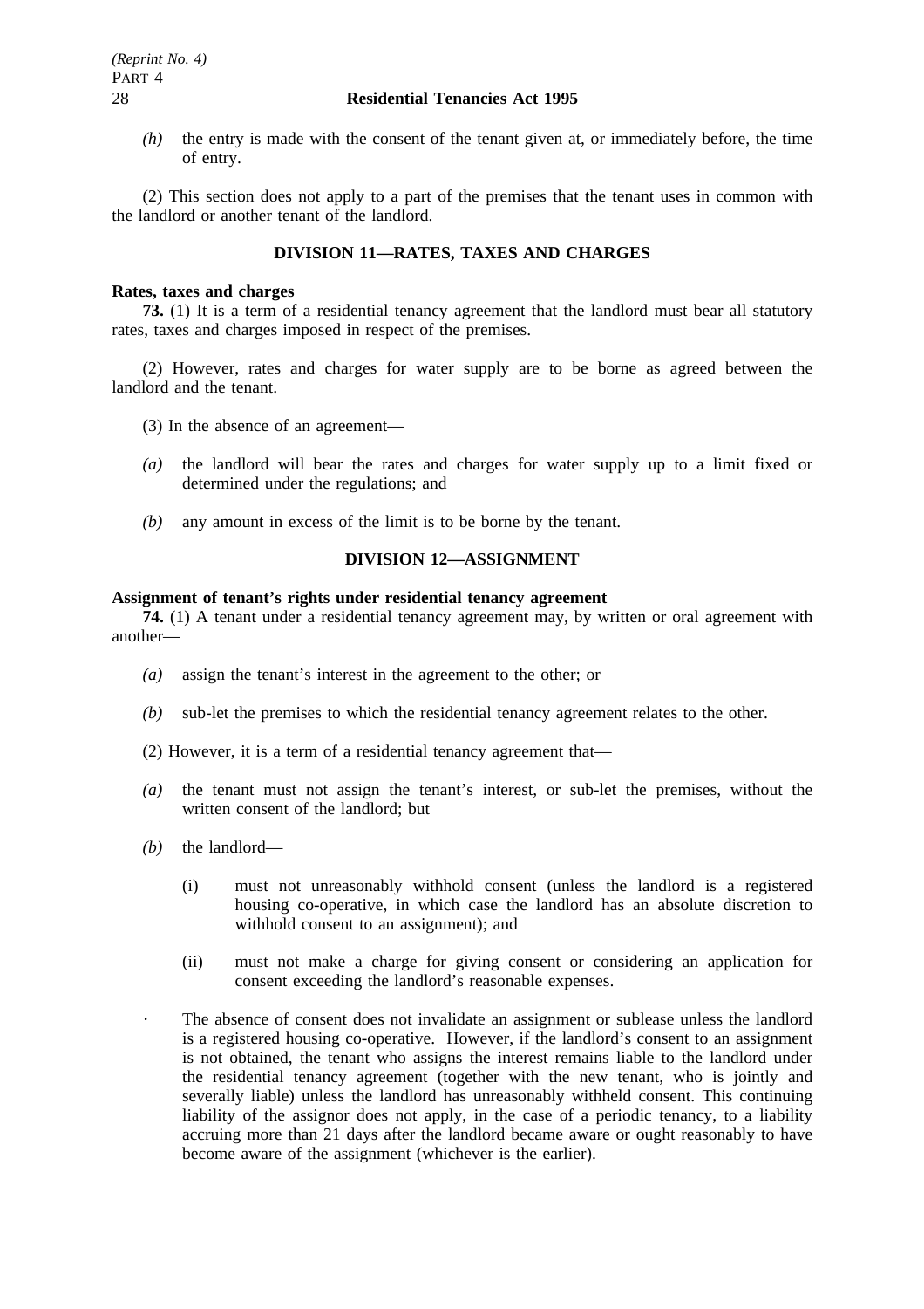*(h)* the entry is made with the consent of the tenant given at, or immediately before, the time of entry.

(2) This section does not apply to a part of the premises that the tenant uses in common with the landlord or another tenant of the landlord.

## DIVISION 11—RATES, TAXES AND CHARGES

**Rates, taxes and charges**

**73.** (1) It is a term of a residential tenancy agreement that the landlord must bear all statutory rates, taxes and charges imposed in respect of the premises.

(2) However, rates and charges for water supply are to be borne as agreed between the landlord and the tenant.

(3) In the absence of an agreement—

*(a)* the landlord will bear the rates and charges for water supply up to a limit fixed or determined under the regulations; and

*(b)* any amount in excess of the limit is to be borne by the tenant.

## DIVISION 12—ASSIGNMENT

**Assignment of tenant's rights under residential tenancy agreement**

**74.** (1) A tenant under a residential tenancy agreement may, by written or oral agreement with another—

*(a)* assign the tenant's interest in the agreement to the other; or

*(b)* sub-let the premises to which the residential tenancy agreement relates to the other.

(2) However, it is a term of a residential tenancy agreement that—

*(a)* the tenant must not assign the tenant's interest, or sub-let the premises, without the written consent of the landlord; but

*(b)* the landlord—

(i) must not unreasonably withhold consent (unless the landlord is a registered housing co-operative, in which case the landlord has an absolute discretion to withhold consent to an assignment); and

(ii) must not make a charge for giving consent or considering an application for consent exceeding the landlord's reasonable expenses.

· The absence of consent does not invalidate an assignment or sublease unless the landlord is a registered housing co-operative. However, if the landlord's consent to an assignment is not obtained, the tenant who assigns the interest remains liable to the landlord under the residential tenancy agreement (together with the new tenant, who is jointly and severally liable) unless the landlord has unreasonably withheld consent. This continuing liability of the assignor does not apply, in the case of a periodic tenancy, to a liability accruing more than 21 days after the landlord became aware or ought reasonably to have become aware of the assignment (whichever is the earlier).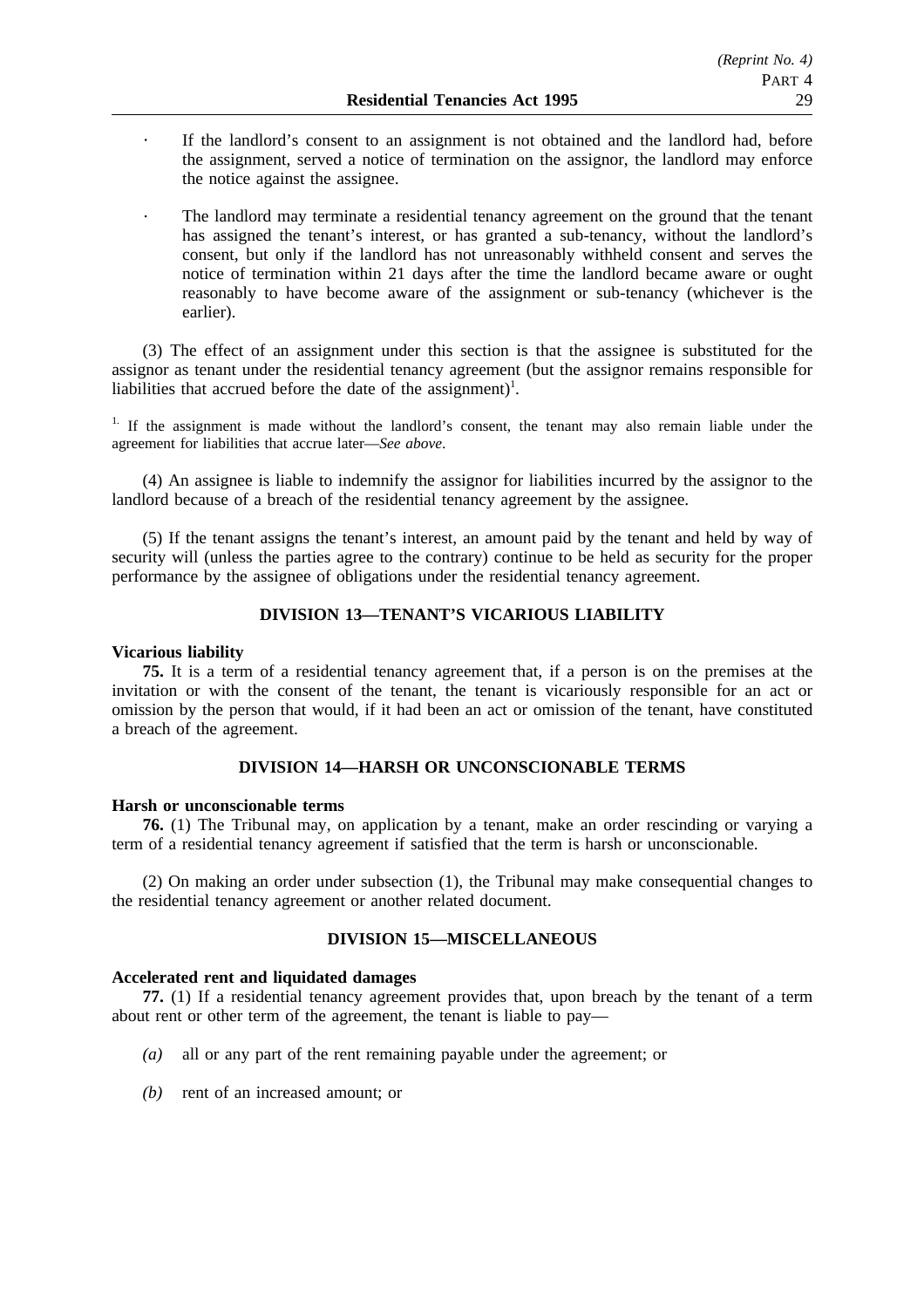- If the landlord's consent to an assignment is not obtained and the landlord had, before the assignment, served a notice of termination on the assignor, the landlord may enforce the notice against the assignee.

- The landlord may terminate a residential tenancy agreement on the ground that the tenant has assigned the tenant's interest, or has granted a sub-tenancy, without the landlord's consent, but only if the landlord has not unreasonably withheld consent and serves the notice of termination within 21 days after the time the landlord became aware or ought reasonably to have become aware of the assignment or sub-tenancy (whichever is the earlier).

(3) The effect of an assignment under this section is that the assignee is substituted for the assignor as tenant under the residential tenancy agreement (but the assignor remains responsible for liabilities that accrued before the date of the assignment)[1].

[1.] If the assignment is made without the landlord's consent, the tenant may also remain liable under the agreement for liabilities that accrue later—*See above*.

(4) An assignee is liable to indemnify the assignor for liabilities incurred by the assignor to the landlord because of a breach of the residential tenancy agreement by the assignee.

(5) If the tenant assigns the tenant's interest, an amount paid by the tenant and held by way of security will (unless the parties agree to the contrary) continue to be held as security for the proper performance by the assignee of obligations under the residential tenancy agreement.

## DIVISION 13—TENANT'S VICARIOUS LIABILITY

**Vicarious liability**

**75.** It is a term of a residential tenancy agreement that, if a person is on the premises at the invitation or with the consent of the tenant, the tenant is vicariously responsible for an act or omission by the person that would, if it had been an act or omission of the tenant, have constituted a breach of the agreement.

## DIVISION 14—HARSH OR UNCONSCIONABLE TERMS

**Harsh or unconscionable terms**

**76.** (1) The Tribunal may, on application by a tenant, make an order rescinding or varying a term of a residential tenancy agreement if satisfied that the term is harsh or unconscionable.

(2) On making an order under subsection (1), the Tribunal may make consequential changes to the residential tenancy agreement or another related document.

## DIVISION 15—MISCELLANEOUS

**Accelerated rent and liquidated damages**

**77.** (1) If a residential tenancy agreement provides that, upon breach by the tenant of a term about rent or other term of the agreement, the tenant is liable to pay—

*(a)* all or any part of the rent remaining payable under the agreement; or

*(b)* rent of an increased amount; or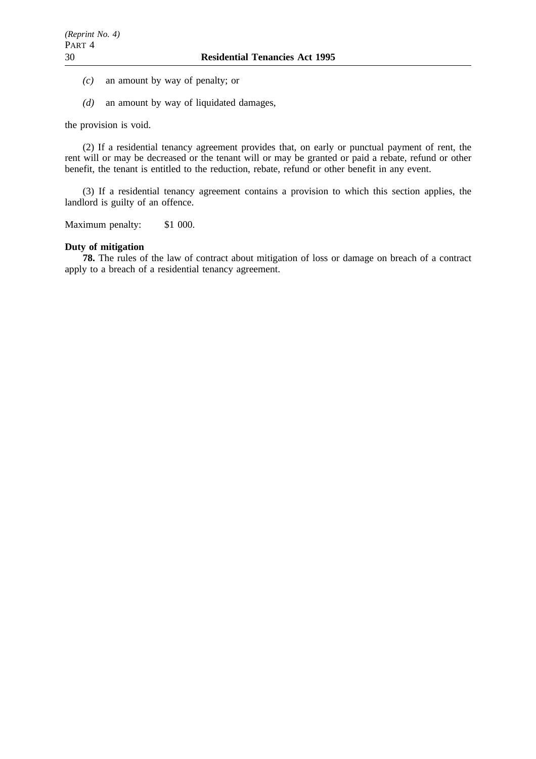*(c)* an amount by way of penalty; or

*(d)* an amount by way of liquidated damages,

the provision is void.

(2) If a residential tenancy agreement provides that, on early or punctual payment of rent, the rent will or may be decreased or the tenant will or may be granted or paid a rebate, refund or other benefit, the tenant is entitled to the reduction, rebate, refund or other benefit in any event.

(3) If a residential tenancy agreement contains a provision to which this section applies, the landlord is guilty of an offence.

Maximum penalty: $1 000.

**Duty of mitigation**

**78.** The rules of the law of contract about mitigation of loss or damage on breach of a contract apply to a breach of a residential tenancy agreement.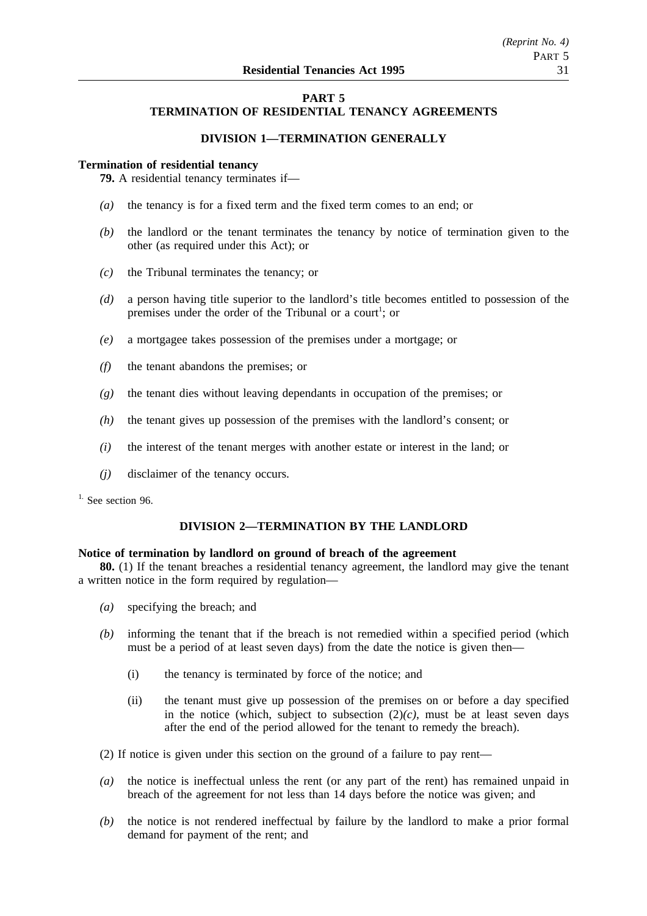# PART 5
# TERMINATION OF RESIDENTIAL TENANCY AGREEMENTS

## DIVISION 1—TERMINATION GENERALLY

**Termination of residential tenancy**

**79.** A residential tenancy terminates if—

*(a)* the tenancy is for a fixed term and the fixed term comes to an end; or

*(b)* the landlord or the tenant terminates the tenancy by notice of termination given to the other (as required under this Act); or

*(c)* the Tribunal terminates the tenancy; or

*(d)* a person having title superior to the landlord's title becomes entitled to possession of the premises under the order of the Tribunal or a court[1]; or

*(e)* a mortgagee takes possession of the premises under a mortgage; or

*(f)* the tenant abandons the premises; or

*(g)* the tenant dies without leaving dependants in occupation of the premises; or

*(h)* the tenant gives up possession of the premises with the landlord's consent; or

*(i)* the interest of the tenant merges with another estate or interest in the land; or

*(j)* disclaimer of the tenancy occurs.

[1] See section 96.

## DIVISION 2—TERMINATION BY THE LANDLORD

**Notice of termination by landlord on ground of breach of the agreement**

**80.** (1) If the tenant breaches a residential tenancy agreement, the landlord may give the tenant a written notice in the form required by regulation—

*(a)* specifying the breach; and

*(b)* informing the tenant that if the breach is not remedied within a specified period (which must be a period of at least seven days) from the date the notice is given then—

(i) the tenancy is terminated by force of the notice; and

(ii) the tenant must give up possession of the premises on or before a day specified in the notice (which, subject to subsection (2)*(c)*, must be at least seven days after the end of the period allowed for the tenant to remedy the breach).

(2) If notice is given under this section on the ground of a failure to pay rent—

*(a)* the notice is ineffectual unless the rent (or any part of the rent) has remained unpaid in breach of the agreement for not less than 14 days before the notice was given; and

*(b)* the notice is not rendered ineffectual by failure by the landlord to make a prior formal demand for payment of the rent; and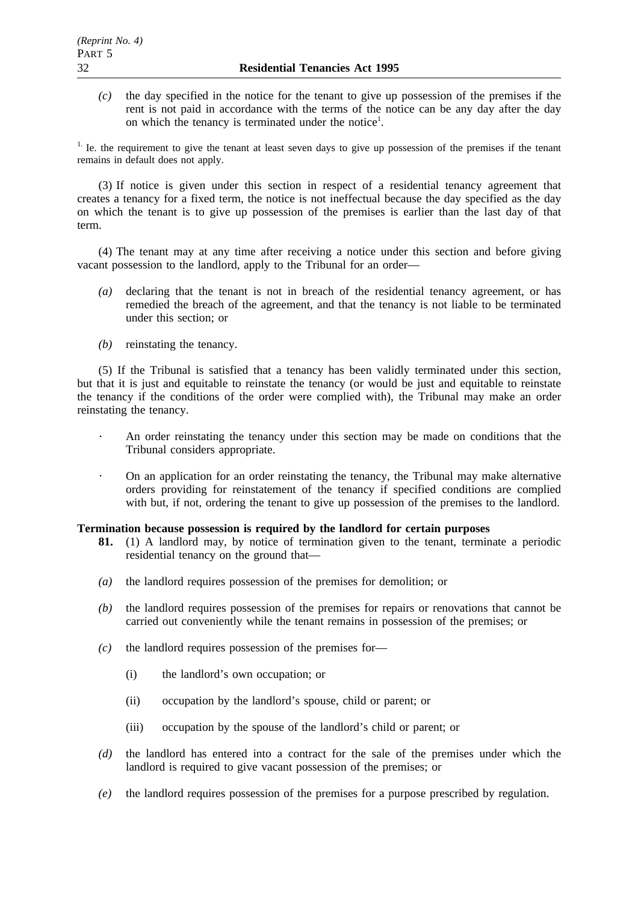*(c)* the day specified in the notice for the tenant to give up possession of the premises if the rent is not paid in accordance with the terms of the notice can be any day after the day on which the tenancy is terminated under the notice[1].

[1.] Ie. the requirement to give the tenant at least seven days to give up possession of the premises if the tenant remains in default does not apply.

(3) If notice is given under this section in respect of a residential tenancy agreement that creates a tenancy for a fixed term, the notice is not ineffectual because the day specified as the day on which the tenant is to give up possession of the premises is earlier than the last day of that term.

(4) The tenant may at any time after receiving a notice under this section and before giving vacant possession to the landlord, apply to the Tribunal for an order—

*(a)* declaring that the tenant is not in breach of the residential tenancy agreement, or has remedied the breach of the agreement, and that the tenancy is not liable to be terminated under this section; or

*(b)* reinstating the tenancy.

(5) If the Tribunal is satisfied that a tenancy has been validly terminated under this section, but that it is just and equitable to reinstate the tenancy (or would be just and equitable to reinstate the tenancy if the conditions of the order were complied with), the Tribunal may make an order reinstating the tenancy.

· An order reinstating the tenancy under this section may be made on conditions that the Tribunal considers appropriate.

· On an application for an order reinstating the tenancy, the Tribunal may make alternative orders providing for reinstatement of the tenancy if specified conditions are complied with but, if not, ordering the tenant to give up possession of the premises to the landlord.

**Termination because possession is required by the landlord for certain purposes**

**81.** (1) A landlord may, by notice of termination given to the tenant, terminate a periodic residential tenancy on the ground that—

*(a)* the landlord requires possession of the premises for demolition; or

*(b)* the landlord requires possession of the premises for repairs or renovations that cannot be carried out conveniently while the tenant remains in possession of the premises; or

*(c)* the landlord requires possession of the premises for—

(i) the landlord's own occupation; or

(ii) occupation by the landlord's spouse, child or parent; or

(iii) occupation by the spouse of the landlord's child or parent; or

*(d)* the landlord has entered into a contract for the sale of the premises under which the landlord is required to give vacant possession of the premises; or

*(e)* the landlord requires possession of the premises for a purpose prescribed by regulation.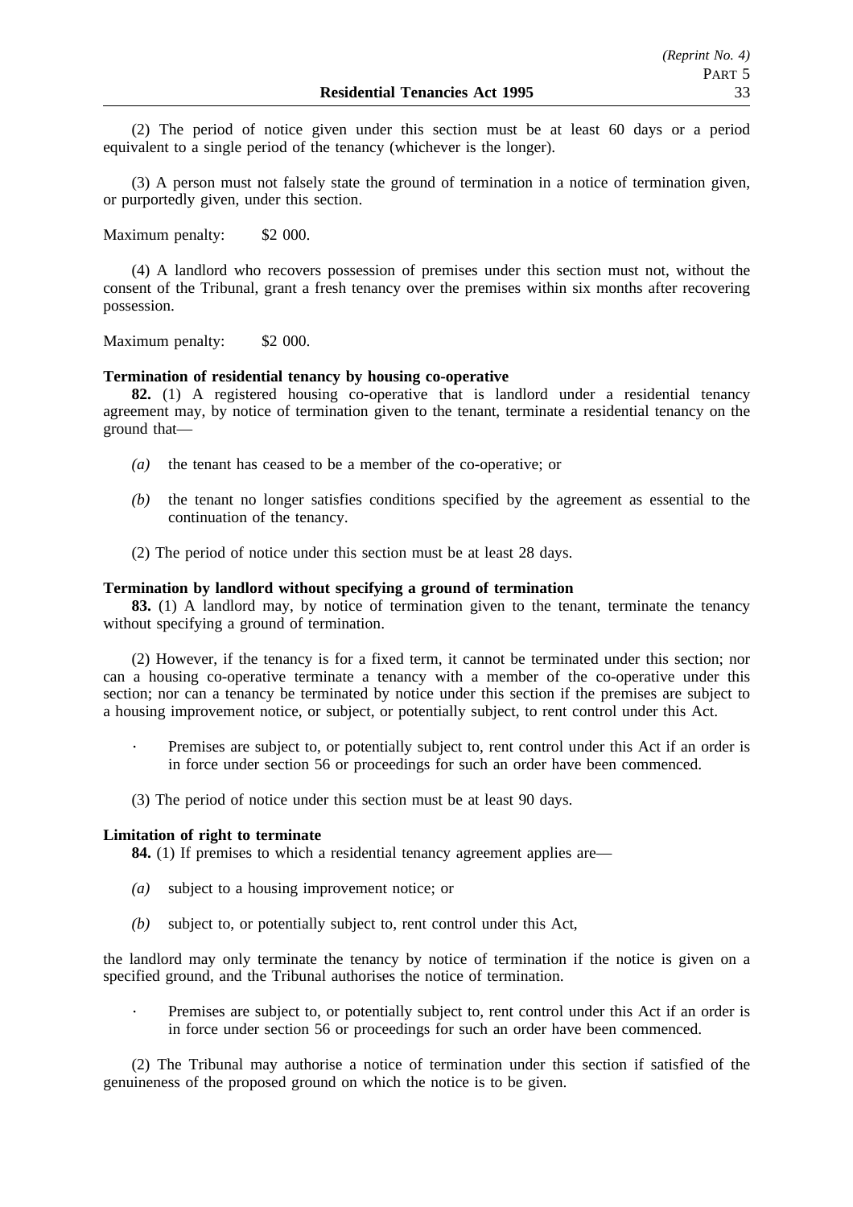(2) The period of notice given under this section must be at least 60 days or a period equivalent to a single period of the tenancy (whichever is the longer).

(3) A person must not falsely state the ground of termination in a notice of termination given, or purportedly given, under this section.

Maximum penalty: $2 000.

(4) A landlord who recovers possession of premises under this section must not, without the consent of the Tribunal, grant a fresh tenancy over the premises within six months after recovering possession.

Maximum penalty: $2 000.

**Termination of residential tenancy by housing co-operative**

**82.** (1) A registered housing co-operative that is landlord under a residential tenancy agreement may, by notice of termination given to the tenant, terminate a residential tenancy on the ground that—

*(a)* the tenant has ceased to be a member of the co-operative; or

*(b)* the tenant no longer satisfies conditions specified by the agreement as essential to the continuation of the tenancy.

(2) The period of notice under this section must be at least 28 days.

**Termination by landlord without specifying a ground of termination**

**83.** (1) A landlord may, by notice of termination given to the tenant, terminate the tenancy without specifying a ground of termination.

(2) However, if the tenancy is for a fixed term, it cannot be terminated under this section; nor can a housing co-operative terminate a tenancy with a member of the co-operative under this section; nor can a tenancy be terminated by notice under this section if the premises are subject to a housing improvement notice, or subject, or potentially subject, to rent control under this Act.

· Premises are subject to, or potentially subject to, rent control under this Act if an order is in force under section 56 or proceedings for such an order have been commenced.

(3) The period of notice under this section must be at least 90 days.

**Limitation of right to terminate**

**84.** (1) If premises to which a residential tenancy agreement applies are—

*(a)* subject to a housing improvement notice; or

*(b)* subject to, or potentially subject to, rent control under this Act,

the landlord may only terminate the tenancy by notice of termination if the notice is given on a specified ground, and the Tribunal authorises the notice of termination.

· Premises are subject to, or potentially subject to, rent control under this Act if an order is in force under section 56 or proceedings for such an order have been commenced.

(2) The Tribunal may authorise a notice of termination under this section if satisfied of the genuineness of the proposed ground on which the notice is to be given.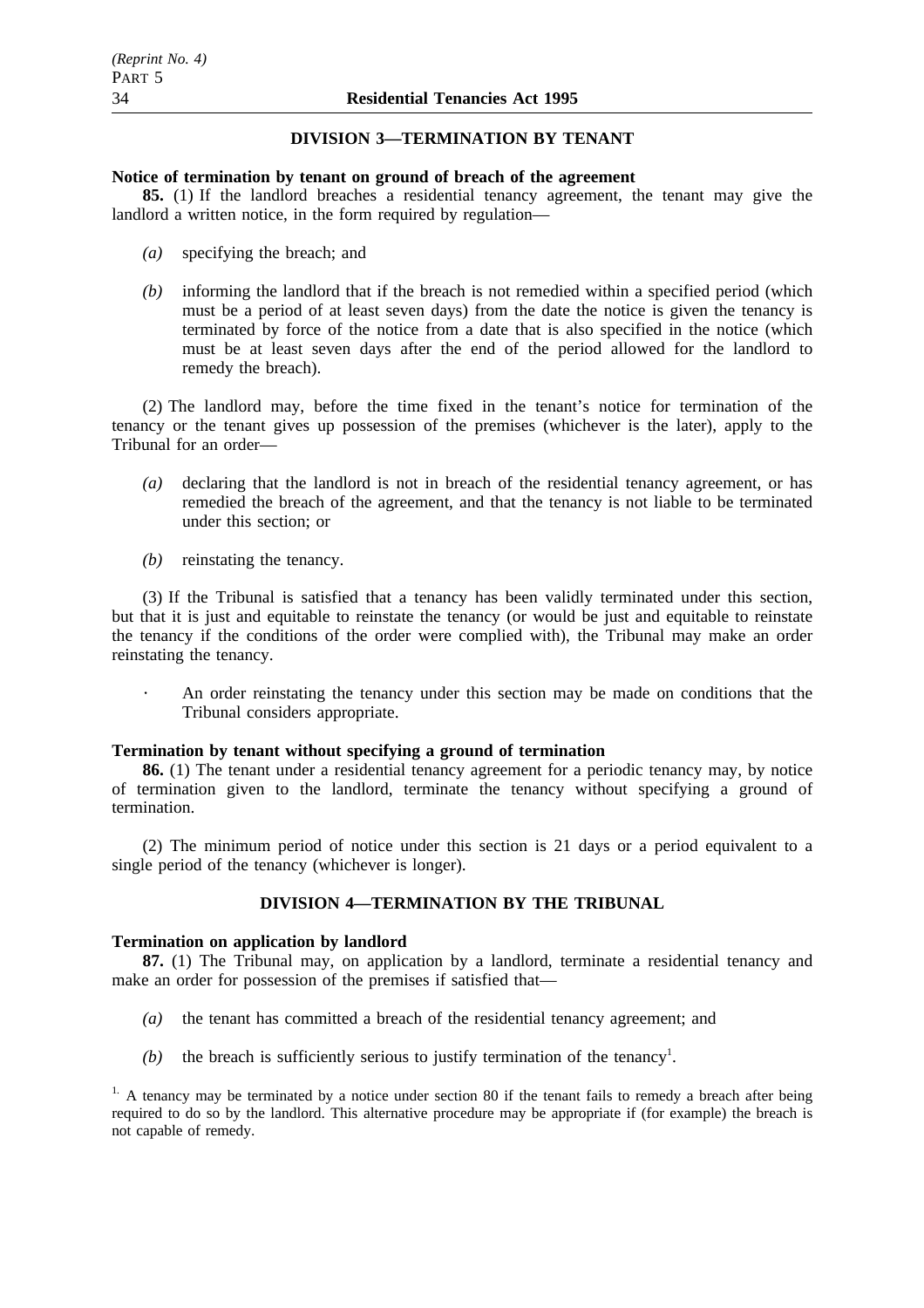## DIVISION 3—TERMINATION BY TENANT

**Notice of termination by tenant on ground of breach of the agreement**

**85.** (1) If the landlord breaches a residential tenancy agreement, the tenant may give the landlord a written notice, in the form required by regulation—

- *(a)* specifying the breach; and
- *(b)* informing the landlord that if the breach is not remedied within a specified period (which must be a period of at least seven days) from the date the notice is given the tenancy is terminated by force of the notice from a date that is also specified in the notice (which must be at least seven days after the end of the period allowed for the landlord to remedy the breach).

(2) The landlord may, before the time fixed in the tenant's notice for termination of the tenancy or the tenant gives up possession of the premises (whichever is the later), apply to the Tribunal for an order—

- *(a)* declaring that the landlord is not in breach of the residential tenancy agreement, or has remedied the breach of the agreement, and that the tenancy is not liable to be terminated under this section; or
- *(b)* reinstating the tenancy.

(3) If the Tribunal is satisfied that a tenancy has been validly terminated under this section, but that it is just and equitable to reinstate the tenancy (or would be just and equitable to reinstate the tenancy if the conditions of the order were complied with), the Tribunal may make an order reinstating the tenancy.

· An order reinstating the tenancy under this section may be made on conditions that the Tribunal considers appropriate.

**Termination by tenant without specifying a ground of termination**

**86.** (1) The tenant under a residential tenancy agreement for a periodic tenancy may, by notice of termination given to the landlord, terminate the tenancy without specifying a ground of termination.

(2) The minimum period of notice under this section is 21 days or a period equivalent to a single period of the tenancy (whichever is longer).

## DIVISION 4—TERMINATION BY THE TRIBUNAL

**Termination on application by landlord**

**87.** (1) The Tribunal may, on application by a landlord, terminate a residential tenancy and make an order for possession of the premises if satisfied that—

- *(a)* the tenant has committed a breach of the residential tenancy agreement; and
- *(b)* the breach is sufficiently serious to justify termination of the tenancy[1].

[1] A tenancy may be terminated by a notice under section 80 if the tenant fails to remedy a breach after being required to do so by the landlord. This alternative procedure may be appropriate if (for example) the breach is not capable of remedy.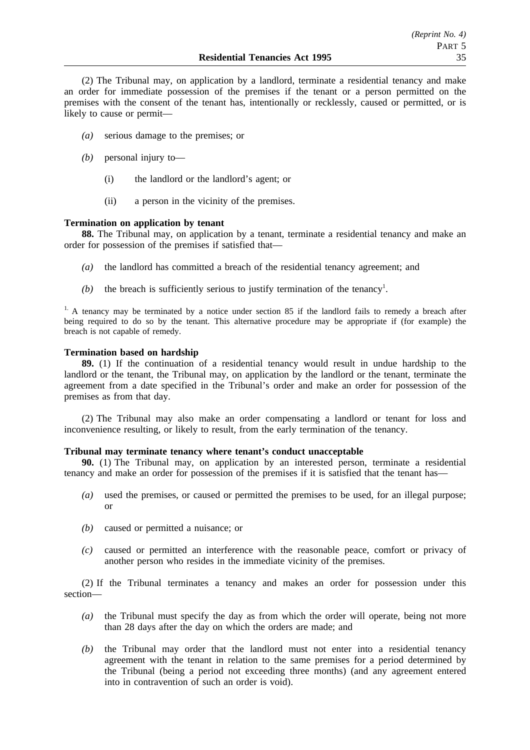(2) The Tribunal may, on application by a landlord, terminate a residential tenancy and make an order for immediate possession of the premises if the tenant or a person permitted on the premises with the consent of the tenant has, intentionally or recklessly, caused or permitted, or is likely to cause or permit—

*(a)* serious damage to the premises; or

*(b)* personal injury to—

(i) the landlord or the landlord's agent; or

(ii) a person in the vicinity of the premises.

**Termination on application by tenant**

**88.** The Tribunal may, on application by a tenant, terminate a residential tenancy and make an order for possession of the premises if satisfied that—

*(a)* the landlord has committed a breach of the residential tenancy agreement; and

*(b)* the breach is sufficiently serious to justify termination of the tenancy[1].

[1.] A tenancy may be terminated by a notice under section 85 if the landlord fails to remedy a breach after being required to do so by the tenant. This alternative procedure may be appropriate if (for example) the breach is not capable of remedy.

**Termination based on hardship**

**89.** (1) If the continuation of a residential tenancy would result in undue hardship to the landlord or the tenant, the Tribunal may, on application by the landlord or the tenant, terminate the agreement from a date specified in the Tribunal's order and make an order for possession of the premises as from that day.

(2) The Tribunal may also make an order compensating a landlord or tenant for loss and inconvenience resulting, or likely to result, from the early termination of the tenancy.

**Tribunal may terminate tenancy where tenant's conduct unacceptable**

**90.** (1) The Tribunal may, on application by an interested person, terminate a residential tenancy and make an order for possession of the premises if it is satisfied that the tenant has—

*(a)* used the premises, or caused or permitted the premises to be used, for an illegal purpose; or

*(b)* caused or permitted a nuisance; or

*(c)* caused or permitted an interference with the reasonable peace, comfort or privacy of another person who resides in the immediate vicinity of the premises.

(2) If the Tribunal terminates a tenancy and makes an order for possession under this section—

*(a)* the Tribunal must specify the day as from which the order will operate, being not more than 28 days after the day on which the orders are made; and

*(b)* the Tribunal may order that the landlord must not enter into a residential tenancy agreement with the tenant in relation to the same premises for a period determined by the Tribunal (being a period not exceeding three months) (and any agreement entered into in contravention of such an order is void).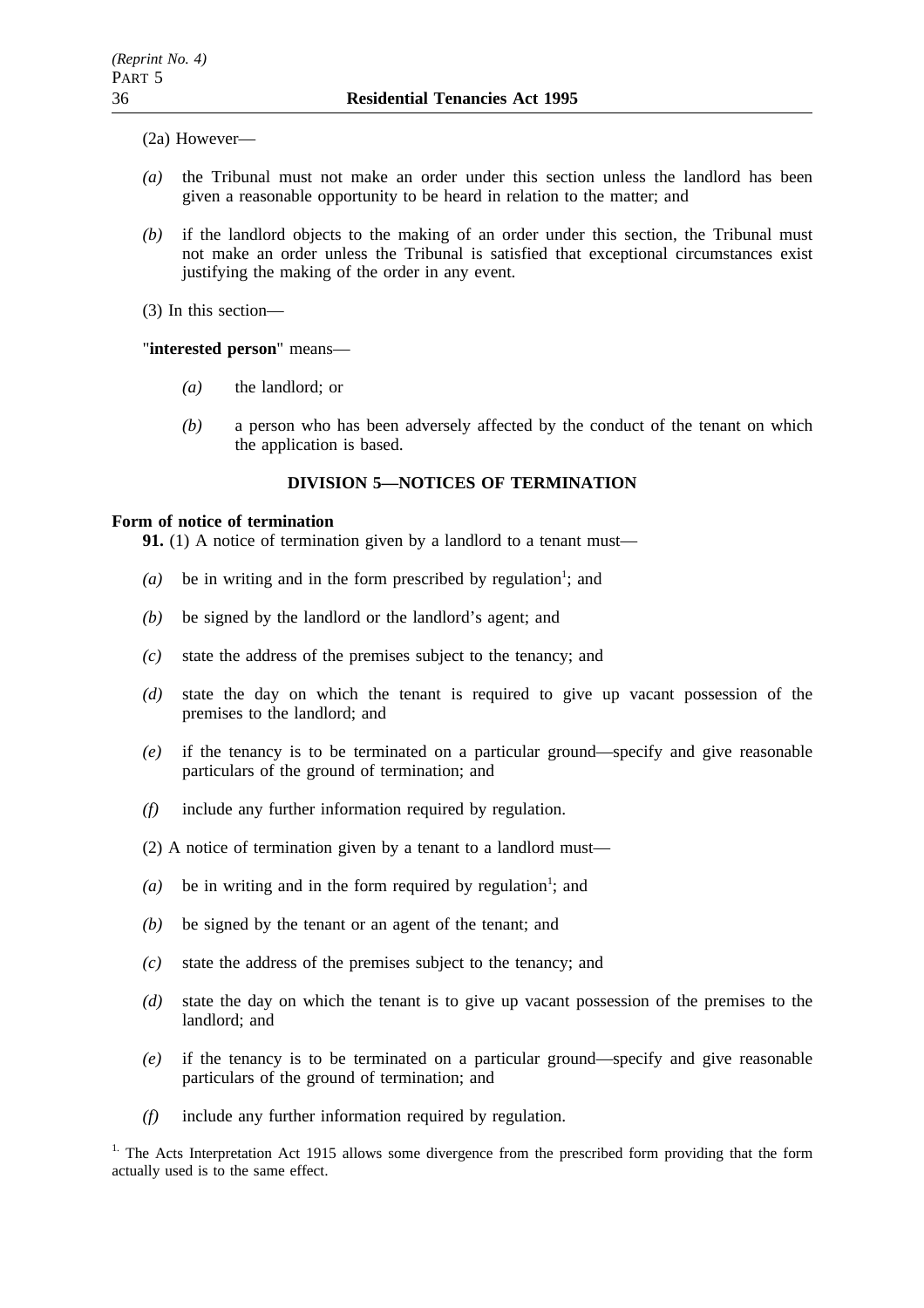(2a) However—

*(a)* the Tribunal must not make an order under this section unless the landlord has been given a reasonable opportunity to be heard in relation to the matter; and

*(b)* if the landlord objects to the making of an order under this section, the Tribunal must not make an order unless the Tribunal is satisfied that exceptional circumstances exist justifying the making of the order in any event.

(3) In this section—

"**interested person**" means—

*(a)* the landlord; or

*(b)* a person who has been adversely affected by the conduct of the tenant on which the application is based.

## DIVISION 5—NOTICES OF TERMINATION

### Form of notice of termination

**91.** (1) A notice of termination given by a landlord to a tenant must—

*(a)* be in writing and in the form prescribed by regulation[1]; and

*(b)* be signed by the landlord or the landlord's agent; and

*(c)* state the address of the premises subject to the tenancy; and

*(d)* state the day on which the tenant is required to give up vacant possession of the premises to the landlord; and

*(e)* if the tenancy is to be terminated on a particular ground—specify and give reasonable particulars of the ground of termination; and

*(f)* include any further information required by regulation.

(2) A notice of termination given by a tenant to a landlord must—

*(a)* be in writing and in the form required by regulation[1]; and

*(b)* be signed by the tenant or an agent of the tenant; and

*(c)* state the address of the premises subject to the tenancy; and

*(d)* state the day on which the tenant is to give up vacant possession of the premises to the landlord; and

*(e)* if the tenancy is to be terminated on a particular ground—specify and give reasonable particulars of the ground of termination; and

*(f)* include any further information required by regulation.

[1] The Acts Interpretation Act 1915 allows some divergence from the prescribed form providing that the form actually used is to the same effect.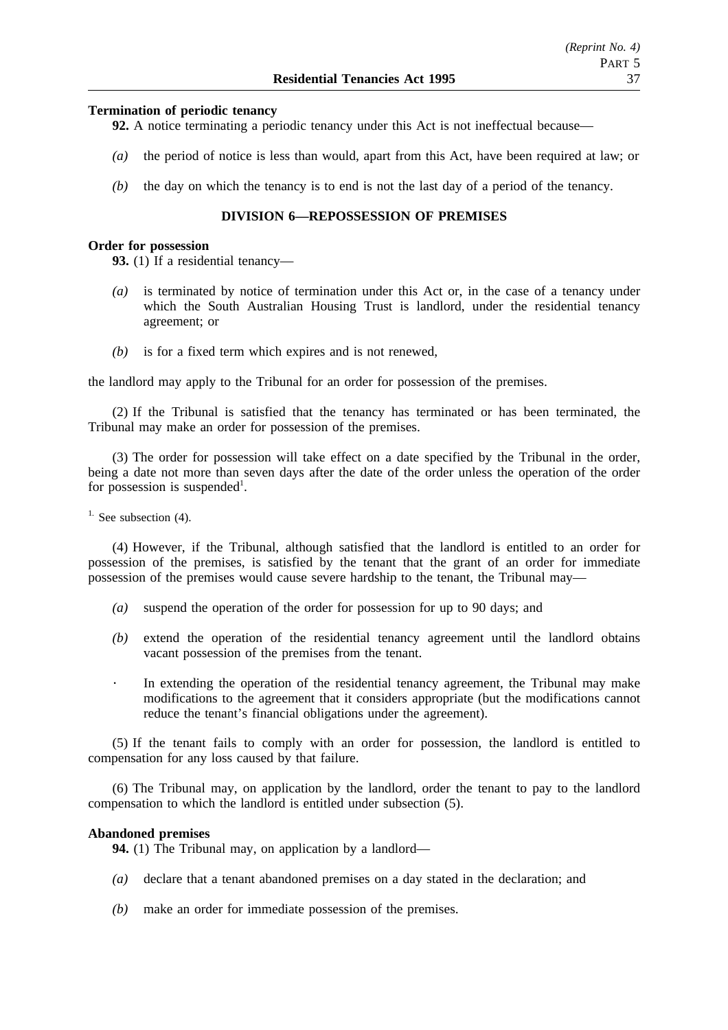**Termination of periodic tenancy**

**92.** A notice terminating a periodic tenancy under this Act is not ineffectual because—

- *(a)* the period of notice is less than would, apart from this Act, have been required at law; or
- *(b)* the day on which the tenancy is to end is not the last day of a period of the tenancy.

## DIVISION 6—REPOSSESSION OF PREMISES

**Order for possession**

**93.** (1) If a residential tenancy—

- *(a)* is terminated by notice of termination under this Act or, in the case of a tenancy under which the South Australian Housing Trust is landlord, under the residential tenancy agreement; or
- *(b)* is for a fixed term which expires and is not renewed,

the landlord may apply to the Tribunal for an order for possession of the premises.

(2) If the Tribunal is satisfied that the tenancy has terminated or has been terminated, the Tribunal may make an order for possession of the premises.

(3) The order for possession will take effect on a date specified by the Tribunal in the order, being a date not more than seven days after the date of the order unless the operation of the order for possession is suspended[1].

[1] See subsection (4).

(4) However, if the Tribunal, although satisfied that the landlord is entitled to an order for possession of the premises, is satisfied by the tenant that the grant of an order for immediate possession of the premises would cause severe hardship to the tenant, the Tribunal may—

- *(a)* suspend the operation of the order for possession for up to 90 days; and
- *(b)* extend the operation of the residential tenancy agreement until the landlord obtains vacant possession of the premises from the tenant.
- · In extending the operation of the residential tenancy agreement, the Tribunal may make modifications to the agreement that it considers appropriate (but the modifications cannot reduce the tenant's financial obligations under the agreement).

(5) If the tenant fails to comply with an order for possession, the landlord is entitled to compensation for any loss caused by that failure.

(6) The Tribunal may, on application by the landlord, order the tenant to pay to the landlord compensation to which the landlord is entitled under subsection (5).

**Abandoned premises**

**94.** (1) The Tribunal may, on application by a landlord—

- *(a)* declare that a tenant abandoned premises on a day stated in the declaration; and
- *(b)* make an order for immediate possession of the premises.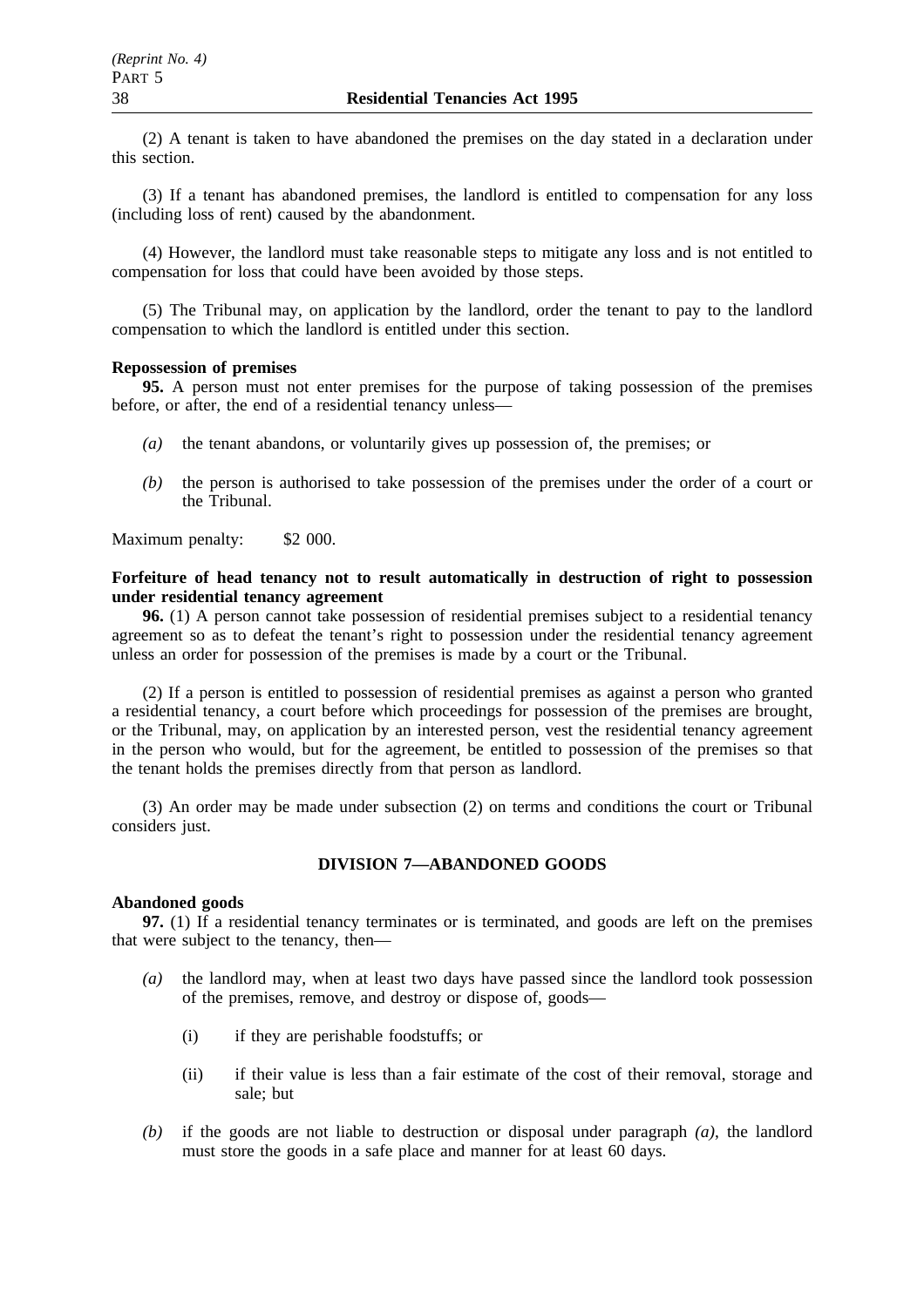(2) A tenant is taken to have abandoned the premises on the day stated in a declaration under this section.

(3) If a tenant has abandoned premises, the landlord is entitled to compensation for any loss (including loss of rent) caused by the abandonment.

(4) However, the landlord must take reasonable steps to mitigate any loss and is not entitled to compensation for loss that could have been avoided by those steps.

(5) The Tribunal may, on application by the landlord, order the tenant to pay to the landlord compensation to which the landlord is entitled under this section.

**Repossession of premises**

**95.** A person must not enter premises for the purpose of taking possession of the premises before, or after, the end of a residential tenancy unless—

- *(a)* the tenant abandons, or voluntarily gives up possession of, the premises; or
- *(b)* the person is authorised to take possession of the premises under the order of a court or the Tribunal.

Maximum penalty: $2 000.

**Forfeiture of head tenancy not to result automatically in destruction of right to possession under residential tenancy agreement**

**96.** (1) A person cannot take possession of residential premises subject to a residential tenancy agreement so as to defeat the tenant's right to possession under the residential tenancy agreement unless an order for possession of the premises is made by a court or the Tribunal.

(2) If a person is entitled to possession of residential premises as against a person who granted a residential tenancy, a court before which proceedings for possession of the premises are brought, or the Tribunal, may, on application by an interested person, vest the residential tenancy agreement in the person who would, but for the agreement, be entitled to possession of the premises so that the tenant holds the premises directly from that person as landlord.

(3) An order may be made under subsection (2) on terms and conditions the court or Tribunal considers just.

## DIVISION 7—ABANDONED GOODS

**Abandoned goods**

**97.** (1) If a residential tenancy terminates or is terminated, and goods are left on the premises that were subject to the tenancy, then—

- *(a)* the landlord may, when at least two days have passed since the landlord took possession of the premises, remove, and destroy or dispose of, goods—
  - (i) if they are perishable foodstuffs; or
  - (ii) if their value is less than a fair estimate of the cost of their removal, storage and sale; but
- *(b)* if the goods are not liable to destruction or disposal under paragraph *(a)*, the landlord must store the goods in a safe place and manner for at least 60 days.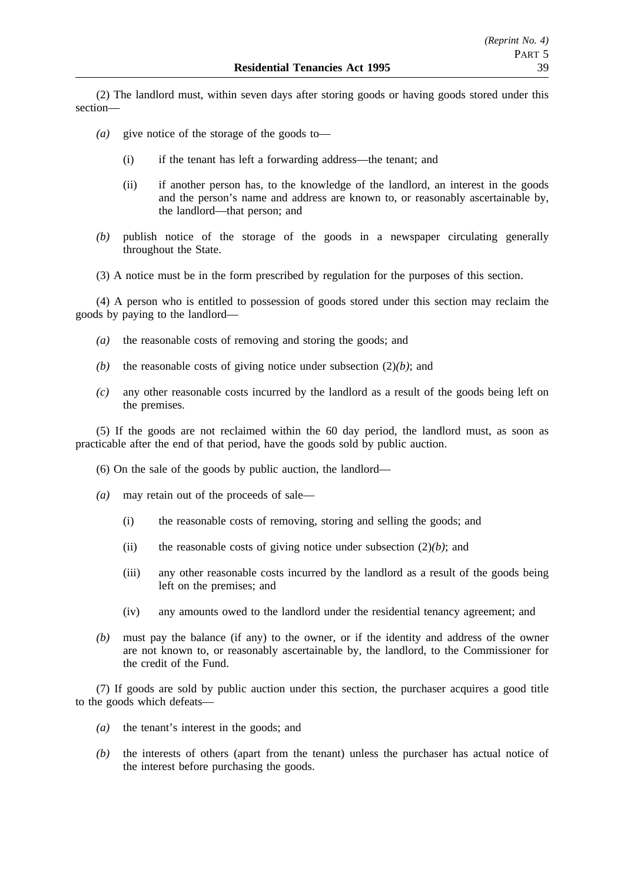(2) The landlord must, within seven days after storing goods or having goods stored under this section—

- *(a)* give notice of the storage of the goods to—
  - (i) if the tenant has left a forwarding address—the tenant; and
  - (ii) if another person has, to the knowledge of the landlord, an interest in the goods and the person's name and address are known to, or reasonably ascertainable by, the landlord—that person; and
- *(b)* publish notice of the storage of the goods in a newspaper circulating generally throughout the State.

(3) A notice must be in the form prescribed by regulation for the purposes of this section.

(4) A person who is entitled to possession of goods stored under this section may reclaim the goods by paying to the landlord—

- *(a)* the reasonable costs of removing and storing the goods; and
- *(b)* the reasonable costs of giving notice under subsection (2)*(b)*; and
- *(c)* any other reasonable costs incurred by the landlord as a result of the goods being left on the premises.

(5) If the goods are not reclaimed within the 60 day period, the landlord must, as soon as practicable after the end of that period, have the goods sold by public auction.

(6) On the sale of the goods by public auction, the landlord—

- *(a)* may retain out of the proceeds of sale—
  - (i) the reasonable costs of removing, storing and selling the goods; and
  - (ii) the reasonable costs of giving notice under subsection (2)*(b)*; and
  - (iii) any other reasonable costs incurred by the landlord as a result of the goods being left on the premises; and
  - (iv) any amounts owed to the landlord under the residential tenancy agreement; and
- *(b)* must pay the balance (if any) to the owner, or if the identity and address of the owner are not known to, or reasonably ascertainable by, the landlord, to the Commissioner for the credit of the Fund.

(7) If goods are sold by public auction under this section, the purchaser acquires a good title to the goods which defeats—

- *(a)* the tenant's interest in the goods; and
- *(b)* the interests of others (apart from the tenant) unless the purchaser has actual notice of the interest before purchasing the goods.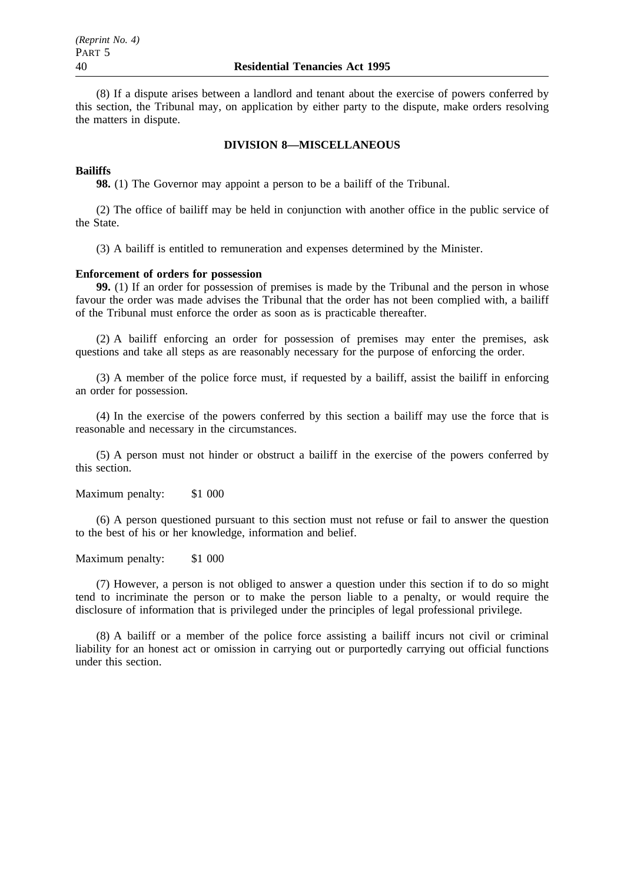(8) If a dispute arises between a landlord and tenant about the exercise of powers conferred by this section, the Tribunal may, on application by either party to the dispute, make orders resolving the matters in dispute.

## DIVISION 8—MISCELLANEOUS

**Bailiffs**

**98.** (1) The Governor may appoint a person to be a bailiff of the Tribunal.

(2) The office of bailiff may be held in conjunction with another office in the public service of the State.

(3) A bailiff is entitled to remuneration and expenses determined by the Minister.

**Enforcement of orders for possession**

**99.** (1) If an order for possession of premises is made by the Tribunal and the person in whose favour the order was made advises the Tribunal that the order has not been complied with, a bailiff of the Tribunal must enforce the order as soon as is practicable thereafter.

(2) A bailiff enforcing an order for possession of premises may enter the premises, ask questions and take all steps as are reasonably necessary for the purpose of enforcing the order.

(3) A member of the police force must, if requested by a bailiff, assist the bailiff in enforcing an order for possession.

(4) In the exercise of the powers conferred by this section a bailiff may use the force that is reasonable and necessary in the circumstances.

(5) A person must not hinder or obstruct a bailiff in the exercise of the powers conferred by this section.

Maximum penalty: $1 000

(6) A person questioned pursuant to this section must not refuse or fail to answer the question to the best of his or her knowledge, information and belief.

Maximum penalty: $1 000

(7) However, a person is not obliged to answer a question under this section if to do so might tend to incriminate the person or to make the person liable to a penalty, or would require the disclosure of information that is privileged under the principles of legal professional privilege.

(8) A bailiff or a member of the police force assisting a bailiff incurs not civil or criminal liability for an honest act or omission in carrying out or purportedly carrying out official functions under this section.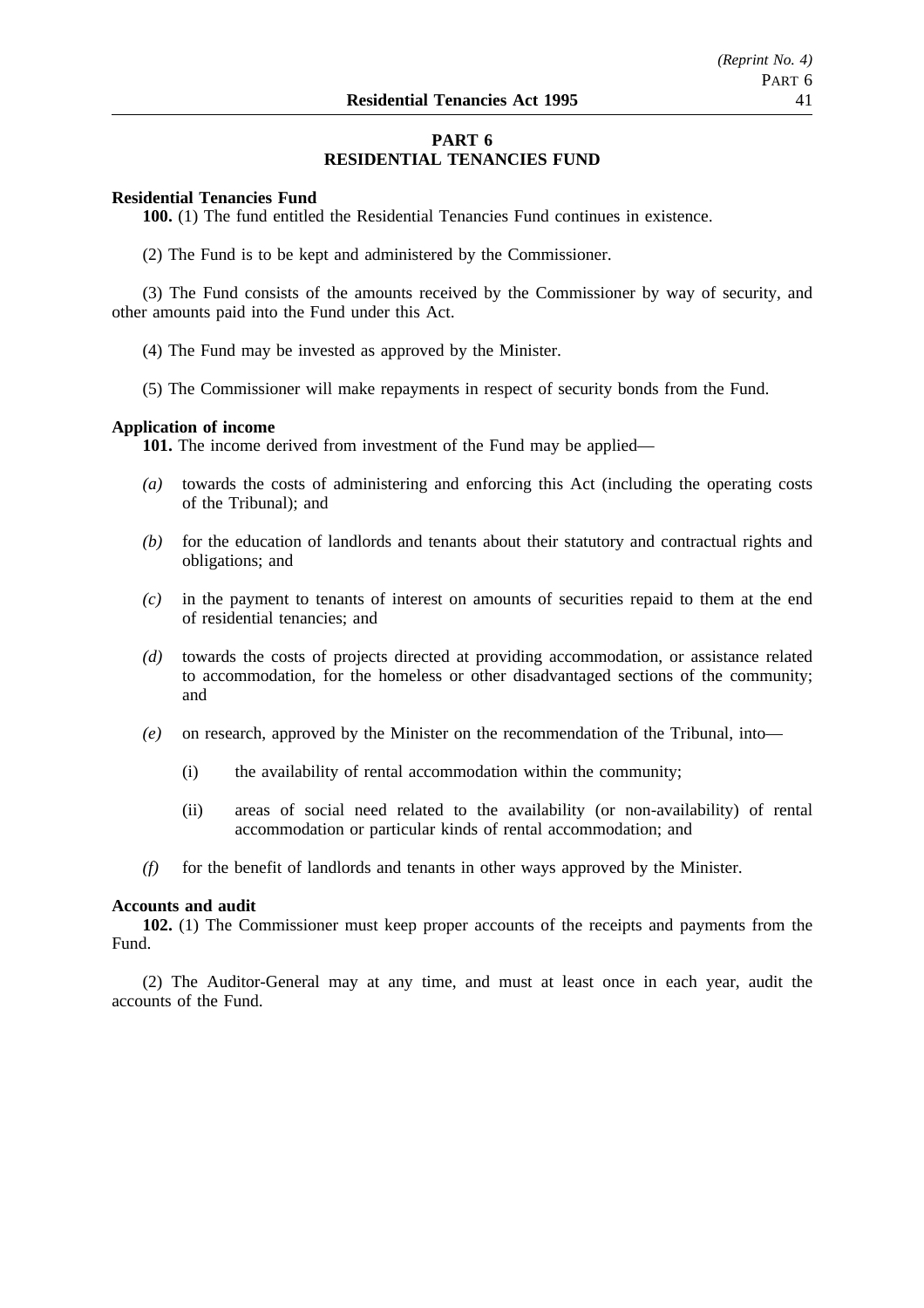# PART 6
# RESIDENTIAL TENANCIES FUND

**Residential Tenancies Fund**

**100.** (1) The fund entitled the Residential Tenancies Fund continues in existence.

(2) The Fund is to be kept and administered by the Commissioner.

(3) The Fund consists of the amounts received by the Commissioner by way of security, and other amounts paid into the Fund under this Act.

(4) The Fund may be invested as approved by the Minister.

(5) The Commissioner will make repayments in respect of security bonds from the Fund.

**Application of income**

**101.** The income derived from investment of the Fund may be applied—

*(a)* towards the costs of administering and enforcing this Act (including the operating costs of the Tribunal); and

*(b)* for the education of landlords and tenants about their statutory and contractual rights and obligations; and

*(c)* in the payment to tenants of interest on amounts of securities repaid to them at the end of residential tenancies; and

*(d)* towards the costs of projects directed at providing accommodation, or assistance related to accommodation, for the homeless or other disadvantaged sections of the community; and

*(e)* on research, approved by the Minister on the recommendation of the Tribunal, into—

(i) the availability of rental accommodation within the community;

(ii) areas of social need related to the availability (or non-availability) of rental accommodation or particular kinds of rental accommodation; and

*(f)* for the benefit of landlords and tenants in other ways approved by the Minister.

**Accounts and audit**

**102.** (1) The Commissioner must keep proper accounts of the receipts and payments from the Fund.

(2) The Auditor-General may at any time, and must at least once in each year, audit the accounts of the Fund.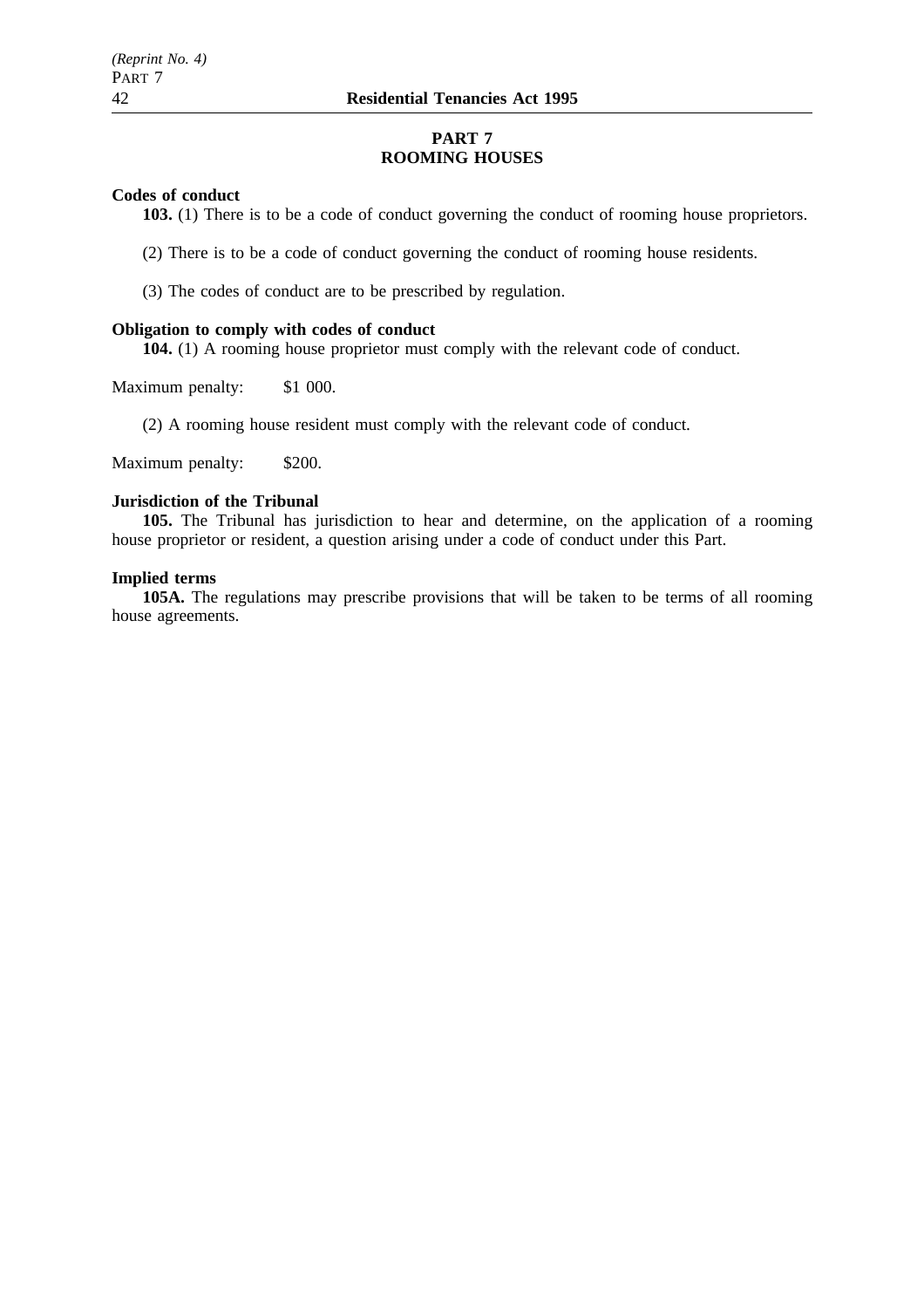## PART 7
## ROOMING HOUSES

**Codes of conduct**

**103.** (1) There is to be a code of conduct governing the conduct of rooming house proprietors.

(2) There is to be a code of conduct governing the conduct of rooming house residents.

(3) The codes of conduct are to be prescribed by regulation.

**Obligation to comply with codes of conduct**

**104.** (1) A rooming house proprietor must comply with the relevant code of conduct.

Maximum penalty: $1 000.

(2) A rooming house resident must comply with the relevant code of conduct.

Maximum penalty: $200.

**Jurisdiction of the Tribunal**

**105.** The Tribunal has jurisdiction to hear and determine, on the application of a rooming house proprietor or resident, a question arising under a code of conduct under this Part.

**Implied terms**

**105A.** The regulations may prescribe provisions that will be taken to be terms of all rooming house agreements.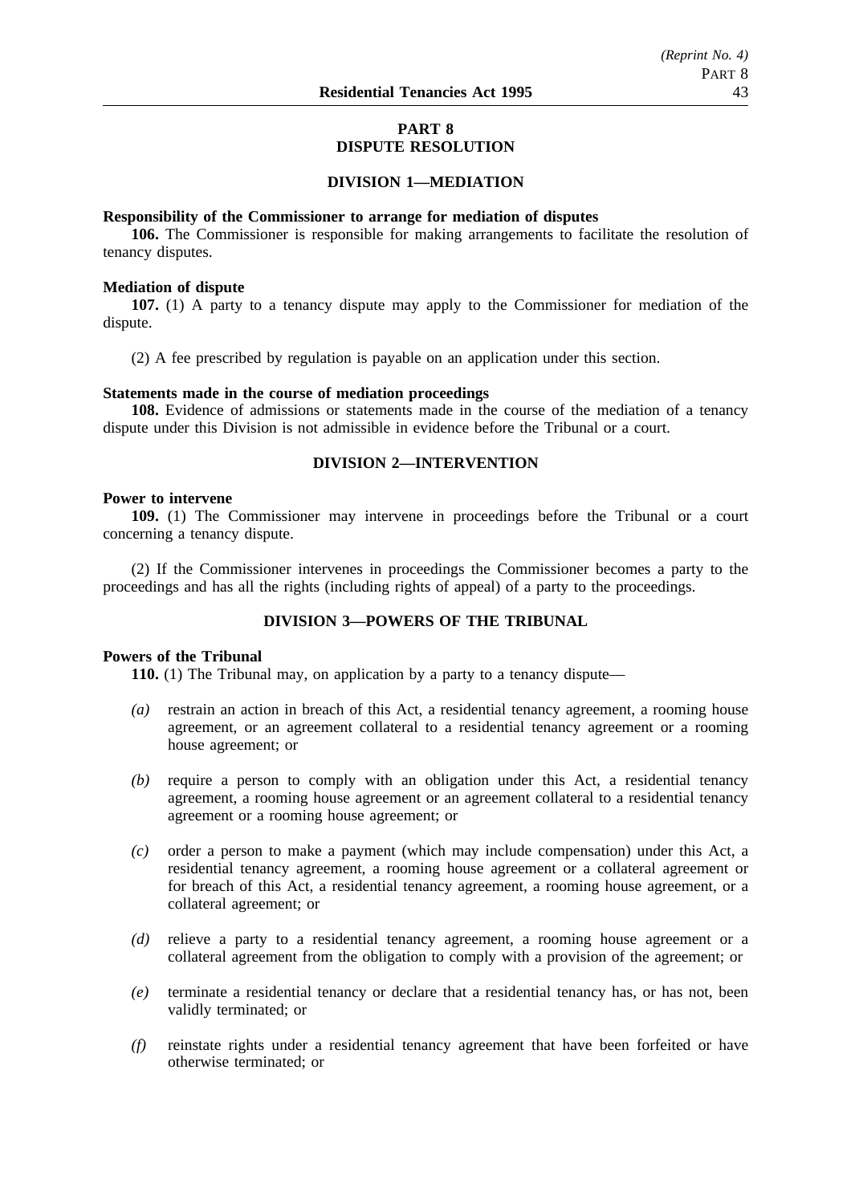# PART 8
# DISPUTE RESOLUTION

## DIVISION 1—MEDIATION

**Responsibility of the Commissioner to arrange for mediation of disputes**

**106.** The Commissioner is responsible for making arrangements to facilitate the resolution of tenancy disputes.

**Mediation of dispute**

**107.** (1) A party to a tenancy dispute may apply to the Commissioner for mediation of the dispute.

(2) A fee prescribed by regulation is payable on an application under this section.

**Statements made in the course of mediation proceedings**

**108.** Evidence of admissions or statements made in the course of the mediation of a tenancy dispute under this Division is not admissible in evidence before the Tribunal or a court.

## DIVISION 2—INTERVENTION

**Power to intervene**

**109.** (1) The Commissioner may intervene in proceedings before the Tribunal or a court concerning a tenancy dispute.

(2) If the Commissioner intervenes in proceedings the Commissioner becomes a party to the proceedings and has all the rights (including rights of appeal) of a party to the proceedings.

## DIVISION 3—POWERS OF THE TRIBUNAL

**Powers of the Tribunal**

**110.** (1) The Tribunal may, on application by a party to a tenancy dispute—

*(a)* restrain an action in breach of this Act, a residential tenancy agreement, a rooming house agreement, or an agreement collateral to a residential tenancy agreement or a rooming house agreement; or

*(b)* require a person to comply with an obligation under this Act, a residential tenancy agreement, a rooming house agreement or an agreement collateral to a residential tenancy agreement or a rooming house agreement; or

*(c)* order a person to make a payment (which may include compensation) under this Act, a residential tenancy agreement, a rooming house agreement or a collateral agreement or for breach of this Act, a residential tenancy agreement, a rooming house agreement, or a collateral agreement; or

*(d)* relieve a party to a residential tenancy agreement, a rooming house agreement or a collateral agreement from the obligation to comply with a provision of the agreement; or

*(e)* terminate a residential tenancy or declare that a residential tenancy has, or has not, been validly terminated; or

*(f)* reinstate rights under a residential tenancy agreement that have been forfeited or have otherwise terminated; or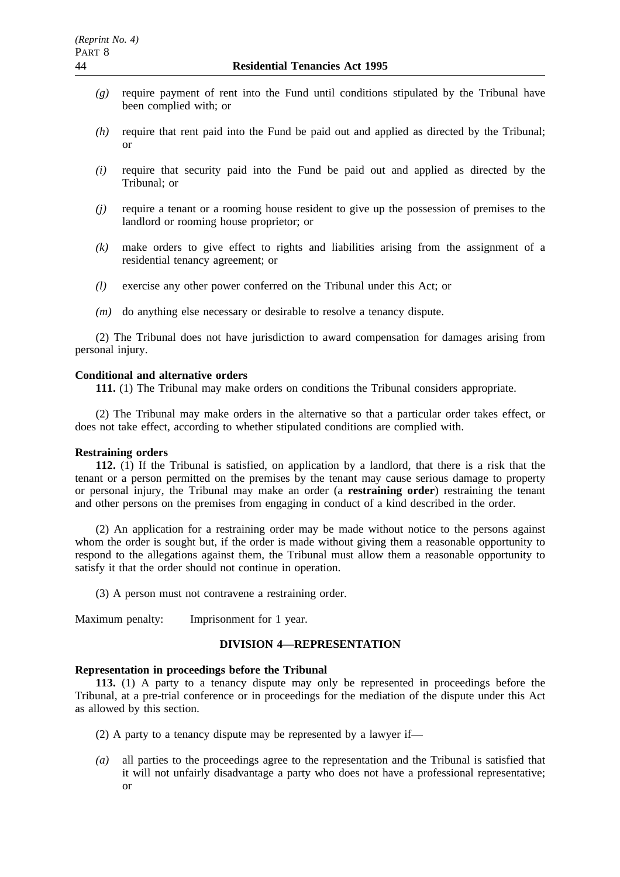*(g)* require payment of rent into the Fund until conditions stipulated by the Tribunal have been complied with; or

*(h)* require that rent paid into the Fund be paid out and applied as directed by the Tribunal; or

*(i)* require that security paid into the Fund be paid out and applied as directed by the Tribunal; or

*(j)* require a tenant or a rooming house resident to give up the possession of premises to the landlord or rooming house proprietor; or

*(k)* make orders to give effect to rights and liabilities arising from the assignment of a residential tenancy agreement; or

*(l)* exercise any other power conferred on the Tribunal under this Act; or

*(m)* do anything else necessary or desirable to resolve a tenancy dispute.

(2) The Tribunal does not have jurisdiction to award compensation for damages arising from personal injury.

**Conditional and alternative orders**

**111.** (1) The Tribunal may make orders on conditions the Tribunal considers appropriate.

(2) The Tribunal may make orders in the alternative so that a particular order takes effect, or does not take effect, according to whether stipulated conditions are complied with.

**Restraining orders**

**112.** (1) If the Tribunal is satisfied, on application by a landlord, that there is a risk that the tenant or a person permitted on the premises by the tenant may cause serious damage to property or personal injury, the Tribunal may make an order (a **restraining order**) restraining the tenant and other persons on the premises from engaging in conduct of a kind described in the order.

(2) An application for a restraining order may be made without notice to the persons against whom the order is sought but, if the order is made without giving them a reasonable opportunity to respond to the allegations against them, the Tribunal must allow them a reasonable opportunity to satisfy it that the order should not continue in operation.

(3) A person must not contravene a restraining order.

Maximum penalty: Imprisonment for 1 year.

## DIVISION 4—REPRESENTATION

**Representation in proceedings before the Tribunal**

**113.** (1) A party to a tenancy dispute may only be represented in proceedings before the Tribunal, at a pre-trial conference or in proceedings for the mediation of the dispute under this Act as allowed by this section.

(2) A party to a tenancy dispute may be represented by a lawyer if—

*(a)* all parties to the proceedings agree to the representation and the Tribunal is satisfied that it will not unfairly disadvantage a party who does not have a professional representative; or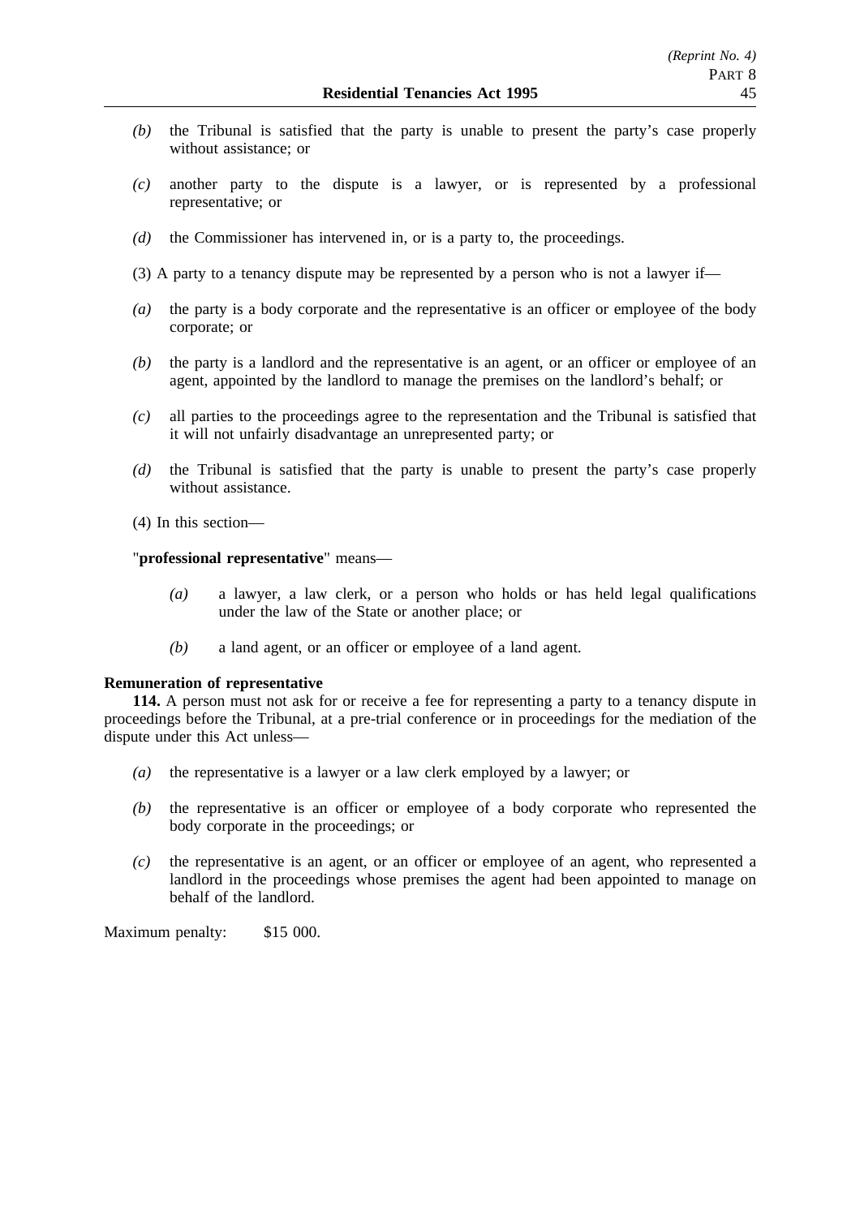*(b)* the Tribunal is satisfied that the party is unable to present the party's case properly without assistance; or

*(c)* another party to the dispute is a lawyer, or is represented by a professional representative; or

*(d)* the Commissioner has intervened in, or is a party to, the proceedings.

(3) A party to a tenancy dispute may be represented by a person who is not a lawyer if—

*(a)* the party is a body corporate and the representative is an officer or employee of the body corporate; or

*(b)* the party is a landlord and the representative is an agent, or an officer or employee of an agent, appointed by the landlord to manage the premises on the landlord's behalf; or

*(c)* all parties to the proceedings agree to the representation and the Tribunal is satisfied that it will not unfairly disadvantage an unrepresented party; or

*(d)* the Tribunal is satisfied that the party is unable to present the party's case properly without assistance.

(4) In this section—

"**professional representative**" means—

*(a)* a lawyer, a law clerk, or a person who holds or has held legal qualifications under the law of the State or another place; or

*(b)* a land agent, or an officer or employee of a land agent.

**Remuneration of representative**

**114.** A person must not ask for or receive a fee for representing a party to a tenancy dispute in proceedings before the Tribunal, at a pre-trial conference or in proceedings for the mediation of the dispute under this Act unless—

*(a)* the representative is a lawyer or a law clerk employed by a lawyer; or

*(b)* the representative is an officer or employee of a body corporate who represented the body corporate in the proceedings; or

*(c)* the representative is an agent, or an officer or employee of an agent, who represented a landlord in the proceedings whose premises the agent had been appointed to manage on behalf of the landlord.

Maximum penalty: $15 000.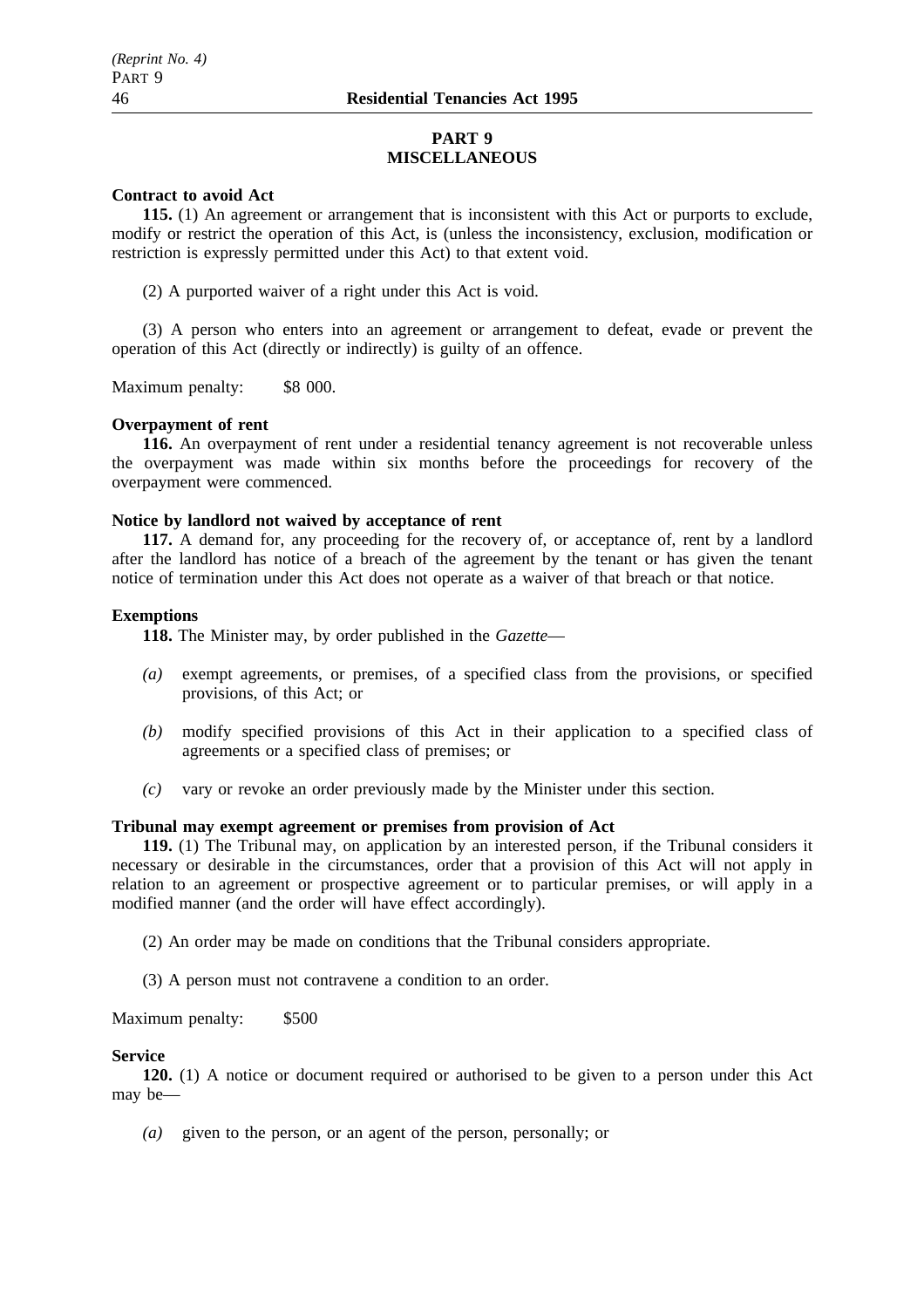## PART 9
## MISCELLANEOUS

**Contract to avoid Act**

**115.** (1) An agreement or arrangement that is inconsistent with this Act or purports to exclude, modify or restrict the operation of this Act, is (unless the inconsistency, exclusion, modification or restriction is expressly permitted under this Act) to that extent void.

(2) A purported waiver of a right under this Act is void.

(3) A person who enters into an agreement or arrangement to defeat, evade or prevent the operation of this Act (directly or indirectly) is guilty of an offence.

Maximum penalty: $8 000.

**Overpayment of rent**

**116.** An overpayment of rent under a residential tenancy agreement is not recoverable unless the overpayment was made within six months before the proceedings for recovery of the overpayment were commenced.

**Notice by landlord not waived by acceptance of rent**

**117.** A demand for, any proceeding for the recovery of, or acceptance of, rent by a landlord after the landlord has notice of a breach of the agreement by the tenant or has given the tenant notice of termination under this Act does not operate as a waiver of that breach or that notice.

**Exemptions**

**118.** The Minister may, by order published in the *Gazette*—

*(a)* exempt agreements, or premises, of a specified class from the provisions, or specified provisions, of this Act; or

*(b)* modify specified provisions of this Act in their application to a specified class of agreements or a specified class of premises; or

*(c)* vary or revoke an order previously made by the Minister under this section.

**Tribunal may exempt agreement or premises from provision of Act**

**119.** (1) The Tribunal may, on application by an interested person, if the Tribunal considers it necessary or desirable in the circumstances, order that a provision of this Act will not apply in relation to an agreement or prospective agreement or to particular premises, or will apply in a modified manner (and the order will have effect accordingly).

(2) An order may be made on conditions that the Tribunal considers appropriate.

(3) A person must not contravene a condition to an order.

Maximum penalty: $500

**Service**

**120.** (1) A notice or document required or authorised to be given to a person under this Act may be—

*(a)* given to the person, or an agent of the person, personally; or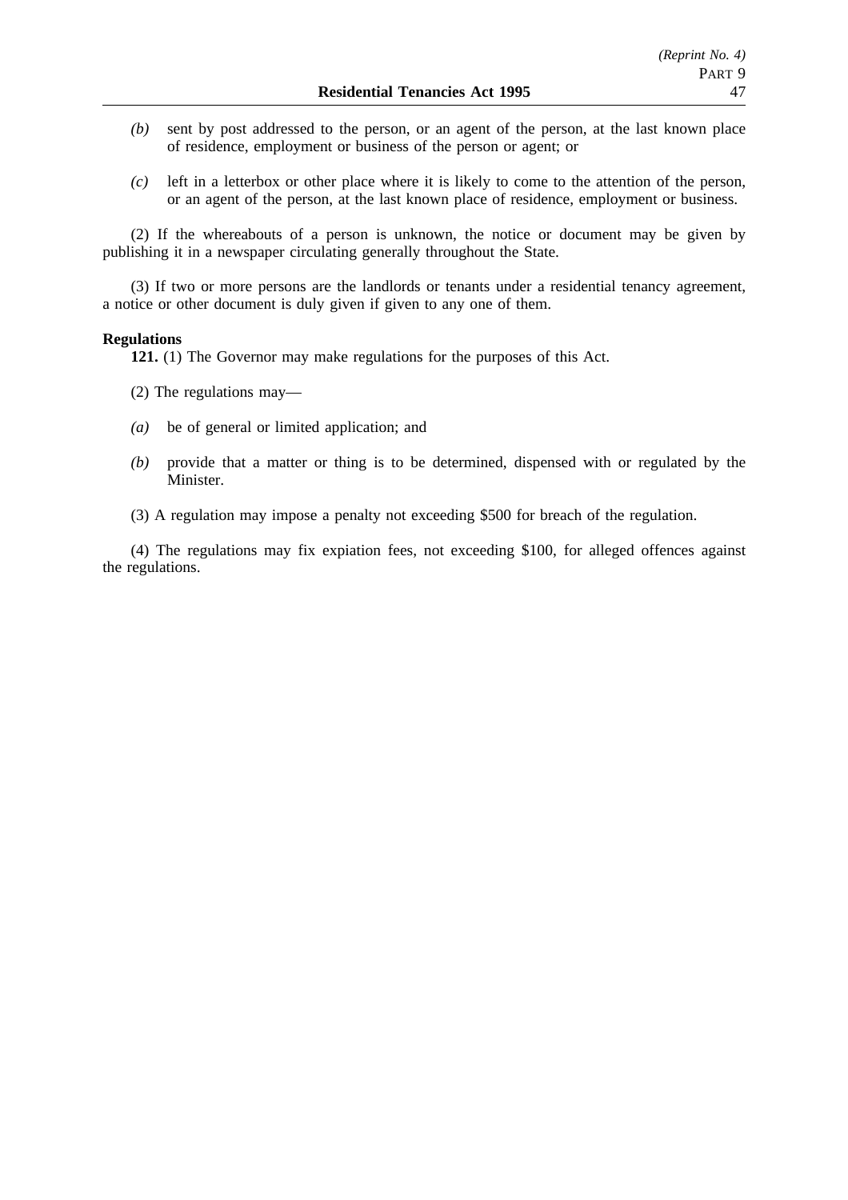*(b)* sent by post addressed to the person, or an agent of the person, at the last known place of residence, employment or business of the person or agent; or

*(c)* left in a letterbox or other place where it is likely to come to the attention of the person, or an agent of the person, at the last known place of residence, employment or business.

(2) If the whereabouts of a person is unknown, the notice or document may be given by publishing it in a newspaper circulating generally throughout the State.

(3) If two or more persons are the landlords or tenants under a residential tenancy agreement, a notice or other document is duly given if given to any one of them.

**Regulations**

**121.** (1) The Governor may make regulations for the purposes of this Act.

(2) The regulations may—

*(a)* be of general or limited application; and

*(b)* provide that a matter or thing is to be determined, dispensed with or regulated by the Minister.

(3) A regulation may impose a penalty not exceeding $500 for breach of the regulation.

(4) The regulations may fix expiation fees, not exceeding $100, for alleged offences against the regulations.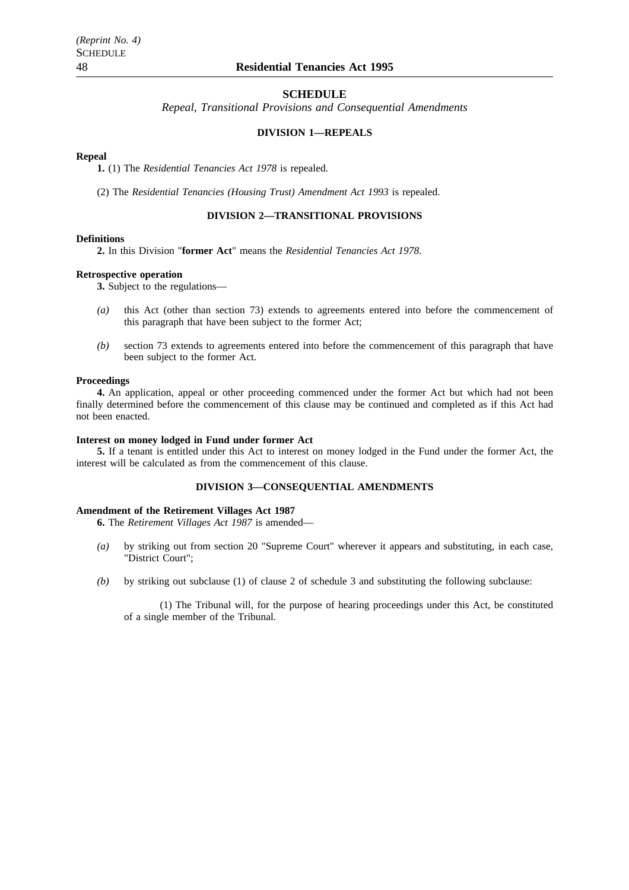## SCHEDULE

*Repeal, Transitional Provisions and Consequential Amendments*

### DIVISION 1—REPEALS

**Repeal**

**1.** (1) The *Residential Tenancies Act 1978* is repealed.

(2) The *Residential Tenancies (Housing Trust) Amendment Act 1993* is repealed.

### DIVISION 2—TRANSITIONAL PROVISIONS

**Definitions**

**2.** In this Division "**former Act**" means the *Residential Tenancies Act 1978*.

**Retrospective operation**

**3.** Subject to the regulations—

*(a)* this Act (other than section 73) extends to agreements entered into before the commencement of this paragraph that have been subject to the former Act;

*(b)* section 73 extends to agreements entered into before the commencement of this paragraph that have been subject to the former Act.

**Proceedings**

**4.** An application, appeal or other proceeding commenced under the former Act but which had not been finally determined before the commencement of this clause may be continued and completed as if this Act had not been enacted.

**Interest on money lodged in Fund under former Act**

**5.** If a tenant is entitled under this Act to interest on money lodged in the Fund under the former Act, the interest will be calculated as from the commencement of this clause.

### DIVISION 3—CONSEQUENTIAL AMENDMENTS

**Amendment of the Retirement Villages Act 1987**

**6.** The *Retirement Villages Act 1987* is amended—

*(a)* by striking out from section 20 "Supreme Court" wherever it appears and substituting, in each case, "District Court";

*(b)* by striking out subclause (1) of clause 2 of schedule 3 and substituting the following subclause:

(1) The Tribunal will, for the purpose of hearing proceedings under this Act, be constituted of a single member of the Tribunal.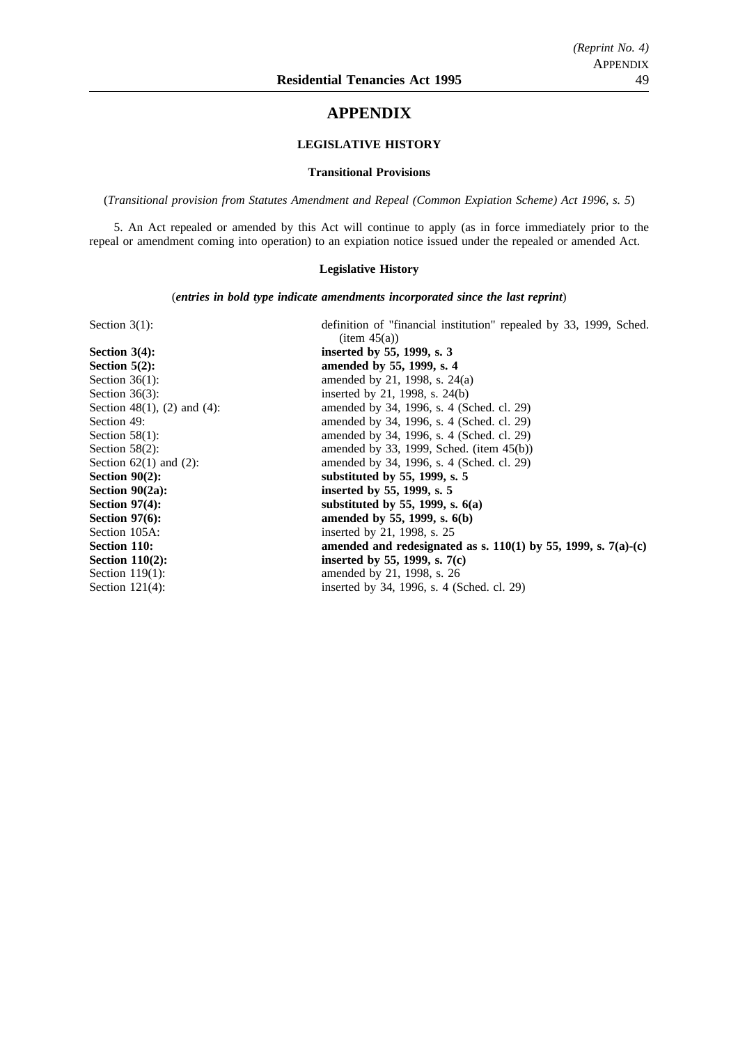# APPENDIX

## LEGISLATIVE HISTORY

### Transitional Provisions

(*Transitional provision from Statutes Amendment and Repeal (Common Expiation Scheme) Act 1996, s. 5*)

5. An Act repealed or amended by this Act will continue to apply (as in force immediately prior to the repeal or amendment coming into operation) to an expiation notice issued under the repealed or amended Act.

### Legislative History

(***entries in bold type indicate amendments incorporated since the last reprint***)

| | |
|---|---|
| Section 3(1): | definition of "financial institution" repealed by 33, 1999, Sched. (item 45(a)) |
| **Section 3(4):** | **inserted by 55, 1999, s. 3** |
| **Section 5(2):** | **amended by 55, 1999, s. 4** |
| Section 36(1): | amended by 21, 1998, s. 24(a) |
| Section 36(3): | inserted by 21, 1998, s. 24(b) |
| Section 48(1), (2) and (4): | amended by 34, 1996, s. 4 (Sched. cl. 29) |
| Section 49: | amended by 34, 1996, s. 4 (Sched. cl. 29) |
| Section 58(1): | amended by 34, 1996, s. 4 (Sched. cl. 29) |
| Section 58(2): | amended by 33, 1999, Sched. (item 45(b)) |
| Section 62(1) and (2): | amended by 34, 1996, s. 4 (Sched. cl. 29) |
| **Section 90(2):** | **substituted by 55, 1999, s. 5** |
| **Section 90(2a):** | **inserted by 55, 1999, s. 5** |
| **Section 97(4):** | **substituted by 55, 1999, s. 6(a)** |
| **Section 97(6):** | **amended by 55, 1999, s. 6(b)** |
| Section 105A: | inserted by 21, 1998, s. 25 |
| **Section 110:** | **amended and redesignated as s. 110(1) by 55, 1999, s. 7(a)-(c)** |
| **Section 110(2):** | **inserted by 55, 1999, s. 7(c)** |
| Section 119(1): | amended by 21, 1998, s. 26 |
| Section 121(4): | inserted by 34, 1996, s. 4 (Sched. cl. 29) |